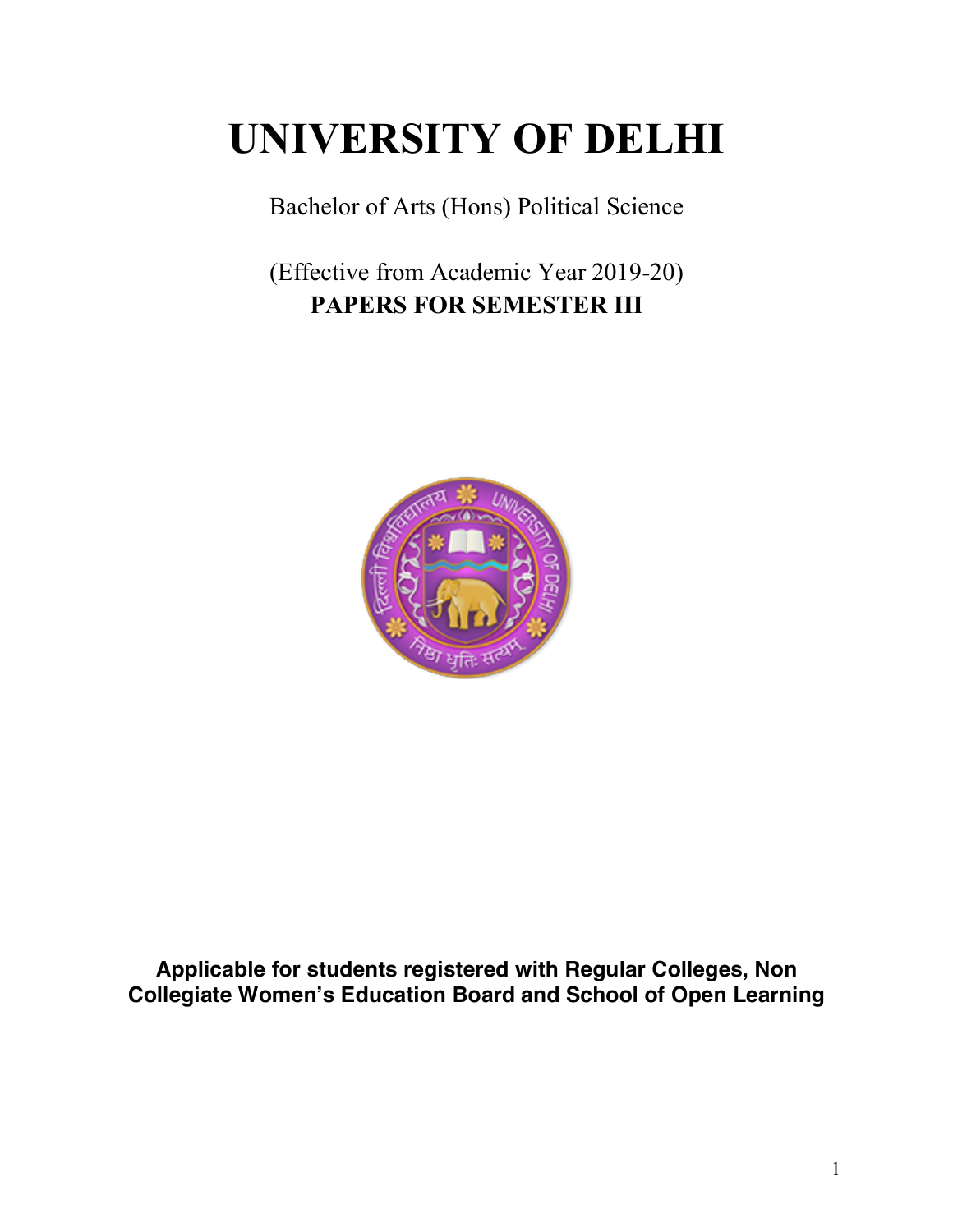# UNIVERSITY OF DELHI

Bachelor of Arts (Hons) Political Science

(Effective from Academic Year 2019-20)

**PAPERS FOR SEMESTER III**

**Applicable for students registered with Regular Colleges, Non Collegiate Women's Education Board and School of Open Learning**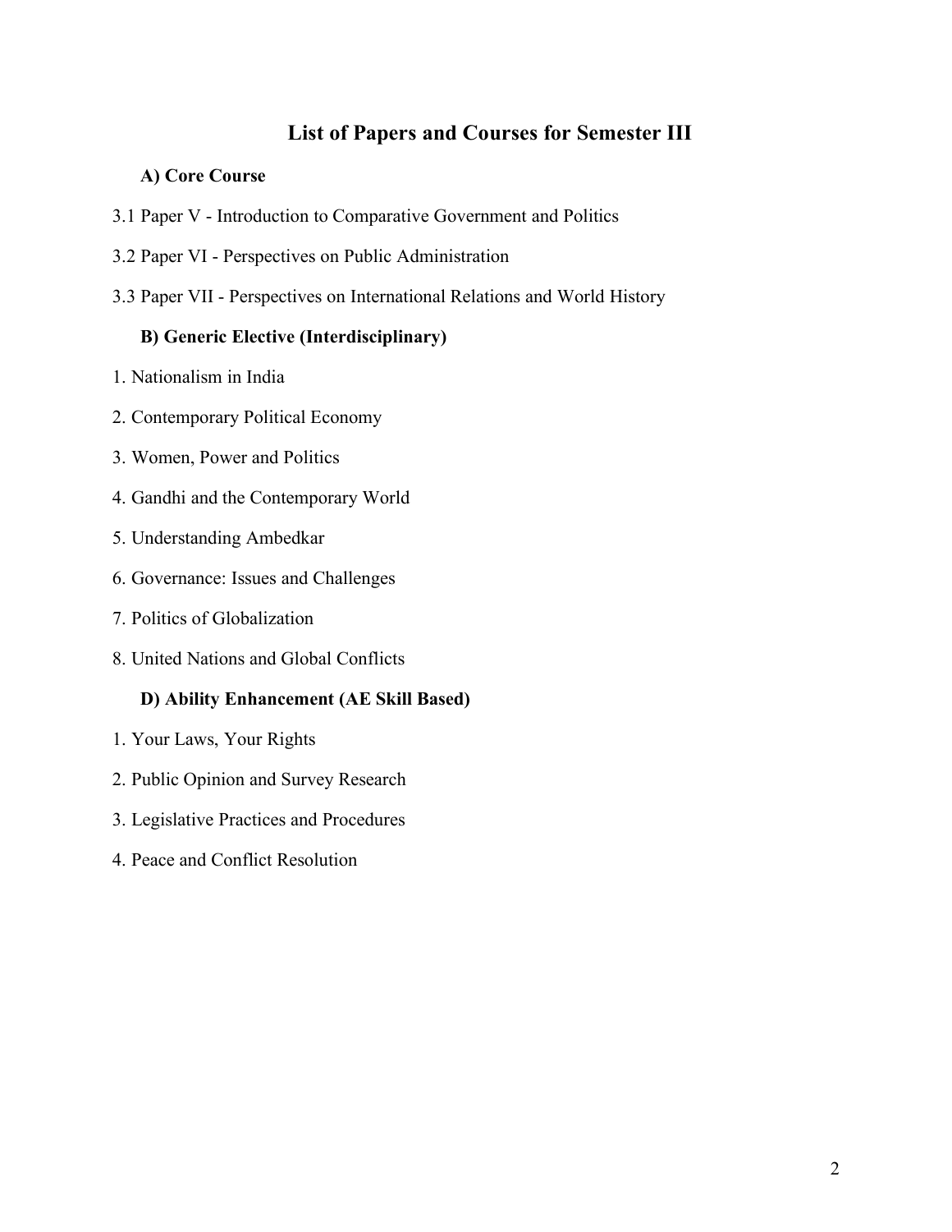# List of Papers and Courses for Semester III

### A) Core Course

3.1 Paper V - Introduction to Comparative Government and Politics

3.2 Paper VI - Perspectives on Public Administration

3.3 Paper VII - Perspectives on International Relations and World History

### B) Generic Elective (Interdisciplinary)

1. Nationalism in India
2. Contemporary Political Economy
3. Women, Power and Politics
4. Gandhi and the Contemporary World
5. Understanding Ambedkar
6. Governance: Issues and Challenges
7. Politics of Globalization
8. United Nations and Global Conflicts

### D) Ability Enhancement (AE Skill Based)

1. Your Laws, Your Rights
2. Public Opinion and Survey Research
3. Legislative Practices and Procedures
4. Peace and Conflict Resolution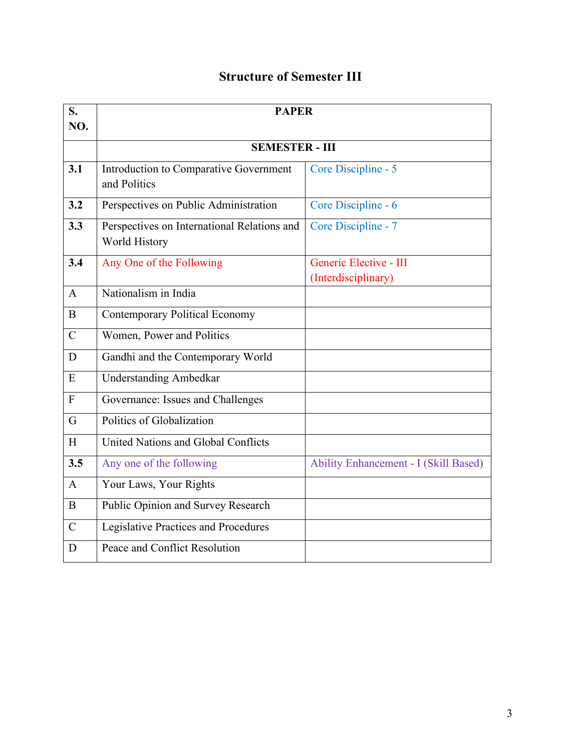# Structure of Semester III

| S. NO. | PAPER | |
|---|---|---|
| | **SEMESTER - III** | |
| **3.1** | Introduction to Comparative Government and Politics | Core Discipline - 5 |
| **3.2** | Perspectives on Public Administration | Core Discipline - 6 |
| **3.3** | Perspectives on International Relations and World History | Core Discipline - 7 |
| **3.4** | Any One of the Following | Generic Elective - III (Interdisciplinary) |
| A | Nationalism in India | |
| B | Contemporary Political Economy | |
| C | Women, Power and Politics | |
| D | Gandhi and the Contemporary World | |
| E | Understanding Ambedkar | |
| F | Governance: Issues and Challenges | |
| G | Politics of Globalization | |
| H | United Nations and Global Conflicts | |
| **3.5** | Any one of the following | Ability Enhancement - I (Skill Based) |
| A | Your Laws, Your Rights | |
| B | Public Opinion and Survey Research | |
| C | Legislative Practices and Procedures | |
| D | Peace and Conflict Resolution | |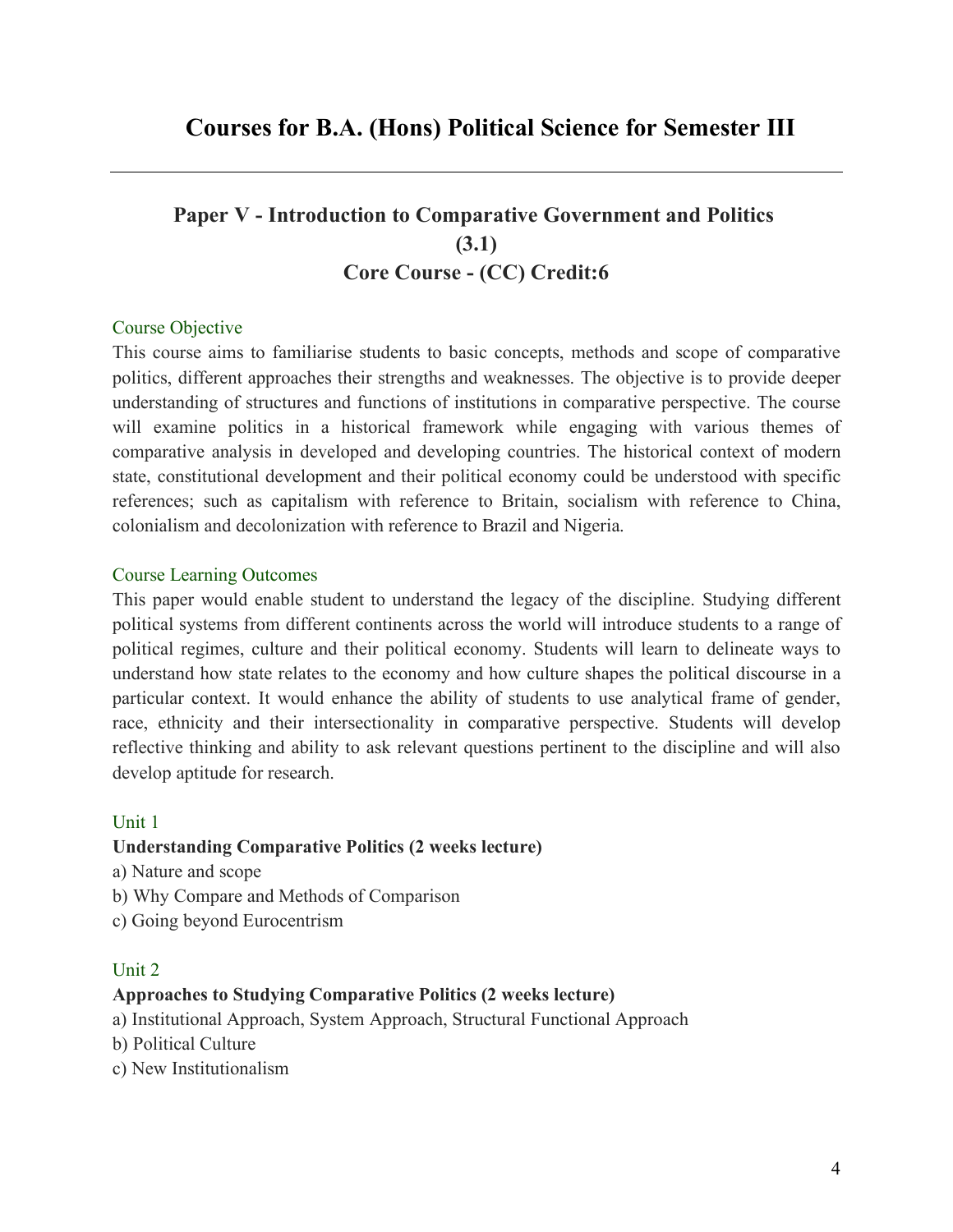# Courses for B.A. (Hons) Political Science for Semester III

---

## Paper V - Introduction to Comparative Government and Politics (3.1)
## Core Course - (CC) Credit:6

### Course Objective

This course aims to familiarise students to basic concepts, methods and scope of comparative politics, different approaches their strengths and weaknesses. The objective is to provide deeper understanding of structures and functions of institutions in comparative perspective. The course will examine politics in a historical framework while engaging with various themes of comparative analysis in developed and developing countries. The historical context of modern state, constitutional development and their political economy could be understood with specific references; such as capitalism with reference to Britain, socialism with reference to China, colonialism and decolonization with reference to Brazil and Nigeria.

### Course Learning Outcomes

This paper would enable student to understand the legacy of the discipline. Studying different political systems from different continents across the world will introduce students to a range of political regimes, culture and their political economy. Students will learn to delineate ways to understand how state relates to the economy and how culture shapes the political discourse in a particular context. It would enhance the ability of students to use analytical frame of gender, race, ethnicity and their intersectionality in comparative perspective. Students will develop reflective thinking and ability to ask relevant questions pertinent to the discipline and will also develop aptitude for research.

### Unit 1

**Understanding Comparative Politics (2 weeks lecture)**

a) Nature and scope

b) Why Compare and Methods of Comparison

c) Going beyond Eurocentrism

### Unit 2

**Approaches to Studying Comparative Politics (2 weeks lecture)**

a) Institutional Approach, System Approach, Structural Functional Approach

b) Political Culture

c) New Institutionalism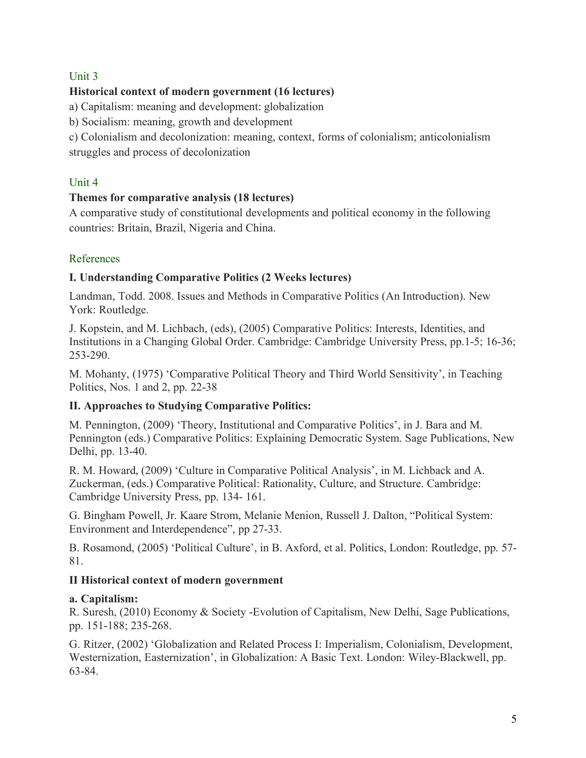## Unit 3

**Historical context of modern government (16 lectures)**

a) Capitalism: meaning and development: globalization

b) Socialism: meaning, growth and development

c) Colonialism and decolonization: meaning, context, forms of colonialism; anticolonialism struggles and process of decolonization

## Unit 4

**Themes for comparative analysis (18 lectures)**

A comparative study of constitutional developments and political economy in the following countries: Britain, Brazil, Nigeria and China.

## References

**I. Understanding Comparative Politics (2 Weeks lectures)**

Landman, Todd. 2008. Issues and Methods in Comparative Politics (An Introduction). New York: Routledge.

J. Kopstein, and M. Lichbach, (eds), (2005) Comparative Politics: Interests, Identities, and Institutions in a Changing Global Order. Cambridge: Cambridge University Press, pp.1-5; 16-36; 253-290.

M. Mohanty, (1975) 'Comparative Political Theory and Third World Sensitivity', in Teaching Politics, Nos. 1 and 2, pp. 22-38

**II. Approaches to Studying Comparative Politics:**

M. Pennington, (2009) 'Theory, Institutional and Comparative Politics', in J. Bara and M. Pennington (eds.) Comparative Politics: Explaining Democratic System. Sage Publications, New Delhi, pp. 13-40.

R. M. Howard, (2009) 'Culture in Comparative Political Analysis', in M. Lichback and A. Zuckerman, (eds.) Comparative Political: Rationality, Culture, and Structure. Cambridge: Cambridge University Press, pp. 134- 161.

G. Bingham Powell, Jr. Kaare Strom, Melanie Menion, Russell J. Dalton, "Political System: Environment and Interdependence", pp 27-33.

B. Rosamond, (2005) 'Political Culture', in B. Axford, et al. Politics, London: Routledge, pp. 57-81.

**II Historical context of modern government**

**a. Capitalism:**

R. Suresh, (2010) Economy & Society -Evolution of Capitalism, New Delhi, Sage Publications, pp. 151-188; 235-268.

G. Ritzer, (2002) 'Globalization and Related Process I: Imperialism, Colonialism, Development, Westernization, Easternization', in Globalization: A Basic Text. London: Wiley-Blackwell, pp. 63-84.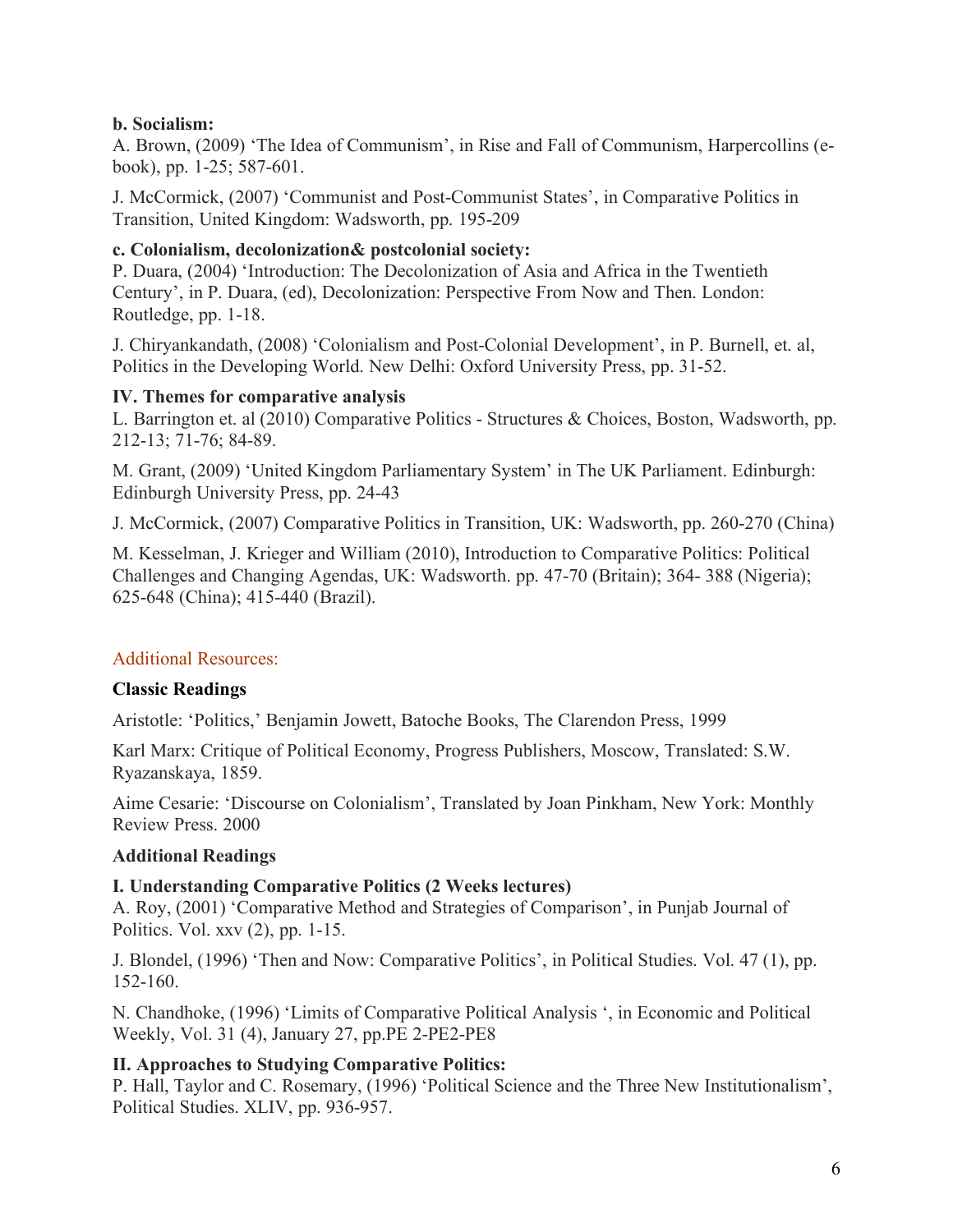**b. Socialism:**

A. Brown, (2009) 'The Idea of Communism', in Rise and Fall of Communism, Harpercollins (e-book), pp. 1-25; 587-601.

J. McCormick, (2007) 'Communist and Post-Communist States', in Comparative Politics in Transition, United Kingdom: Wadsworth, pp. 195-209

**c. Colonialism, decolonization& postcolonial society:**

P. Duara, (2004) 'Introduction: The Decolonization of Asia and Africa in the Twentieth Century', in P. Duara, (ed), Decolonization: Perspective From Now and Then. London: Routledge, pp. 1-18.

J. Chiryankandath, (2008) 'Colonialism and Post-Colonial Development', in P. Burnell, et. al, Politics in the Developing World. New Delhi: Oxford University Press, pp. 31-52.

**IV. Themes for comparative analysis**

L. Barrington et. al (2010) Comparative Politics - Structures & Choices, Boston, Wadsworth, pp. 212-13; 71-76; 84-89.

M. Grant, (2009) 'United Kingdom Parliamentary System' in The UK Parliament. Edinburgh: Edinburgh University Press, pp. 24-43

J. McCormick, (2007) Comparative Politics in Transition, UK: Wadsworth, pp. 260-270 (China)

M. Kesselman, J. Krieger and William (2010), Introduction to Comparative Politics: Political Challenges and Changing Agendas, UK: Wadsworth. pp. 47-70 (Britain); 364- 388 (Nigeria); 625-648 (China); 415-440 (Brazil).

Additional Resources:

**Classic Readings**

Aristotle: 'Politics,' Benjamin Jowett, Batoche Books, The Clarendon Press, 1999

Karl Marx: Critique of Political Economy, Progress Publishers, Moscow, Translated: S.W. Ryazanskaya, 1859.

Aime Cesarie: 'Discourse on Colonialism', Translated by Joan Pinkham, New York: Monthly Review Press. 2000

**Additional Readings**

**I. Understanding Comparative Politics (2 Weeks lectures)**

A. Roy, (2001) 'Comparative Method and Strategies of Comparison', in Punjab Journal of Politics. Vol. xxv (2), pp. 1-15.

J. Blondel, (1996) 'Then and Now: Comparative Politics', in Political Studies. Vol. 47 (1), pp. 152-160.

N. Chandhoke, (1996) 'Limits of Comparative Political Analysis ', in Economic and Political Weekly, Vol. 31 (4), January 27, pp.PE 2-PE2-PE8

**II. Approaches to Studying Comparative Politics:**

P. Hall, Taylor and C. Rosemary, (1996) 'Political Science and the Three New Institutionalism', Political Studies. XLIV, pp. 936-957.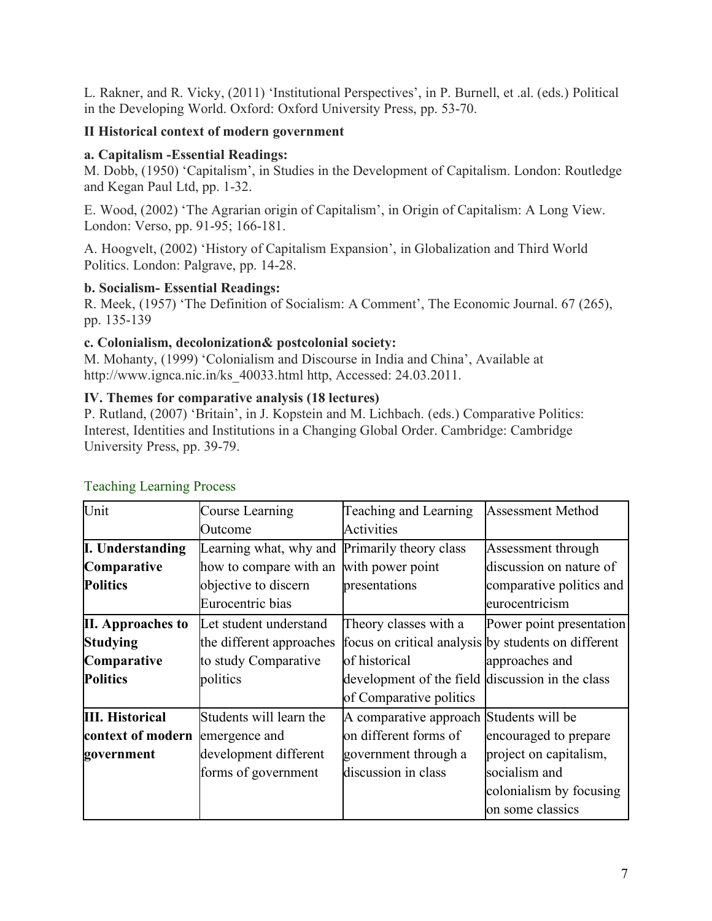L. Rakner, and R. Vicky, (2011) 'Institutional Perspectives', in P. Burnell, et .al. (eds.) Political in the Developing World. Oxford: Oxford University Press, pp. 53-70.

**II Historical context of modern government**

**a. Capitalism -Essential Readings:**

M. Dobb, (1950) 'Capitalism', in Studies in the Development of Capitalism. London: Routledge and Kegan Paul Ltd, pp. 1-32.

E. Wood, (2002) 'The Agrarian origin of Capitalism', in Origin of Capitalism: A Long View. London: Verso, pp. 91-95; 166-181.

A. Hoogvelt, (2002) 'History of Capitalism Expansion', in Globalization and Third World Politics. London: Palgrave, pp. 14-28.

**b. Socialism- Essential Readings:**

R. Meek, (1957) 'The Definition of Socialism: A Comment', The Economic Journal. 67 (265), pp. 135-139

**c. Colonialism, decolonization& postcolonial society:**

M. Mohanty, (1999) 'Colonialism and Discourse in India and China', Available at http://www.ignca.nic.in/ks_40033.html http, Accessed: 24.03.2011.

**IV. Themes for comparative analysis (18 lectures)**

P. Rutland, (2007) 'Britain', in J. Kopstein and M. Lichbach. (eds.) Comparative Politics: Interest, Identities and Institutions in a Changing Global Order. Cambridge: Cambridge University Press, pp. 39-79.

## Teaching Learning Process

| Unit | Course Learning Outcome | Teaching and Learning Activities | Assessment Method |
|---|---|---|---|
| **I. Understanding Comparative Politics** | Learning what, why and how to compare with an objective to discern Eurocentric bias | Primarily theory class with power point presentations | Assessment through discussion on nature of comparative politics and eurocentricism |
| **II. Approaches to Studying Comparative Politics** | Let student understand the different approaches to study Comparative politics | Theory classes with a focus on critical analysis of historical development of the field of Comparative politics | Power point presentation by students on different approaches and discussion in the class |
| **III. Historical context of modern government** | Students will learn the emergence and development different forms of government | A comparative approach on different forms of government through a discussion in class | Students will be encouraged to prepare project on capitalism, socialism and colonialism by focusing on some classics |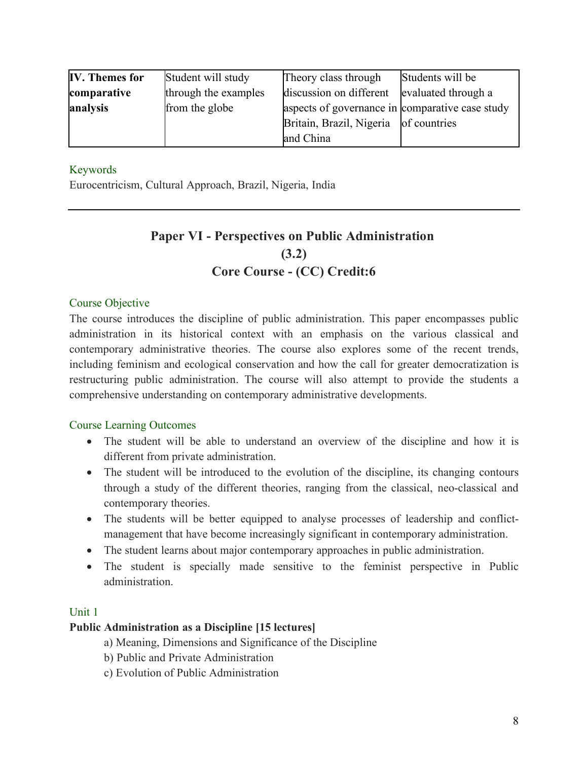| **IV. Themes for comparative analysis** | Student will study through the examples from the globe | Theory class through discussion on different aspects of governance in Britain, Brazil, Nigeria and China | Students will be evaluated through a comparative case study of countries |
|---|---|---|---|

Keywords

Eurocentricism, Cultural Approach, Brazil, Nigeria, India

---

## Paper VI - Perspectives on Public Administration (3.2) Core Course - (CC) Credit:6

Course Objective

The course introduces the discipline of public administration. This paper encompasses public administration in its historical context with an emphasis on the various classical and contemporary administrative theories. The course also explores some of the recent trends, including feminism and ecological conservation and how the call for greater democratization is restructuring public administration. The course will also attempt to provide the students a comprehensive understanding on contemporary administrative developments.

Course Learning Outcomes

- The student will be able to understand an overview of the discipline and how it is different from private administration.
- The student will be introduced to the evolution of the discipline, its changing contours through a study of the different theories, ranging from the classical, neo-classical and contemporary theories.
- The students will be better equipped to analyse processes of leadership and conflict-management that have become increasingly significant in contemporary administration.
- The student learns about major contemporary approaches in public administration.
- The student is specially made sensitive to the feminist perspective in Public administration.

Unit 1

**Public Administration as a Discipline [15 lectures]**

a) Meaning, Dimensions and Significance of the Discipline

b) Public and Private Administration

c) Evolution of Public Administration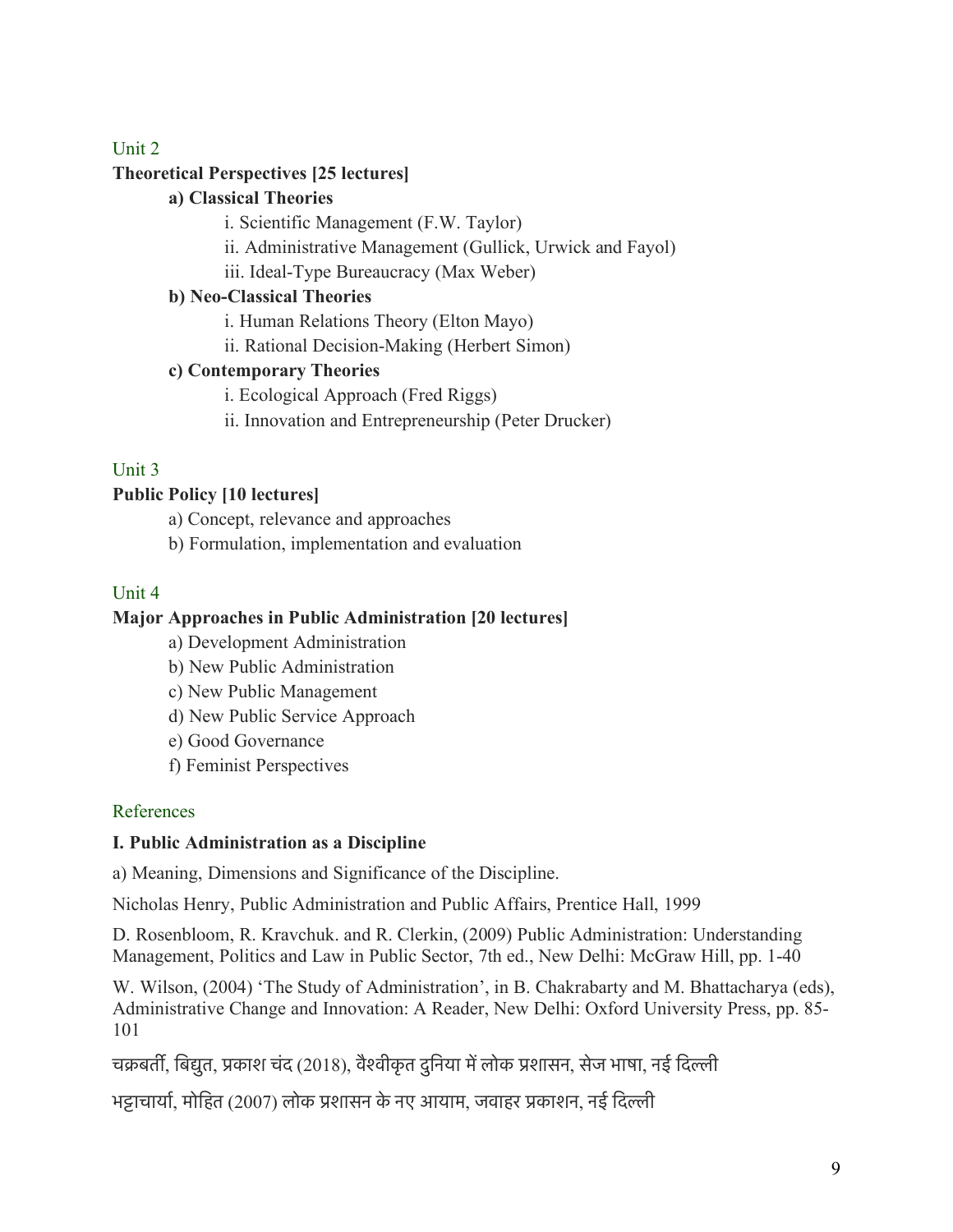## Unit 2

**Theoretical Perspectives [25 lectures]**

**a) Classical Theories**

i. Scientific Management (F.W. Taylor)

ii. Administrative Management (Gullick, Urwick and Fayol)

iii. Ideal-Type Bureaucracy (Max Weber)

**b) Neo-Classical Theories**

i. Human Relations Theory (Elton Mayo)

ii. Rational Decision-Making (Herbert Simon)

**c) Contemporary Theories**

i. Ecological Approach (Fred Riggs)

ii. Innovation and Entrepreneurship (Peter Drucker)

## Unit 3

**Public Policy [10 lectures]**

a) Concept, relevance and approaches

b) Formulation, implementation and evaluation

## Unit 4

**Major Approaches in Public Administration [20 lectures]**

a) Development Administration

b) New Public Administration

c) New Public Management

d) New Public Service Approach

e) Good Governance

f) Feminist Perspectives

## References

**I. Public Administration as a Discipline**

a) Meaning, Dimensions and Significance of the Discipline.

Nicholas Henry, Public Administration and Public Affairs, Prentice Hall, 1999

D. Rosenbloom, R. Kravchuk. and R. Clerkin, (2009) Public Administration: Understanding Management, Politics and Law in Public Sector, 7th ed., New Delhi: McGraw Hill, pp. 1-40

W. Wilson, (2004) 'The Study of Administration', in B. Chakrabarty and M. Bhattacharya (eds), Administrative Change and Innovation: A Reader, New Delhi: Oxford University Press, pp. 85-101

चक्रबर्ती, बिद्युत, प्रकाश चंद (2018), वैश्वीकृत दुनिया में लोक प्रशासन, सेज भाषा, नई दिल्ली

भट्टाचार्या, मोहित (2007) लोक प्रशासन के नए आयाम, जवाहर प्रकाशन, नई दिल्ली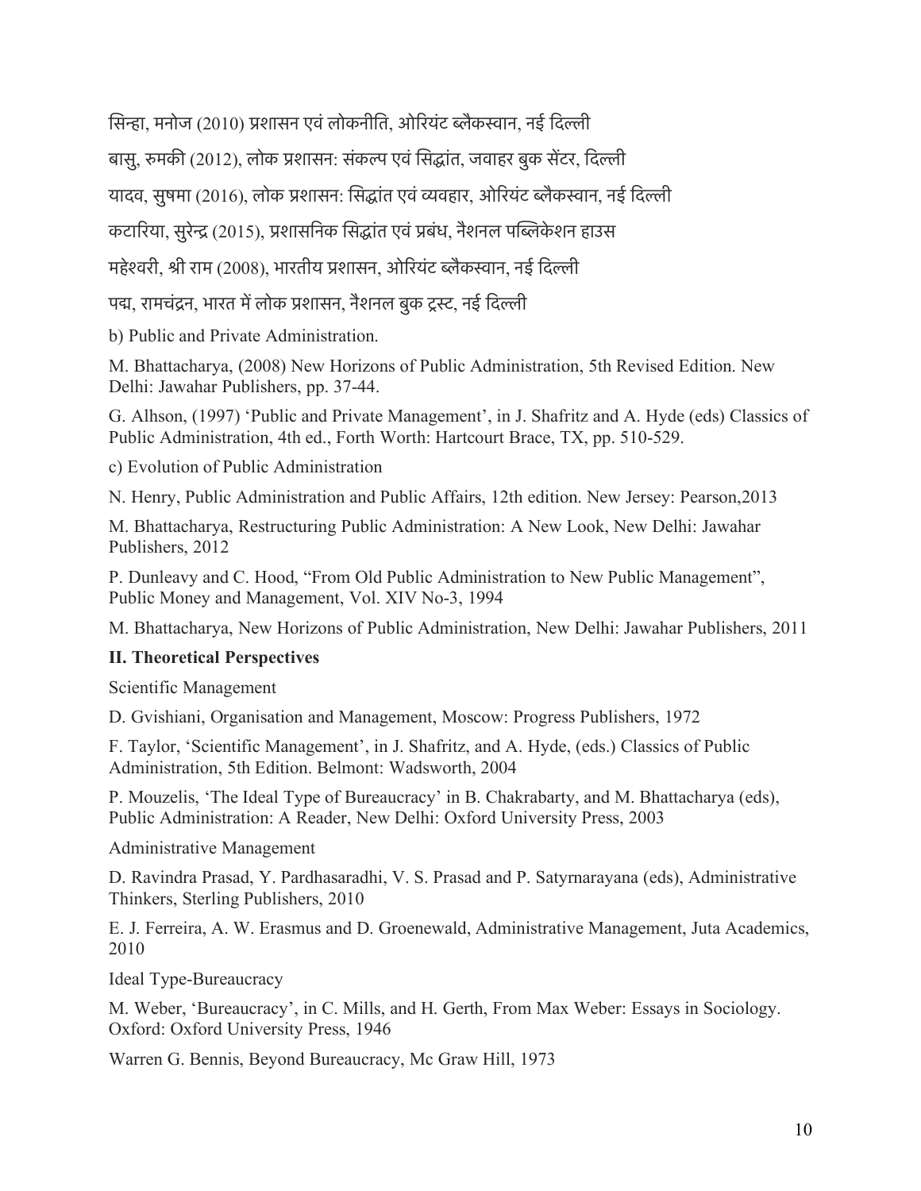सिन्हा, मनोज (2010) प्रशासन एवं लोकनीति, ओरियंट ब्लैकस्वान, नई दिल्ली

बासु, रुमकी (2012), लोक प्रशासन: संकल्प एवं सिद्धांत, जवाहर बुक सेंटर, दिल्ली

यादव, सुषमा (2016), लोक प्रशासन: सिद्धांत एवं व्यवहार, ओरियंट ब्लैकस्वान, नई दिल्ली

कटारिया, सुरेन्द्र (2015), प्रशासनिक सिद्धांत एवं प्रबंध, नैशनल पब्लिकेशन हाउस

महेश्वरी, श्री राम (2008), भारतीय प्रशासन, ओरियंट ब्लैकस्वान, नई दिल्ली

पद्म, रामचंद्रन, भारत में लोक प्रशासन, नैशनल बुक ट्रस्ट, नई दिल्ली

b) Public and Private Administration.

M. Bhattacharya, (2008) New Horizons of Public Administration, 5th Revised Edition. New Delhi: Jawahar Publishers, pp. 37-44.

G. Alhson, (1997) 'Public and Private Management', in J. Shafritz and A. Hyde (eds) Classics of Public Administration, 4th ed., Forth Worth: Hartcourt Brace, TX, pp. 510-529.

c) Evolution of Public Administration

N. Henry, Public Administration and Public Affairs, 12th edition. New Jersey: Pearson,2013

M. Bhattacharya, Restructuring Public Administration: A New Look, New Delhi: Jawahar Publishers, 2012

P. Dunleavy and C. Hood, "From Old Public Administration to New Public Management", Public Money and Management, Vol. XIV No-3, 1994

M. Bhattacharya, New Horizons of Public Administration, New Delhi: Jawahar Publishers, 2011

**II. Theoretical Perspectives**

Scientific Management

D. Gvishiani, Organisation and Management, Moscow: Progress Publishers, 1972

F. Taylor, 'Scientific Management', in J. Shafritz, and A. Hyde, (eds.) Classics of Public Administration, 5th Edition. Belmont: Wadsworth, 2004

P. Mouzelis, 'The Ideal Type of Bureaucracy' in B. Chakrabarty, and M. Bhattacharya (eds), Public Administration: A Reader, New Delhi: Oxford University Press, 2003

Administrative Management

D. Ravindra Prasad, Y. Pardhasaradhi, V. S. Prasad and P. Satyrnarayana (eds), Administrative Thinkers, Sterling Publishers, 2010

E. J. Ferreira, A. W. Erasmus and D. Groenewald, Administrative Management, Juta Academics, 2010

Ideal Type-Bureaucracy

M. Weber, 'Bureaucracy', in C. Mills, and H. Gerth, From Max Weber: Essays in Sociology. Oxford: Oxford University Press, 1946

Warren G. Bennis, Beyond Bureaucracy, Mc Graw Hill, 1973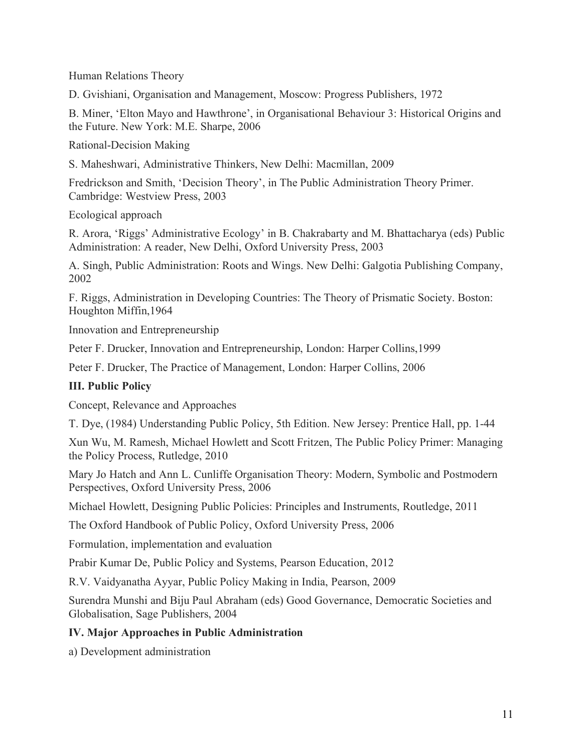Human Relations Theory

D. Gvishiani, Organisation and Management, Moscow: Progress Publishers, 1972

B. Miner, 'Elton Mayo and Hawthrone', in Organisational Behaviour 3: Historical Origins and the Future. New York: M.E. Sharpe, 2006

Rational-Decision Making

S. Maheshwari, Administrative Thinkers, New Delhi: Macmillan, 2009

Fredrickson and Smith, 'Decision Theory', in The Public Administration Theory Primer. Cambridge: Westview Press, 2003

Ecological approach

R. Arora, 'Riggs' Administrative Ecology' in B. Chakrabarty and M. Bhattacharya (eds) Public Administration: A reader, New Delhi, Oxford University Press, 2003

A. Singh, Public Administration: Roots and Wings. New Delhi: Galgotia Publishing Company, 2002

F. Riggs, Administration in Developing Countries: The Theory of Prismatic Society. Boston: Houghton Miffin,1964

Innovation and Entrepreneurship

Peter F. Drucker, Innovation and Entrepreneurship, London: Harper Collins,1999

Peter F. Drucker, The Practice of Management, London: Harper Collins, 2006

**III. Public Policy**

Concept, Relevance and Approaches

T. Dye, (1984) Understanding Public Policy, 5th Edition. New Jersey: Prentice Hall, pp. 1-44

Xun Wu, M. Ramesh, Michael Howlett and Scott Fritzen, The Public Policy Primer: Managing the Policy Process, Rutledge, 2010

Mary Jo Hatch and Ann L. Cunliffe Organisation Theory: Modern, Symbolic and Postmodern Perspectives, Oxford University Press, 2006

Michael Howlett, Designing Public Policies: Principles and Instruments, Routledge, 2011

The Oxford Handbook of Public Policy, Oxford University Press, 2006

Formulation, implementation and evaluation

Prabir Kumar De, Public Policy and Systems, Pearson Education, 2012

R.V. Vaidyanatha Ayyar, Public Policy Making in India, Pearson, 2009

Surendra Munshi and Biju Paul Abraham (eds) Good Governance, Democratic Societies and Globalisation, Sage Publishers, 2004

**IV. Major Approaches in Public Administration**

a) Development administration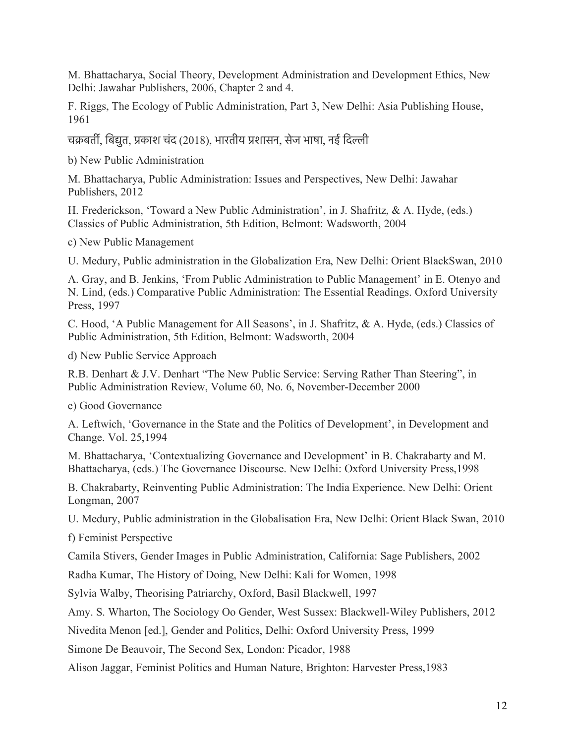M. Bhattacharya, Social Theory, Development Administration and Development Ethics, New Delhi: Jawahar Publishers, 2006, Chapter 2 and 4.

F. Riggs, The Ecology of Public Administration, Part 3, New Delhi: Asia Publishing House, 1961

चक्रबर्ती, बिद्युत, प्रकाश चंद (2018), भारतीय प्रशासन, सेज भाषा, नई दिल्ली

b) New Public Administration

M. Bhattacharya, Public Administration: Issues and Perspectives, New Delhi: Jawahar Publishers, 2012

H. Frederickson, 'Toward a New Public Administration', in J. Shafritz, & A. Hyde, (eds.) Classics of Public Administration, 5th Edition, Belmont: Wadsworth, 2004

c) New Public Management

U. Medury, Public administration in the Globalization Era, New Delhi: Orient BlackSwan, 2010

A. Gray, and B. Jenkins, 'From Public Administration to Public Management' in E. Otenyo and N. Lind, (eds.) Comparative Public Administration: The Essential Readings. Oxford University Press, 1997

C. Hood, 'A Public Management for All Seasons', in J. Shafritz, & A. Hyde, (eds.) Classics of Public Administration, 5th Edition, Belmont: Wadsworth, 2004

d) New Public Service Approach

R.B. Denhart & J.V. Denhart "The New Public Service: Serving Rather Than Steering", in Public Administration Review, Volume 60, No. 6, November-December 2000

e) Good Governance

A. Leftwich, 'Governance in the State and the Politics of Development', in Development and Change. Vol. 25,1994

M. Bhattacharya, 'Contextualizing Governance and Development' in B. Chakrabarty and M. Bhattacharya, (eds.) The Governance Discourse. New Delhi: Oxford University Press,1998

B. Chakrabarty, Reinventing Public Administration: The India Experience. New Delhi: Orient Longman, 2007

U. Medury, Public administration in the Globalisation Era, New Delhi: Orient Black Swan, 2010

f) Feminist Perspective

Camila Stivers, Gender Images in Public Administration, California: Sage Publishers, 2002

Radha Kumar, The History of Doing, New Delhi: Kali for Women, 1998

Sylvia Walby, Theorising Patriarchy, Oxford, Basil Blackwell, 1997

Amy. S. Wharton, The Sociology Oo Gender, West Sussex: Blackwell-Wiley Publishers, 2012

Nivedita Menon [ed.], Gender and Politics, Delhi: Oxford University Press, 1999

Simone De Beauvoir, The Second Sex, London: Picador, 1988

Alison Jaggar, Feminist Politics and Human Nature, Brighton: Harvester Press,1983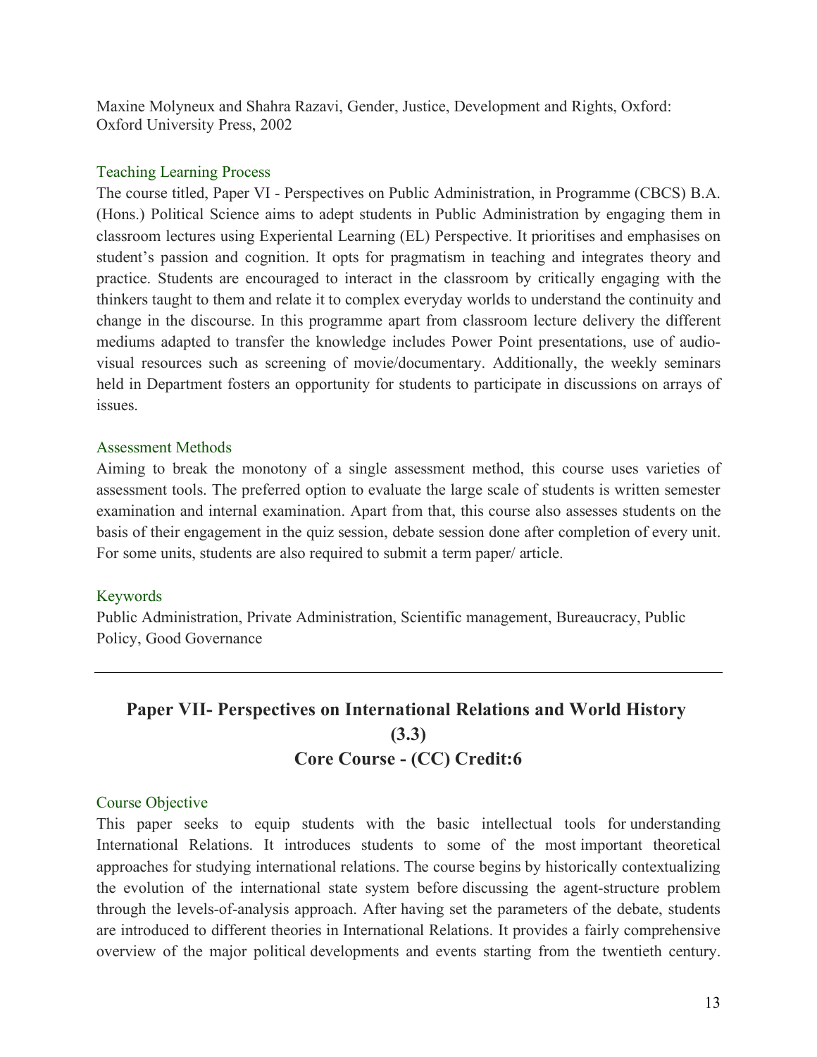Maxine Molyneux and Shahra Razavi, Gender, Justice, Development and Rights, Oxford: Oxford University Press, 2002

### Teaching Learning Process

The course titled, Paper VI - Perspectives on Public Administration, in Programme (CBCS) B.A. (Hons.) Political Science aims to adept students in Public Administration by engaging them in classroom lectures using Experiental Learning (EL) Perspective. It prioritises and emphasises on student's passion and cognition. It opts for pragmatism in teaching and integrates theory and practice. Students are encouraged to interact in the classroom by critically engaging with the thinkers taught to them and relate it to complex everyday worlds to understand the continuity and change in the discourse. In this programme apart from classroom lecture delivery the different mediums adapted to transfer the knowledge includes Power Point presentations, use of audio-visual resources such as screening of movie/documentary. Additionally, the weekly seminars held in Department fosters an opportunity for students to participate in discussions on arrays of issues.

### Assessment Methods

Aiming to break the monotony of a single assessment method, this course uses varieties of assessment tools. The preferred option to evaluate the large scale of students is written semester examination and internal examination. Apart from that, this course also assesses students on the basis of their engagement in the quiz session, debate session done after completion of every unit. For some units, students are also required to submit a term paper/ article.

### Keywords

Public Administration, Private Administration, Scientific management, Bureaucracy, Public Policy, Good Governance

---

## Paper VII- Perspectives on International Relations and World History (3.3)
## Core Course - (CC) Credit:6

### Course Objective

This paper seeks to equip students with the basic intellectual tools for understanding International Relations. It introduces students to some of the most important theoretical approaches for studying international relations. The course begins by historically contextualizing the evolution of the international state system before discussing the agent-structure problem through the levels-of-analysis approach. After having set the parameters of the debate, students are introduced to different theories in International Relations. It provides a fairly comprehensive overview of the major political developments and events starting from the twentieth century.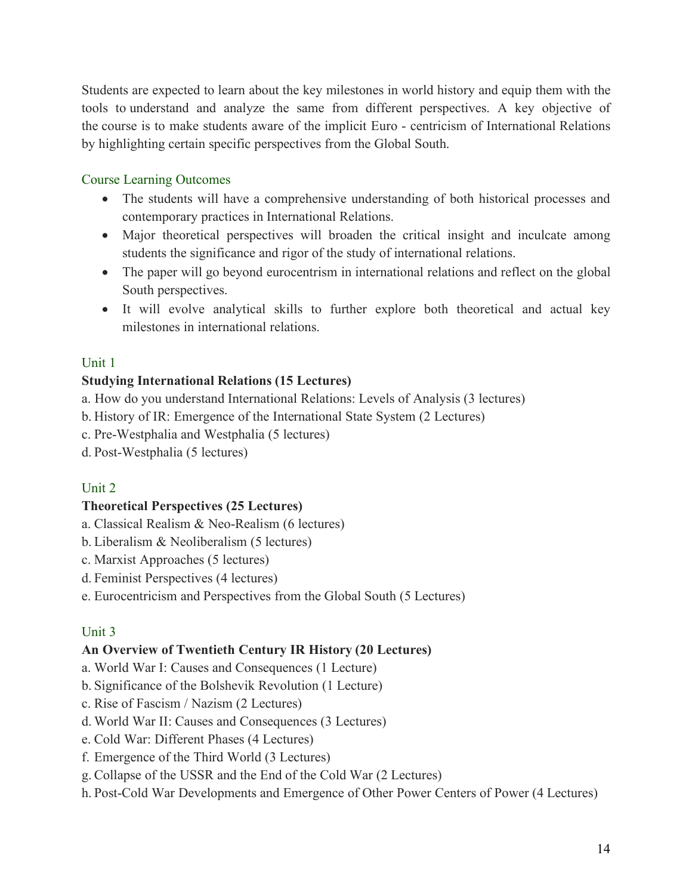Students are expected to learn about the key milestones in world history and equip them with the tools to understand and analyze the same from different perspectives. A key objective of the course is to make students aware of the implicit Euro - centricism of International Relations by highlighting certain specific perspectives from the Global South.

## Course Learning Outcomes

- The students will have a comprehensive understanding of both historical processes and contemporary practices in International Relations.
- Major theoretical perspectives will broaden the critical insight and inculcate among students the significance and rigor of the study of international relations.
- The paper will go beyond eurocentrism in international relations and reflect on the global South perspectives.
- It will evolve analytical skills to further explore both theoretical and actual key milestones in international relations.

## Unit 1

**Studying International Relations (15 Lectures)**

a. How do you understand International Relations: Levels of Analysis (3 lectures)
b. History of IR: Emergence of the International State System (2 Lectures)
c. Pre-Westphalia and Westphalia (5 lectures)
d. Post-Westphalia (5 lectures)

## Unit 2

**Theoretical Perspectives (25 Lectures)**

a. Classical Realism & Neo-Realism (6 lectures)
b. Liberalism & Neoliberalism (5 lectures)
c. Marxist Approaches (5 lectures)
d. Feminist Perspectives (4 lectures)
e. Eurocentricism and Perspectives from the Global South (5 Lectures)

## Unit 3

**An Overview of Twentieth Century IR History (20 Lectures)**

a. World War I: Causes and Consequences (1 Lecture)
b. Significance of the Bolshevik Revolution (1 Lecture)
c. Rise of Fascism / Nazism (2 Lectures)
d. World War II: Causes and Consequences (3 Lectures)
e. Cold War: Different Phases (4 Lectures)
f. Emergence of the Third World (3 Lectures)
g. Collapse of the USSR and the End of the Cold War (2 Lectures)
h. Post-Cold War Developments and Emergence of Other Power Centers of Power (4 Lectures)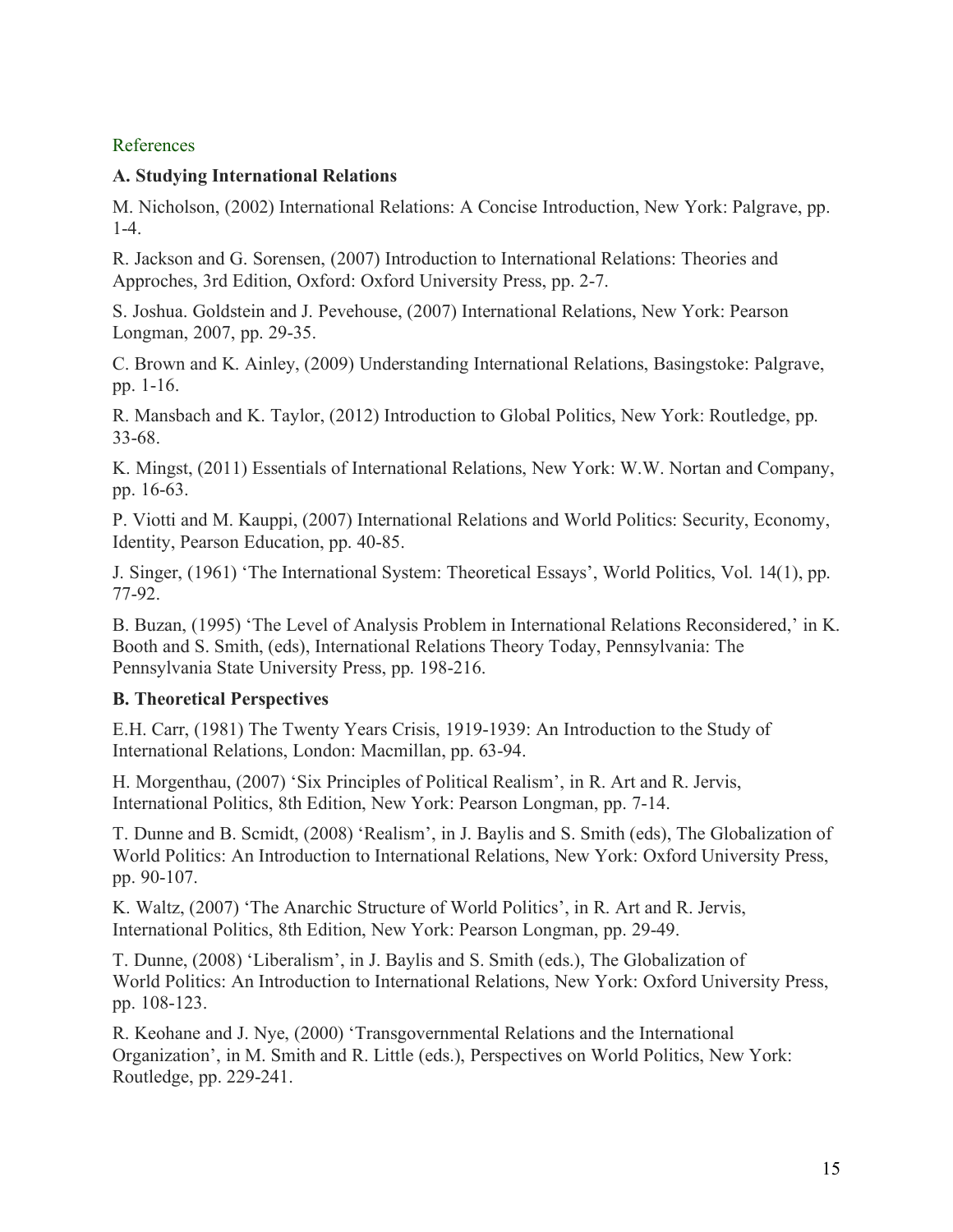References

**A. Studying International Relations**

M. Nicholson, (2002) International Relations: A Concise Introduction, New York: Palgrave, pp. 1-4.

R. Jackson and G. Sorensen, (2007) Introduction to International Relations: Theories and Approches, 3rd Edition, Oxford: Oxford University Press, pp. 2-7.

S. Joshua. Goldstein and J. Pevehouse, (2007) International Relations, New York: Pearson Longman, 2007, pp. 29-35.

C. Brown and K. Ainley, (2009) Understanding International Relations, Basingstoke: Palgrave, pp. 1-16.

R. Mansbach and K. Taylor, (2012) Introduction to Global Politics, New York: Routledge, pp. 33-68.

K. Mingst, (2011) Essentials of International Relations, New York: W.W. Nortan and Company, pp. 16-63.

P. Viotti and M. Kauppi, (2007) International Relations and World Politics: Security, Economy, Identity, Pearson Education, pp. 40-85.

J. Singer, (1961) 'The International System: Theoretical Essays', World Politics, Vol. 14(1), pp. 77-92.

B. Buzan, (1995) 'The Level of Analysis Problem in International Relations Reconsidered,' in K. Booth and S. Smith, (eds), International Relations Theory Today, Pennsylvania: The Pennsylvania State University Press, pp. 198-216.

**B. Theoretical Perspectives**

E.H. Carr, (1981) The Twenty Years Crisis, 1919-1939: An Introduction to the Study of International Relations, London: Macmillan, pp. 63-94.

H. Morgenthau, (2007) 'Six Principles of Political Realism', in R. Art and R. Jervis, International Politics, 8th Edition, New York: Pearson Longman, pp. 7-14.

T. Dunne and B. Scmidt, (2008) 'Realism', in J. Baylis and S. Smith (eds), The Globalization of World Politics: An Introduction to International Relations, New York: Oxford University Press, pp. 90-107.

K. Waltz, (2007) 'The Anarchic Structure of World Politics', in R. Art and R. Jervis, International Politics, 8th Edition, New York: Pearson Longman, pp. 29-49.

T. Dunne, (2008) 'Liberalism', in J. Baylis and S. Smith (eds.), The Globalization of World Politics: An Introduction to International Relations, New York: Oxford University Press, pp. 108-123.

R. Keohane and J. Nye, (2000) 'Transgovernmental Relations and the International Organization', in M. Smith and R. Little (eds.), Perspectives on World Politics, New York: Routledge, pp. 229-241.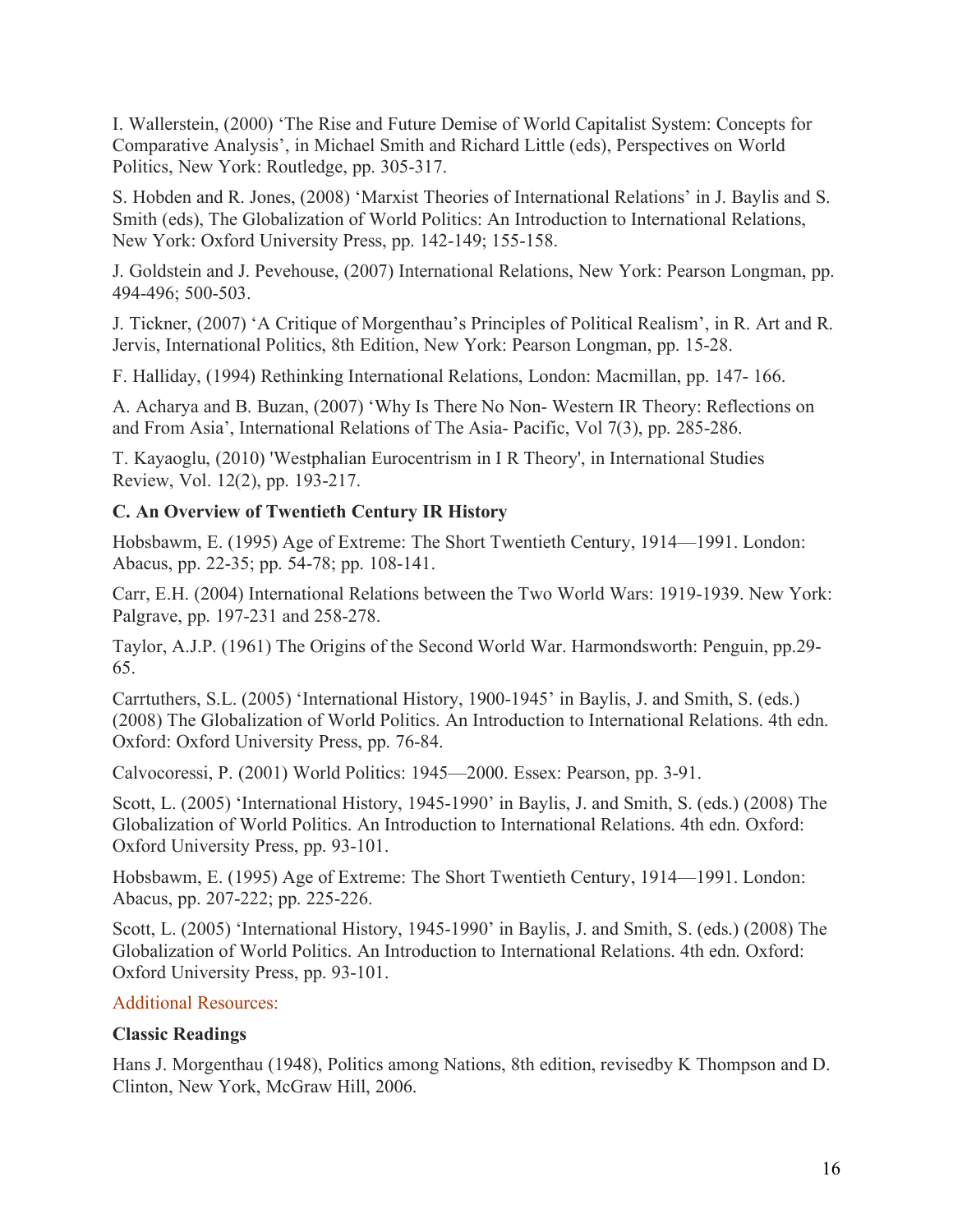I. Wallerstein, (2000) 'The Rise and Future Demise of World Capitalist System: Concepts for Comparative Analysis', in Michael Smith and Richard Little (eds), Perspectives on World Politics, New York: Routledge, pp. 305-317.

S. Hobden and R. Jones, (2008) 'Marxist Theories of International Relations' in J. Baylis and S. Smith (eds), The Globalization of World Politics: An Introduction to International Relations, New York: Oxford University Press, pp. 142-149; 155-158.

J. Goldstein and J. Pevehouse, (2007) International Relations, New York: Pearson Longman, pp. 494-496; 500-503.

J. Tickner, (2007) 'A Critique of Morgenthau's Principles of Political Realism', in R. Art and R. Jervis, International Politics, 8th Edition, New York: Pearson Longman, pp. 15-28.

F. Halliday, (1994) Rethinking International Relations, London: Macmillan, pp. 147- 166.

A. Acharya and B. Buzan, (2007) 'Why Is There No Non- Western IR Theory: Reflections on and From Asia', International Relations of The Asia- Pacific, Vol 7(3), pp. 285-286.

T. Kayaoglu, (2010) 'Westphalian Eurocentrism in I R Theory', in International Studies Review, Vol. 12(2), pp. 193-217.

**C. An Overview of Twentieth Century IR History**

Hobsbawm, E. (1995) Age of Extreme: The Short Twentieth Century, 1914—1991. London: Abacus, pp. 22-35; pp. 54-78; pp. 108-141.

Carr, E.H. (2004) International Relations between the Two World Wars: 1919-1939. New York: Palgrave, pp. 197-231 and 258-278.

Taylor, A.J.P. (1961) The Origins of the Second World War. Harmondsworth: Penguin, pp.29-65.

Carrtuthers, S.L. (2005) 'International History, 1900-1945' in Baylis, J. and Smith, S. (eds.) (2008) The Globalization of World Politics. An Introduction to International Relations. 4th edn. Oxford: Oxford University Press, pp. 76-84.

Calvocoressi, P. (2001) World Politics: 1945—2000. Essex: Pearson, pp. 3-91.

Scott, L. (2005) 'International History, 1945-1990' in Baylis, J. and Smith, S. (eds.) (2008) The Globalization of World Politics. An Introduction to International Relations. 4th edn. Oxford: Oxford University Press, pp. 93-101.

Hobsbawm, E. (1995) Age of Extreme: The Short Twentieth Century, 1914—1991. London: Abacus, pp. 207-222; pp. 225-226.

Scott, L. (2005) 'International History, 1945-1990' in Baylis, J. and Smith, S. (eds.) (2008) The Globalization of World Politics. An Introduction to International Relations. 4th edn. Oxford: Oxford University Press, pp. 93-101.

Additional Resources:

**Classic Readings**

Hans J. Morgenthau (1948), Politics among Nations, 8th edition, revisedby K Thompson and D. Clinton, New York, McGraw Hill, 2006.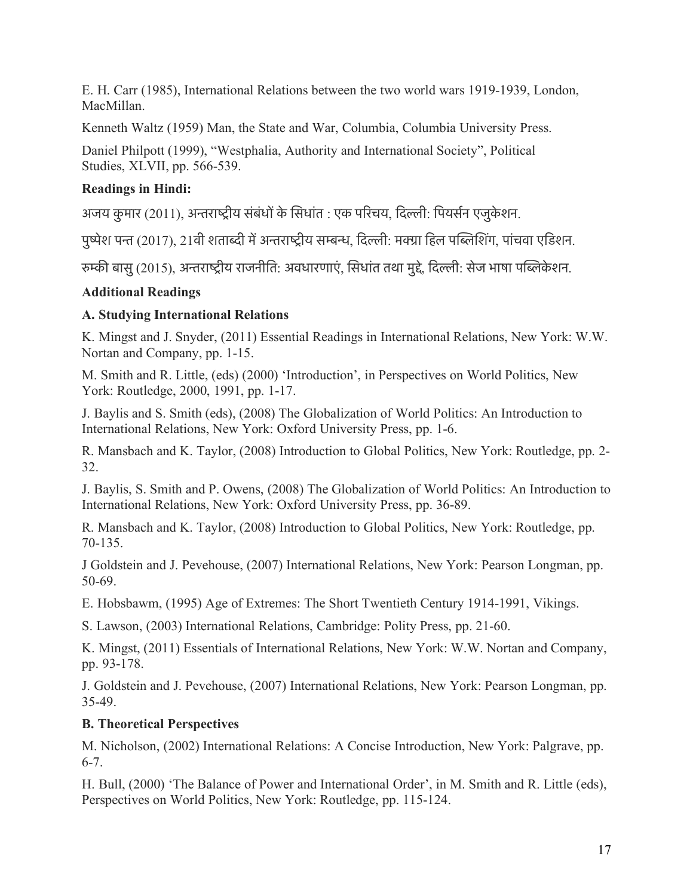E. H. Carr (1985), International Relations between the two world wars 1919-1939, London, MacMillan.

Kenneth Waltz (1959) Man, the State and War, Columbia, Columbia University Press.

Daniel Philpott (1999), "Westphalia, Authority and International Society", Political Studies, XLVII, pp. 566-539.

**Readings in Hindi:**

अजय कुमार (2011), अन्तराष्ट्रीय संबंधों के सिधांत : एक परिचय, दिल्ली: पियर्सन एजुकेशन.

पुष्पेश पन्त (2017), 21वी शताब्दी में अन्तराष्ट्रीय सम्बन्ध, दिल्ली: मक्ग्रा हिल पब्लिशिंग, पांचवा एडिशन.

रुम्की बासु (2015), अन्तराष्ट्रीय राजनीति: अवधारणाएं, सिधांत तथा मुद्दे, दिल्ली: सेज भाषा पब्लिकेशन.

**Additional Readings**

**A. Studying International Relations**

K. Mingst and J. Snyder, (2011) Essential Readings in International Relations, New York: W.W. Nortan and Company, pp. 1-15.

M. Smith and R. Little, (eds) (2000) 'Introduction', in Perspectives on World Politics, New York: Routledge, 2000, 1991, pp. 1-17.

J. Baylis and S. Smith (eds), (2008) The Globalization of World Politics: An Introduction to International Relations, New York: Oxford University Press, pp. 1-6.

R. Mansbach and K. Taylor, (2008) Introduction to Global Politics, New York: Routledge, pp. 2-32.

J. Baylis, S. Smith and P. Owens, (2008) The Globalization of World Politics: An Introduction to International Relations, New York: Oxford University Press, pp. 36-89.

R. Mansbach and K. Taylor, (2008) Introduction to Global Politics, New York: Routledge, pp. 70-135.

J Goldstein and J. Pevehouse, (2007) International Relations, New York: Pearson Longman, pp. 50-69.

E. Hobsbawm, (1995) Age of Extremes: The Short Twentieth Century 1914-1991, Vikings.

S. Lawson, (2003) International Relations, Cambridge: Polity Press, pp. 21-60.

K. Mingst, (2011) Essentials of International Relations, New York: W.W. Nortan and Company, pp. 93-178.

J. Goldstein and J. Pevehouse, (2007) International Relations, New York: Pearson Longman, pp. 35-49.

**B. Theoretical Perspectives**

M. Nicholson, (2002) International Relations: A Concise Introduction, New York: Palgrave, pp. 6-7.

H. Bull, (2000) 'The Balance of Power and International Order', in M. Smith and R. Little (eds), Perspectives on World Politics, New York: Routledge, pp. 115-124.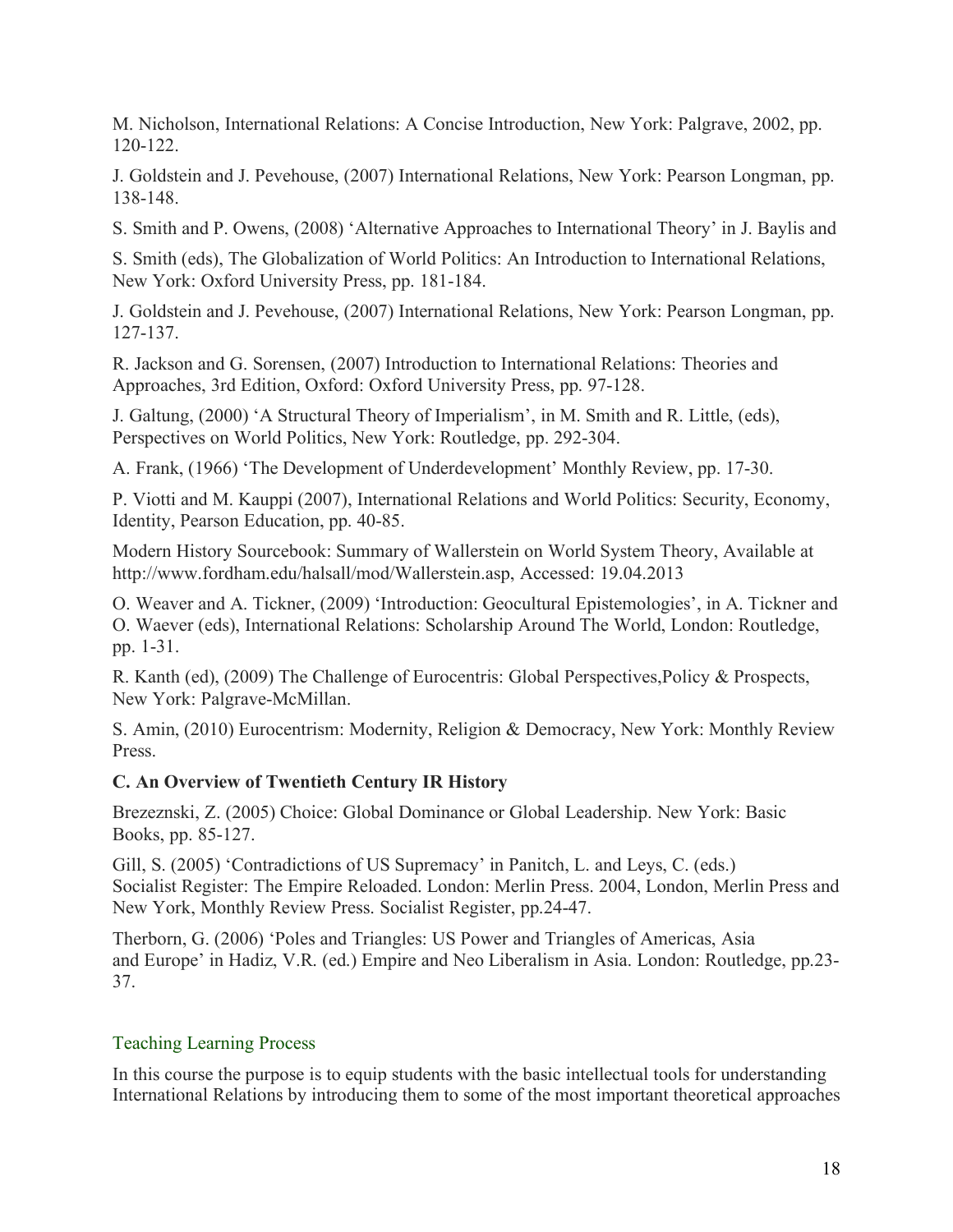M. Nicholson, International Relations: A Concise Introduction, New York: Palgrave, 2002, pp. 120-122.

J. Goldstein and J. Pevehouse, (2007) International Relations, New York: Pearson Longman, pp. 138-148.

S. Smith and P. Owens, (2008) 'Alternative Approaches to International Theory' in J. Baylis and S. Smith (eds), The Globalization of World Politics: An Introduction to International Relations, New York: Oxford University Press, pp. 181-184.

J. Goldstein and J. Pevehouse, (2007) International Relations, New York: Pearson Longman, pp. 127-137.

R. Jackson and G. Sorensen, (2007) Introduction to International Relations: Theories and Approaches, 3rd Edition, Oxford: Oxford University Press, pp. 97-128.

J. Galtung, (2000) 'A Structural Theory of Imperialism', in M. Smith and R. Little, (eds), Perspectives on World Politics, New York: Routledge, pp. 292-304.

A. Frank, (1966) 'The Development of Underdevelopment' Monthly Review, pp. 17-30.

P. Viotti and M. Kauppi (2007), International Relations and World Politics: Security, Economy, Identity, Pearson Education, pp. 40-85.

Modern History Sourcebook: Summary of Wallerstein on World System Theory, Available at http://www.fordham.edu/halsall/mod/Wallerstein.asp, Accessed: 19.04.2013

O. Weaver and A. Tickner, (2009) 'Introduction: Geocultural Epistemologies', in A. Tickner and O. Waever (eds), International Relations: Scholarship Around The World, London: Routledge, pp. 1-31.

R. Kanth (ed), (2009) The Challenge of Eurocentris: Global Perspectives,Policy & Prospects, New York: Palgrave-McMillan.

S. Amin, (2010) Eurocentrism: Modernity, Religion & Democracy, New York: Monthly Review Press.

**C. An Overview of Twentieth Century IR History**

Brezeznski, Z. (2005) Choice: Global Dominance or Global Leadership. New York: Basic Books, pp. 85-127.

Gill, S. (2005) 'Contradictions of US Supremacy' in Panitch, L. and Leys, C. (eds.) Socialist Register: The Empire Reloaded. London: Merlin Press. 2004, London, Merlin Press and New York, Monthly Review Press. Socialist Register, pp.24-47.

Therborn, G. (2006) 'Poles and Triangles: US Power and Triangles of Americas, Asia and Europe' in Hadiz, V.R. (ed.) Empire and Neo Liberalism in Asia. London: Routledge, pp.23-37.

## Teaching Learning Process

In this course the purpose is to equip students with the basic intellectual tools for understanding International Relations by introducing them to some of the most important theoretical approaches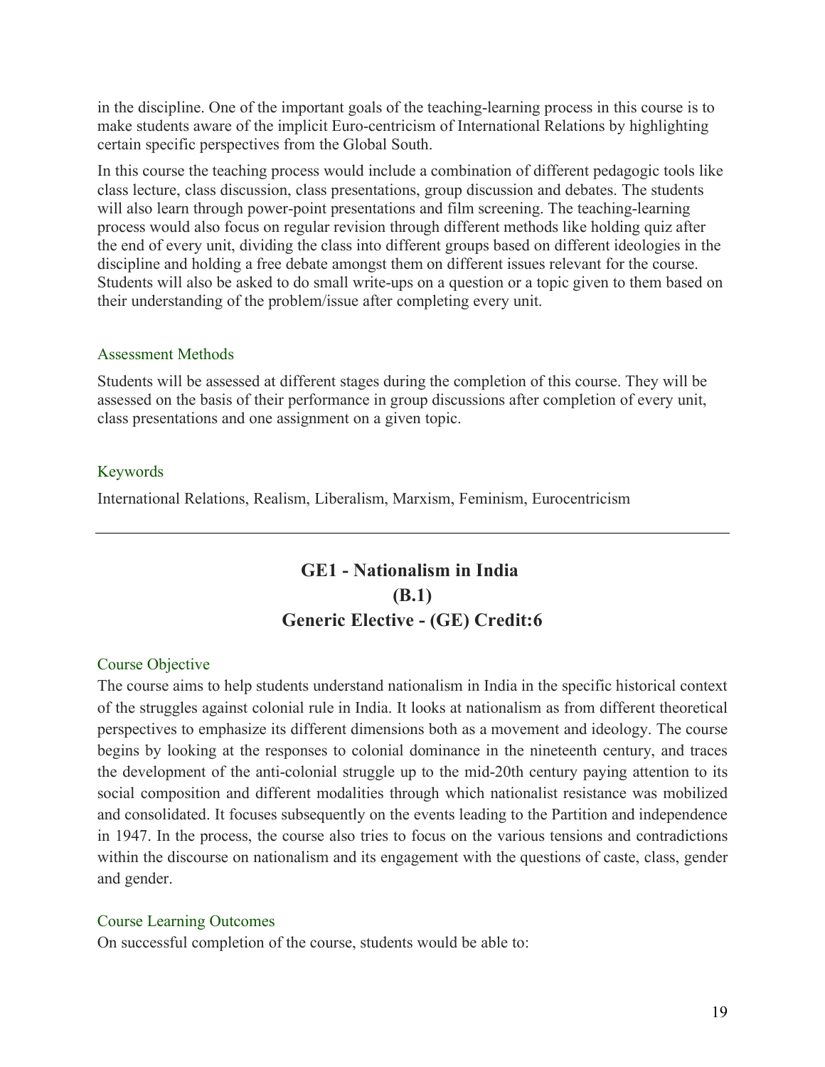in the discipline. One of the important goals of the teaching-learning process in this course is to make students aware of the implicit Euro-centricism of International Relations by highlighting certain specific perspectives from the Global South.

In this course the teaching process would include a combination of different pedagogic tools like class lecture, class discussion, class presentations, group discussion and debates. The students will also learn through power-point presentations and film screening. The teaching-learning process would also focus on regular revision through different methods like holding quiz after the end of every unit, dividing the class into different groups based on different ideologies in the discipline and holding a free debate amongst them on different issues relevant for the course. Students will also be asked to do small write-ups on a question or a topic given to them based on their understanding of the problem/issue after completing every unit.

### Assessment Methods

Students will be assessed at different stages during the completion of this course. They will be assessed on the basis of their performance in group discussions after completion of every unit, class presentations and one assignment on a given topic.

### Keywords

International Relations, Realism, Liberalism, Marxism, Feminism, Eurocentricism

---

## GE1 - Nationalism in India
## (B.1)
## Generic Elective - (GE) Credit:6

### Course Objective

The course aims to help students understand nationalism in India in the specific historical context of the struggles against colonial rule in India. It looks at nationalism as from different theoretical perspectives to emphasize its different dimensions both as a movement and ideology. The course begins by looking at the responses to colonial dominance in the nineteenth century, and traces the development of the anti-colonial struggle up to the mid-20th century paying attention to its social composition and different modalities through which nationalist resistance was mobilized and consolidated. It focuses subsequently on the events leading to the Partition and independence in 1947. In the process, the course also tries to focus on the various tensions and contradictions within the discourse on nationalism and its engagement with the questions of caste, class, gender and gender.

### Course Learning Outcomes

On successful completion of the course, students would be able to: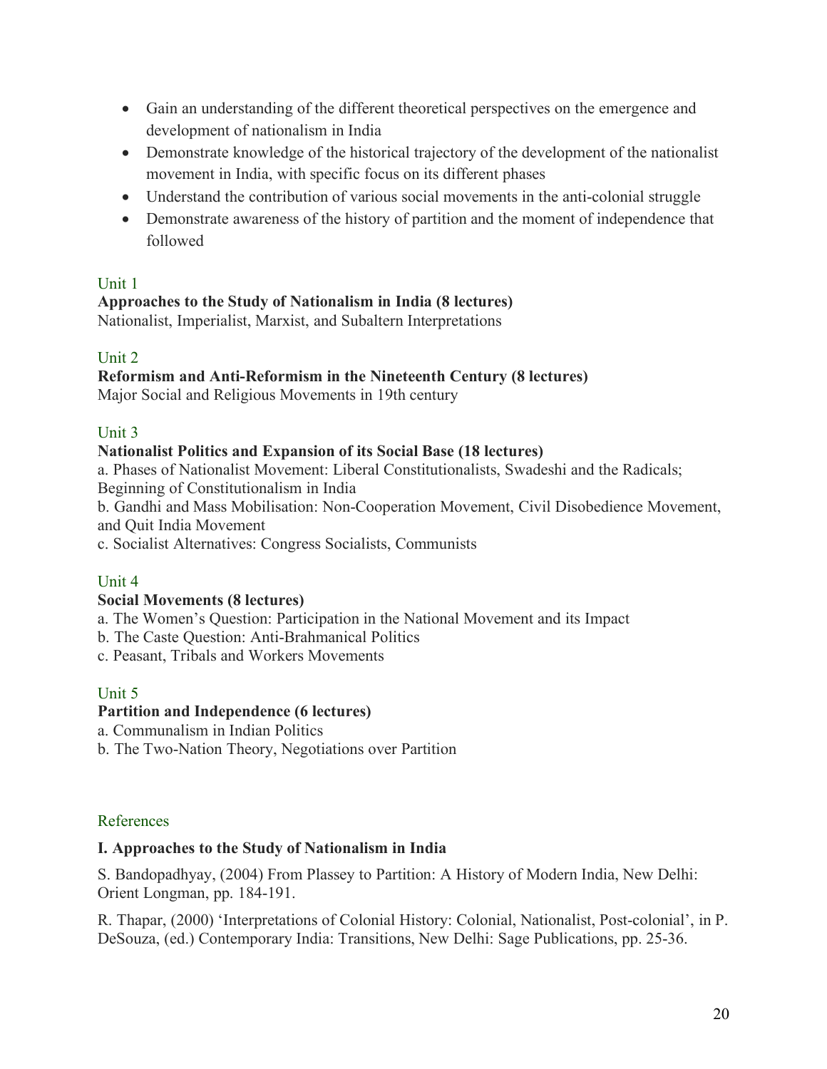- Gain an understanding of the different theoretical perspectives on the emergence and development of nationalism in India
- Demonstrate knowledge of the historical trajectory of the development of the nationalist movement in India, with specific focus on its different phases
- Understand the contribution of various social movements in the anti-colonial struggle
- Demonstrate awareness of the history of partition and the moment of independence that followed

Unit 1

**Approaches to the Study of Nationalism in India (8 lectures)**

Nationalist, Imperialist, Marxist, and Subaltern Interpretations

Unit 2

**Reformism and Anti-Reformism in the Nineteenth Century (8 lectures)**

Major Social and Religious Movements in 19th century

Unit 3

**Nationalist Politics and Expansion of its Social Base (18 lectures)**

a. Phases of Nationalist Movement: Liberal Constitutionalists, Swadeshi and the Radicals; Beginning of Constitutionalism in India

b. Gandhi and Mass Mobilisation: Non-Cooperation Movement, Civil Disobedience Movement, and Quit India Movement

c. Socialist Alternatives: Congress Socialists, Communists

Unit 4

**Social Movements (8 lectures)**

a. The Women's Question: Participation in the National Movement and its Impact

b. The Caste Question: Anti-Brahmanical Politics

c. Peasant, Tribals and Workers Movements

Unit 5

**Partition and Independence (6 lectures)**

a. Communalism in Indian Politics

b. The Two-Nation Theory, Negotiations over Partition

References

**I. Approaches to the Study of Nationalism in India**

S. Bandopadhyay, (2004) From Plassey to Partition: A History of Modern India, New Delhi: Orient Longman, pp. 184-191.

R. Thapar, (2000) 'Interpretations of Colonial History: Colonial, Nationalist, Post-colonial', in P. DeSouza, (ed.) Contemporary India: Transitions, New Delhi: Sage Publications, pp. 25-36.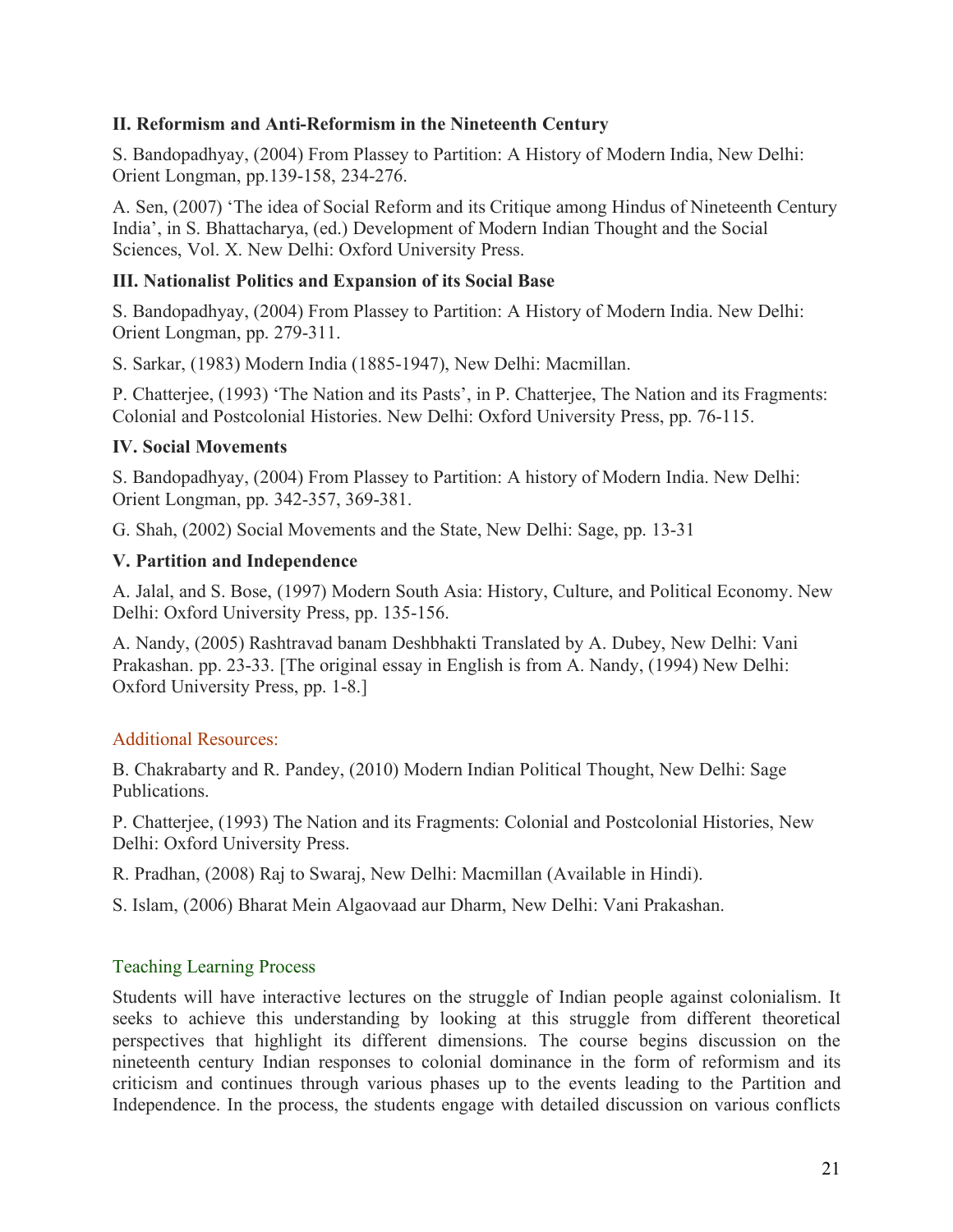**II. Reformism and Anti-Reformism in the Nineteenth Century**

S. Bandopadhyay, (2004) From Plassey to Partition: A History of Modern India, New Delhi: Orient Longman, pp.139-158, 234-276.

A. Sen, (2007) 'The idea of Social Reform and its Critique among Hindus of Nineteenth Century India', in S. Bhattacharya, (ed.) Development of Modern Indian Thought and the Social Sciences, Vol. X. New Delhi: Oxford University Press.

**III. Nationalist Politics and Expansion of its Social Base**

S. Bandopadhyay, (2004) From Plassey to Partition: A History of Modern India. New Delhi: Orient Longman, pp. 279-311.

S. Sarkar, (1983) Modern India (1885-1947), New Delhi: Macmillan.

P. Chatterjee, (1993) 'The Nation and its Pasts', in P. Chatterjee, The Nation and its Fragments: Colonial and Postcolonial Histories. New Delhi: Oxford University Press, pp. 76-115.

**IV. Social Movements**

S. Bandopadhyay, (2004) From Plassey to Partition: A history of Modern India. New Delhi: Orient Longman, pp. 342-357, 369-381.

G. Shah, (2002) Social Movements and the State, New Delhi: Sage, pp. 13-31

**V. Partition and Independence**

A. Jalal, and S. Bose, (1997) Modern South Asia: History, Culture, and Political Economy. New Delhi: Oxford University Press, pp. 135-156.

A. Nandy, (2005) Rashtravad banam Deshbhakti Translated by A. Dubey, New Delhi: Vani Prakashan. pp. 23-33. [The original essay in English is from A. Nandy, (1994) New Delhi: Oxford University Press, pp. 1-8.]

Additional Resources:

B. Chakrabarty and R. Pandey, (2010) Modern Indian Political Thought, New Delhi: Sage Publications.

P. Chatterjee, (1993) The Nation and its Fragments: Colonial and Postcolonial Histories, New Delhi: Oxford University Press.

R. Pradhan, (2008) Raj to Swaraj, New Delhi: Macmillan (Available in Hindi).

S. Islam, (2006) Bharat Mein Algaovaad aur Dharm, New Delhi: Vani Prakashan.

Teaching Learning Process

Students will have interactive lectures on the struggle of Indian people against colonialism. It seeks to achieve this understanding by looking at this struggle from different theoretical perspectives that highlight its different dimensions. The course begins discussion on the nineteenth century Indian responses to colonial dominance in the form of reformism and its criticism and continues through various phases up to the events leading to the Partition and Independence. In the process, the students engage with detailed discussion on various conflicts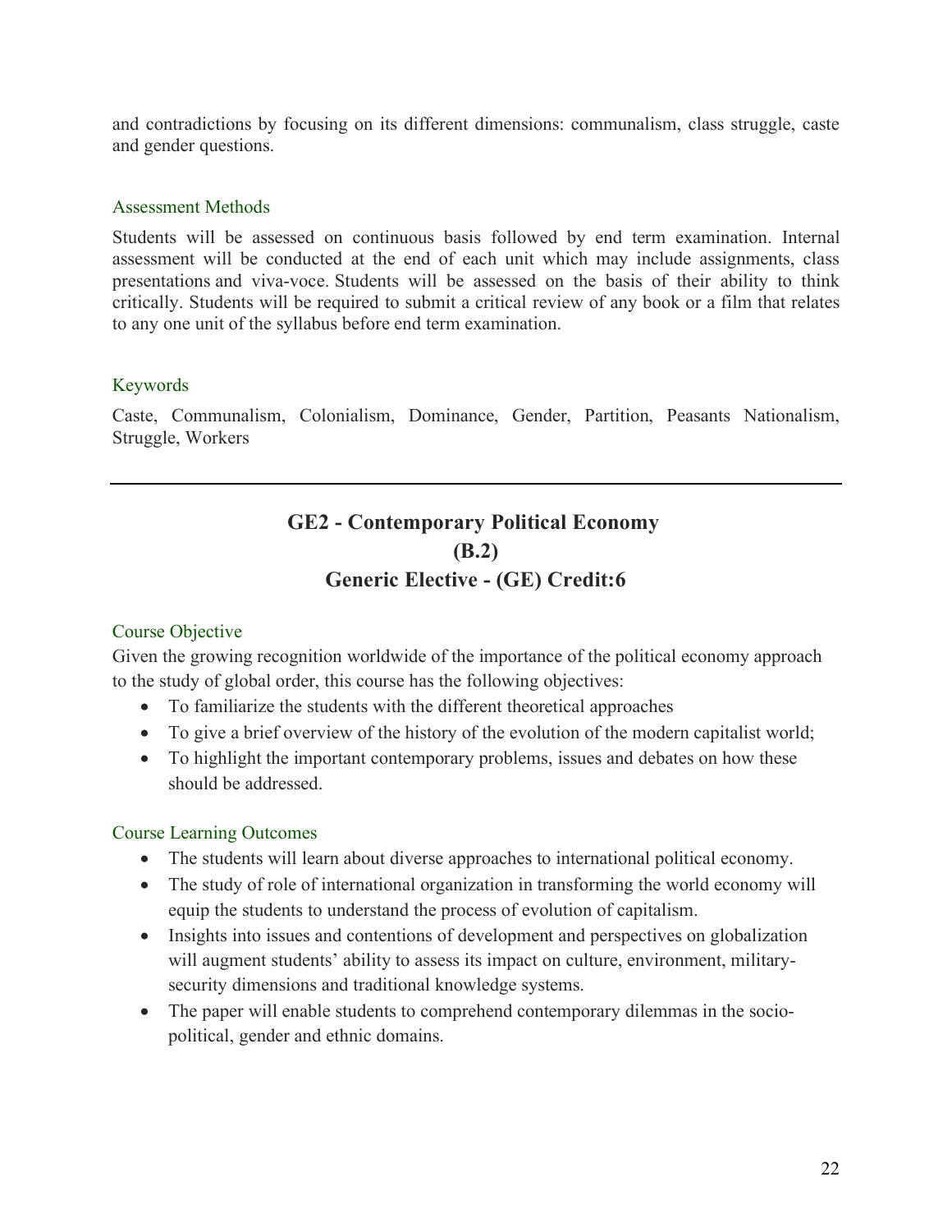and contradictions by focusing on its different dimensions: communalism, class struggle, caste and gender questions.

### Assessment Methods

Students will be assessed on continuous basis followed by end term examination. Internal assessment will be conducted at the end of each unit which may include assignments, class presentations and viva-voce. Students will be assessed on the basis of their ability to think critically. Students will be required to submit a critical review of any book or a film that relates to any one unit of the syllabus before end term examination.

### Keywords

Caste, Communalism, Colonialism, Dominance, Gender, Partition, Peasants Nationalism, Struggle, Workers

---

## GE2 - Contemporary Political Economy
## (B.2)
## Generic Elective - (GE) Credit:6

### Course Objective

Given the growing recognition worldwide of the importance of the political economy approach to the study of global order, this course has the following objectives:

- To familiarize the students with the different theoretical approaches
- To give a brief overview of the history of the evolution of the modern capitalist world;
- To highlight the important contemporary problems, issues and debates on how these should be addressed.

### Course Learning Outcomes

- The students will learn about diverse approaches to international political economy.
- The study of role of international organization in transforming the world economy will equip the students to understand the process of evolution of capitalism.
- Insights into issues and contentions of development and perspectives on globalization will augment students' ability to assess its impact on culture, environment, military-security dimensions and traditional knowledge systems.
- The paper will enable students to comprehend contemporary dilemmas in the socio-political, gender and ethnic domains.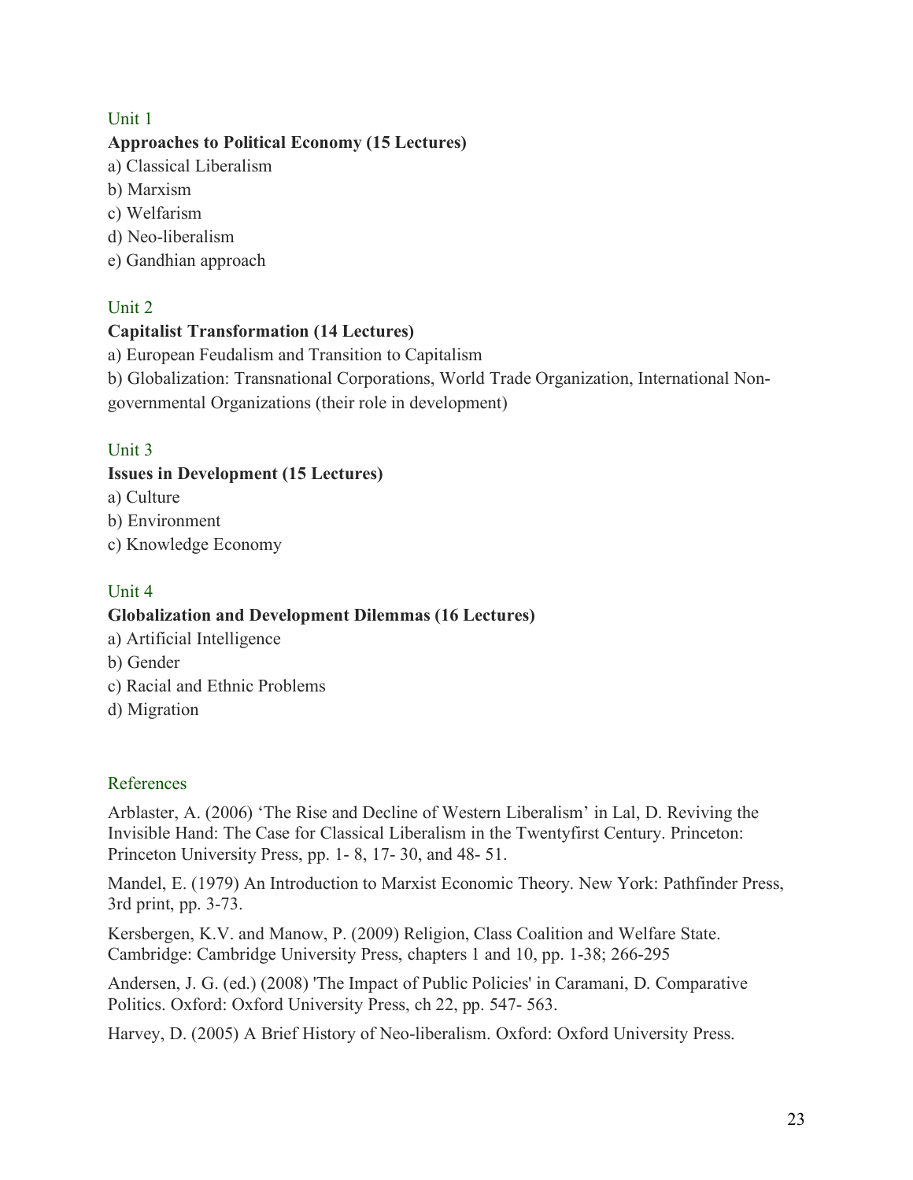## Unit 1

**Approaches to Political Economy (15 Lectures)**

a) Classical Liberalism
b) Marxism
c) Welfarism
d) Neo-liberalism
e) Gandhian approach

## Unit 2

**Capitalist Transformation (14 Lectures)**

a) European Feudalism and Transition to Capitalism
b) Globalization: Transnational Corporations, World Trade Organization, International Non-governmental Organizations (their role in development)

## Unit 3

**Issues in Development (15 Lectures)**

a) Culture
b) Environment
c) Knowledge Economy

## Unit 4

**Globalization and Development Dilemmas (16 Lectures)**

a) Artificial Intelligence
b) Gender
c) Racial and Ethnic Problems
d) Migration

## References

Arblaster, A. (2006) 'The Rise and Decline of Western Liberalism' in Lal, D. Reviving the Invisible Hand: The Case for Classical Liberalism in the Twentyfirst Century. Princeton: Princeton University Press, pp. 1- 8, 17- 30, and 48- 51.

Mandel, E. (1979) An Introduction to Marxist Economic Theory. New York: Pathfinder Press, 3rd print, pp. 3-73.

Kersbergen, K.V. and Manow, P. (2009) Religion, Class Coalition and Welfare State. Cambridge: Cambridge University Press, chapters 1 and 10, pp. 1-38; 266-295

Andersen, J. G. (ed.) (2008) 'The Impact of Public Policies' in Caramani, D. Comparative Politics. Oxford: Oxford University Press, ch 22, pp. 547- 563.

Harvey, D. (2005) A Brief History of Neo-liberalism. Oxford: Oxford University Press.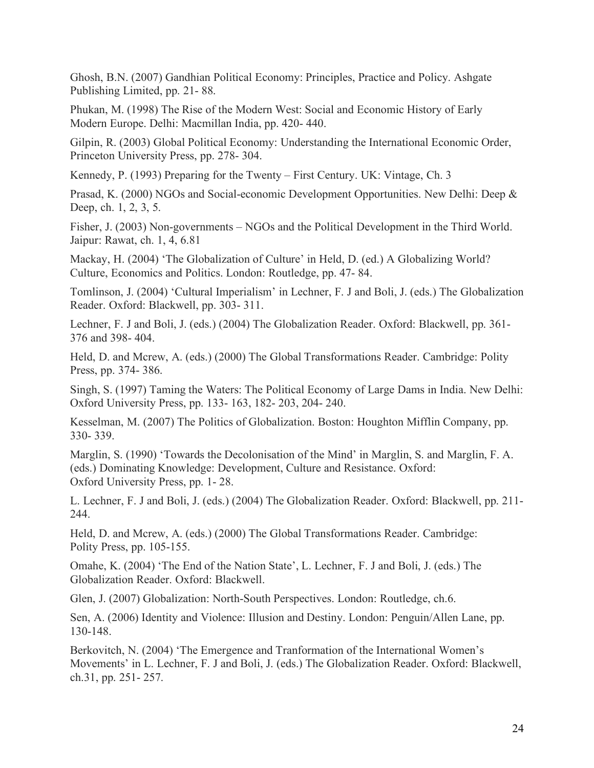Ghosh, B.N. (2007) Gandhian Political Economy: Principles, Practice and Policy. Ashgate Publishing Limited, pp. 21- 88.

Phukan, M. (1998) The Rise of the Modern West: Social and Economic History of Early Modern Europe. Delhi: Macmillan India, pp. 420- 440.

Gilpin, R. (2003) Global Political Economy: Understanding the International Economic Order, Princeton University Press, pp. 278- 304.

Kennedy, P. (1993) Preparing for the Twenty – First Century. UK: Vintage, Ch. 3

Prasad, K. (2000) NGOs and Social-economic Development Opportunities. New Delhi: Deep & Deep, ch. 1, 2, 3, 5.

Fisher, J. (2003) Non-governments – NGOs and the Political Development in the Third World. Jaipur: Rawat, ch. 1, 4, 6.81

Mackay, H. (2004) 'The Globalization of Culture' in Held, D. (ed.) A Globalizing World? Culture, Economics and Politics. London: Routledge, pp. 47- 84.

Tomlinson, J. (2004) 'Cultural Imperialism' in Lechner, F. J and Boli, J. (eds.) The Globalization Reader. Oxford: Blackwell, pp. 303- 311.

Lechner, F. J and Boli, J. (eds.) (2004) The Globalization Reader. Oxford: Blackwell, pp. 361- 376 and 398- 404.

Held, D. and Mcrew, A. (eds.) (2000) The Global Transformations Reader. Cambridge: Polity Press, pp. 374- 386.

Singh, S. (1997) Taming the Waters: The Political Economy of Large Dams in India. New Delhi: Oxford University Press, pp. 133- 163, 182- 203, 204- 240.

Kesselman, M. (2007) The Politics of Globalization. Boston: Houghton Mifflin Company, pp. 330- 339.

Marglin, S. (1990) 'Towards the Decolonisation of the Mind' in Marglin, S. and Marglin, F. A. (eds.) Dominating Knowledge: Development, Culture and Resistance. Oxford: Oxford University Press, pp. 1- 28.

L. Lechner, F. J and Boli, J. (eds.) (2004) The Globalization Reader. Oxford: Blackwell, pp. 211- 244.

Held, D. and Mcrew, A. (eds.) (2000) The Global Transformations Reader. Cambridge: Polity Press, pp. 105-155.

Omahe, K. (2004) 'The End of the Nation State', L. Lechner, F. J and Boli, J. (eds.) The Globalization Reader. Oxford: Blackwell.

Glen, J. (2007) Globalization: North-South Perspectives. London: Routledge, ch.6.

Sen, A. (2006) Identity and Violence: Illusion and Destiny. London: Penguin/Allen Lane, pp. 130-148.

Berkovitch, N. (2004) 'The Emergence and Tranformation of the International Women's Movements' in L. Lechner, F. J and Boli, J. (eds.) The Globalization Reader. Oxford: Blackwell, ch.31, pp. 251- 257.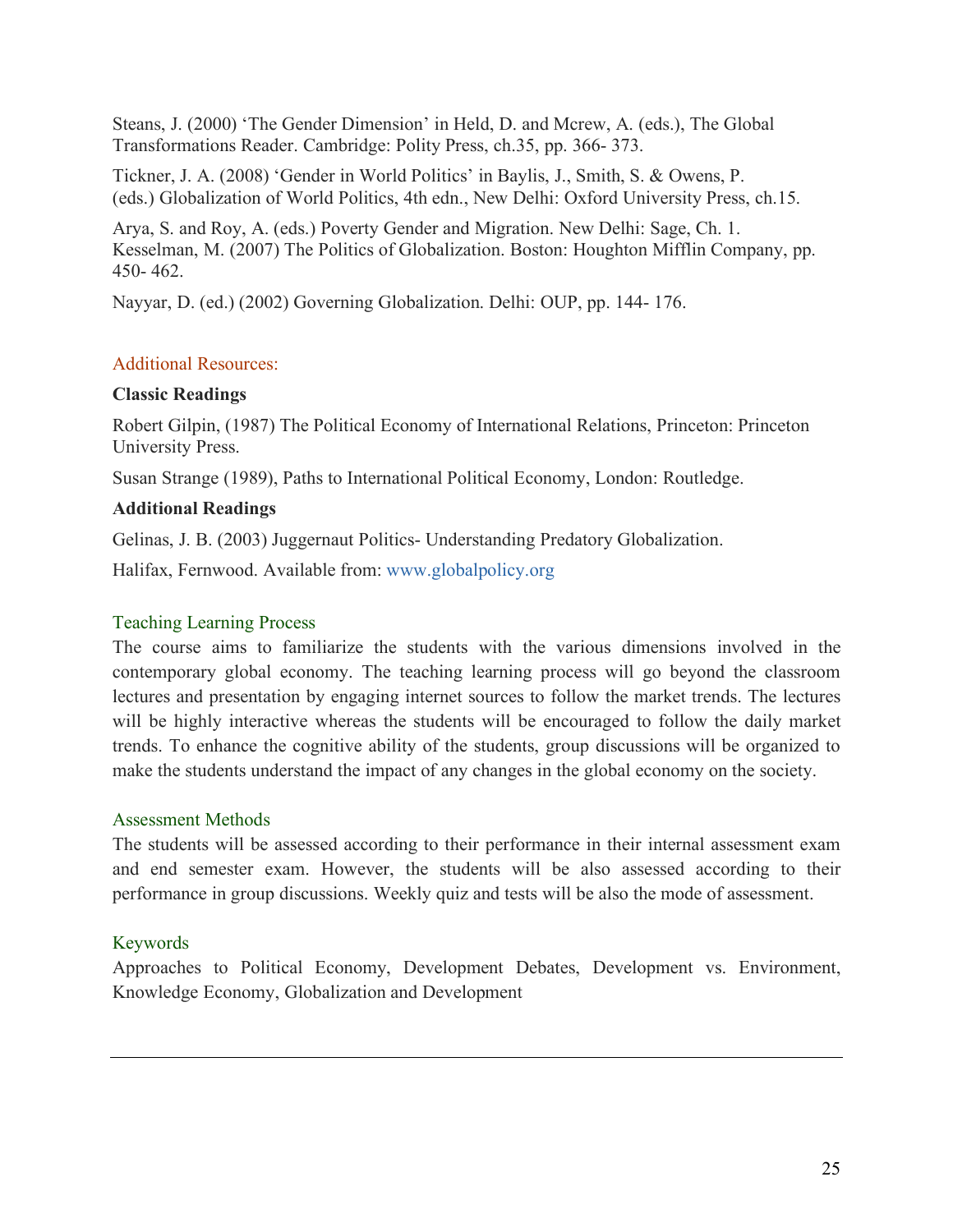Steans, J. (2000) 'The Gender Dimension' in Held, D. and Mcrew, A. (eds.), The Global Transformations Reader. Cambridge: Polity Press, ch.35, pp. 366- 373.

Tickner, J. A. (2008) 'Gender in World Politics' in Baylis, J., Smith, S. & Owens, P. (eds.) Globalization of World Politics, 4th edn., New Delhi: Oxford University Press, ch.15.

Arya, S. and Roy, A. (eds.) Poverty Gender and Migration. New Delhi: Sage, Ch. 1.
Kesselman, M. (2007) The Politics of Globalization. Boston: Houghton Mifflin Company, pp. 450- 462.

Nayyar, D. (ed.) (2002) Governing Globalization. Delhi: OUP, pp. 144- 176.

## Additional Resources:

**Classic Readings**

Robert Gilpin, (1987) The Political Economy of International Relations, Princeton: Princeton University Press.

Susan Strange (1989), Paths to International Political Economy, London: Routledge.

**Additional Readings**

Gelinas, J. B. (2003) Juggernaut Politics- Understanding Predatory Globalization.

Halifax, Fernwood. Available from: www.globalpolicy.org

## Teaching Learning Process

The course aims to familiarize the students with the various dimensions involved in the contemporary global economy. The teaching learning process will go beyond the classroom lectures and presentation by engaging internet sources to follow the market trends. The lectures will be highly interactive whereas the students will be encouraged to follow the daily market trends. To enhance the cognitive ability of the students, group discussions will be organized to make the students understand the impact of any changes in the global economy on the society.

## Assessment Methods

The students will be assessed according to their performance in their internal assessment exam and end semester exam. However, the students will be also assessed according to their performance in group discussions. Weekly quiz and tests will be also the mode of assessment.

## Keywords

Approaches to Political Economy, Development Debates, Development vs. Environment, Knowledge Economy, Globalization and Development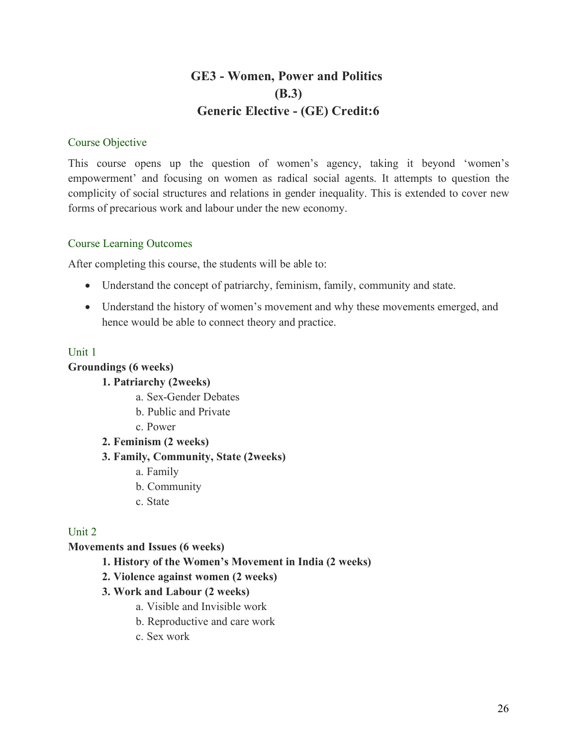# GE3 - Women, Power and Politics
# (B.3)
# Generic Elective - (GE) Credit:6

## Course Objective

This course opens up the question of women's agency, taking it beyond 'women's empowerment' and focusing on women as radical social agents. It attempts to question the complicity of social structures and relations in gender inequality. This is extended to cover new forms of precarious work and labour under the new economy.

## Course Learning Outcomes

After completing this course, the students will be able to:

- Understand the concept of patriarchy, feminism, family, community and state.
- Understand the history of women's movement and why these movements emerged, and hence would be able to connect theory and practice.

## Unit 1

**Groundings (6 weeks)**

1. **Patriarchy (2weeks)**
    a. Sex-Gender Debates
    b. Public and Private
    c. Power
2. **Feminism (2 weeks)**
3. **Family, Community, State (2weeks)**
    a. Family
    b. Community
    c. State

## Unit 2

**Movements and Issues (6 weeks)**

1. **History of the Women's Movement in India (2 weeks)**
2. **Violence against women (2 weeks)**
3. **Work and Labour (2 weeks)**
    a. Visible and Invisible work
    b. Reproductive and care work
    c. Sex work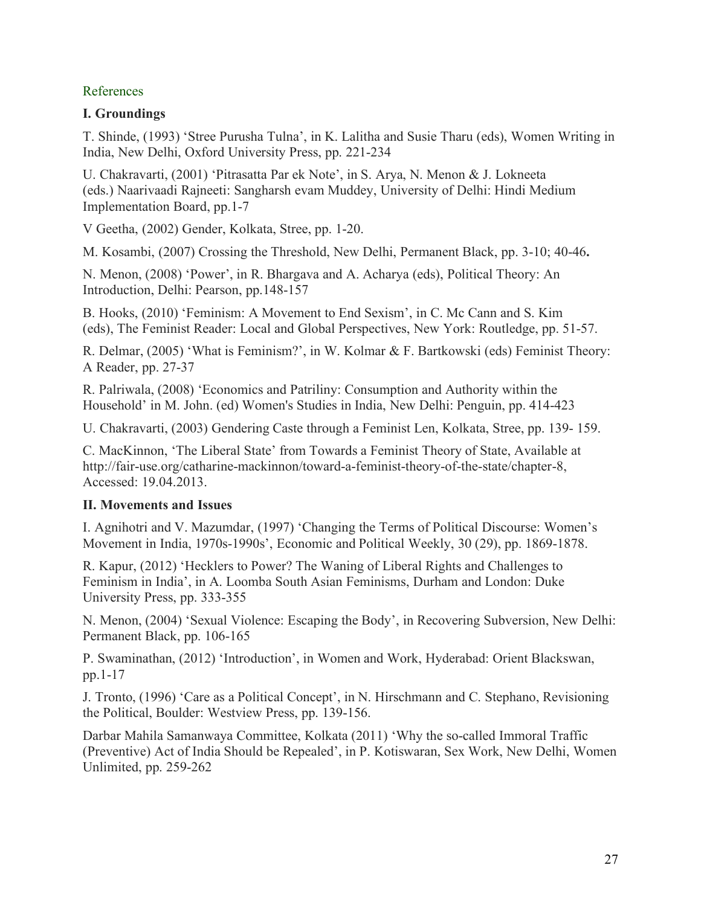## References

### I. Groundings

T. Shinde, (1993) 'Stree Purusha Tulna', in K. Lalitha and Susie Tharu (eds), Women Writing in India, New Delhi, Oxford University Press, pp. 221-234

U. Chakravarti, (2001) 'Pitrasatta Par ek Note', in S. Arya, N. Menon & J. Lokneeta (eds.) Naarivaadi Rajneeti: Sangharsh evam Muddey, University of Delhi: Hindi Medium Implementation Board, pp.1-7

V Geetha, (2002) Gender, Kolkata, Stree, pp. 1-20.

M. Kosambi, (2007) Crossing the Threshold, New Delhi, Permanent Black, pp. 3-10; 40-46**.**

N. Menon, (2008) 'Power', in R. Bhargava and A. Acharya (eds), Political Theory: An Introduction, Delhi: Pearson, pp.148-157

B. Hooks, (2010) 'Feminism: A Movement to End Sexism', in C. Mc Cann and S. Kim (eds), The Feminist Reader: Local and Global Perspectives, New York: Routledge, pp. 51-57.

R. Delmar, (2005) 'What is Feminism?', in W. Kolmar & F. Bartkowski (eds) Feminist Theory: A Reader, pp. 27-37

R. Palriwala, (2008) 'Economics and Patriliny: Consumption and Authority within the Household' in M. John. (ed) Women's Studies in India, New Delhi: Penguin, pp. 414-423

U. Chakravarti, (2003) Gendering Caste through a Feminist Len, Kolkata, Stree, pp. 139- 159.

C. MacKinnon, 'The Liberal State' from Towards a Feminist Theory of State, Available at http://fair-use.org/catharine-mackinnon/toward-a-feminist-theory-of-the-state/chapter-8, Accessed: 19.04.2013.

### II. Movements and Issues

I. Agnihotri and V. Mazumdar, (1997) 'Changing the Terms of Political Discourse: Women's Movement in India, 1970s-1990s', Economic and Political Weekly, 30 (29), pp. 1869-1878.

R. Kapur, (2012) 'Hecklers to Power? The Waning of Liberal Rights and Challenges to Feminism in India', in A. Loomba South Asian Feminisms, Durham and London: Duke University Press, pp. 333-355

N. Menon, (2004) 'Sexual Violence: Escaping the Body', in Recovering Subversion, New Delhi: Permanent Black, pp. 106-165

P. Swaminathan, (2012) 'Introduction', in Women and Work, Hyderabad: Orient Blackswan, pp.1-17

J. Tronto, (1996) 'Care as a Political Concept', in N. Hirschmann and C. Stephano, Revisioning the Political, Boulder: Westview Press, pp. 139-156.

Darbar Mahila Samanwaya Committee, Kolkata (2011) 'Why the so-called Immoral Traffic (Preventive) Act of India Should be Repealed', in P. Kotiswaran, Sex Work, New Delhi, Women Unlimited, pp. 259-262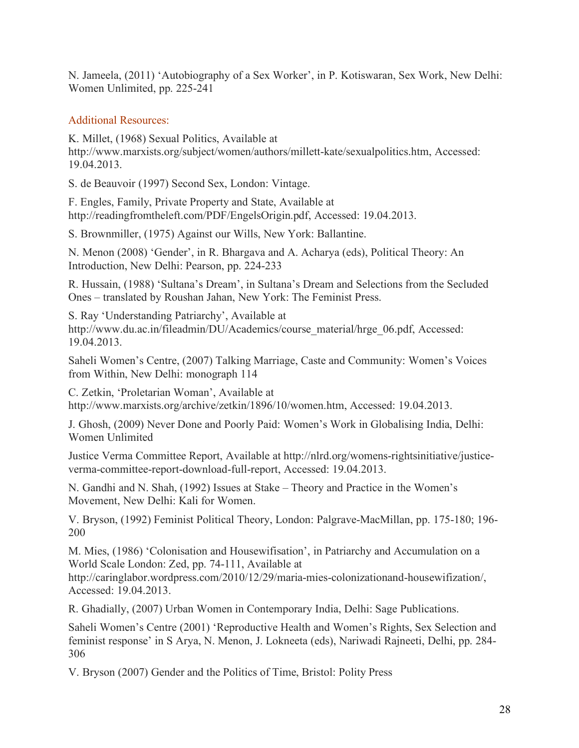N. Jameela, (2011) 'Autobiography of a Sex Worker', in P. Kotiswaran, Sex Work, New Delhi: Women Unlimited, pp. 225-241

### Additional Resources:

K. Millet, (1968) Sexual Politics, Available at http://www.marxists.org/subject/women/authors/millett-kate/sexualpolitics.htm, Accessed: 19.04.2013.

S. de Beauvoir (1997) Second Sex, London: Vintage.

F. Engles, Family, Private Property and State, Available at http://readingfromtheleft.com/PDF/EngelsOrigin.pdf, Accessed: 19.04.2013.

S. Brownmiller, (1975) Against our Wills, New York: Ballantine.

N. Menon (2008) 'Gender', in R. Bhargava and A. Acharya (eds), Political Theory: An Introduction, New Delhi: Pearson, pp. 224-233

R. Hussain, (1988) 'Sultana's Dream', in Sultana's Dream and Selections from the Secluded Ones – translated by Roushan Jahan, New York: The Feminist Press.

S. Ray 'Understanding Patriarchy', Available at http://www.du.ac.in/fileadmin/DU/Academics/course_material/hrge_06.pdf, Accessed: 19.04.2013.

Saheli Women's Centre, (2007) Talking Marriage, Caste and Community: Women's Voices from Within, New Delhi: monograph 114

C. Zetkin, 'Proletarian Woman', Available at http://www.marxists.org/archive/zetkin/1896/10/women.htm, Accessed: 19.04.2013.

J. Ghosh, (2009) Never Done and Poorly Paid: Women's Work in Globalising India, Delhi: Women Unlimited

Justice Verma Committee Report, Available at http://nlrd.org/womens-rightsinitiative/justice-verma-committee-report-download-full-report, Accessed: 19.04.2013.

N. Gandhi and N. Shah, (1992) Issues at Stake – Theory and Practice in the Women's Movement, New Delhi: Kali for Women.

V. Bryson, (1992) Feminist Political Theory, London: Palgrave-MacMillan, pp. 175-180; 196-200

M. Mies, (1986) 'Colonisation and Housewifisation', in Patriarchy and Accumulation on a World Scale London: Zed, pp. 74-111, Available at http://caringlabor.wordpress.com/2010/12/29/maria-mies-colonizationand-housewifization/, Accessed: 19.04.2013.

R. Ghadially, (2007) Urban Women in Contemporary India, Delhi: Sage Publications.

Saheli Women's Centre (2001) 'Reproductive Health and Women's Rights, Sex Selection and feminist response' in S Arya, N. Menon, J. Lokneeta (eds), Nariwadi Rajneeti, Delhi, pp. 284-306

V. Bryson (2007) Gender and the Politics of Time, Bristol: Polity Press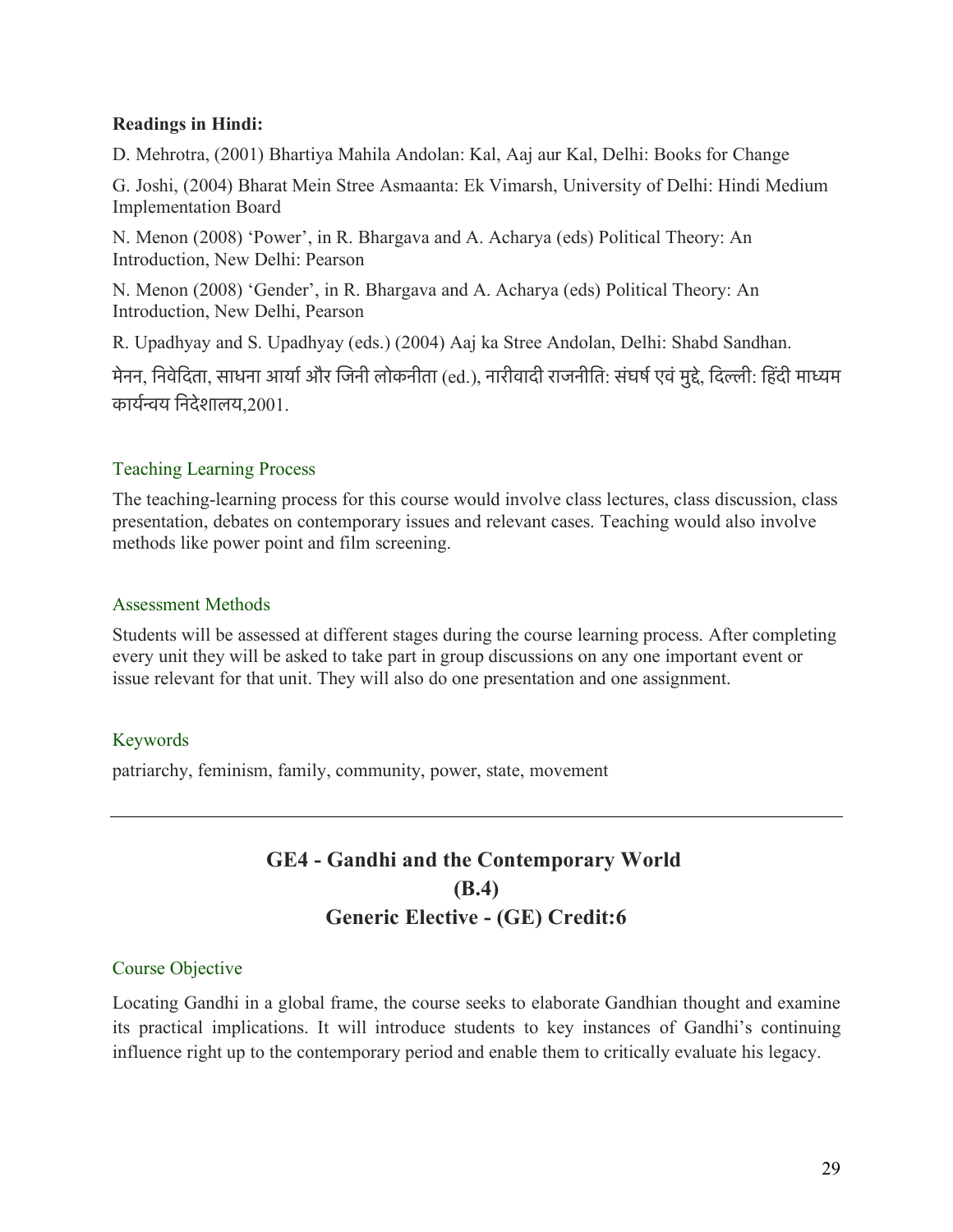**Readings in Hindi:**

D. Mehrotra, (2001) Bhartiya Mahila Andolan: Kal, Aaj aur Kal, Delhi: Books for Change

G. Joshi, (2004) Bharat Mein Stree Asmaanta: Ek Vimarsh, University of Delhi: Hindi Medium Implementation Board

N. Menon (2008) 'Power', in R. Bhargava and A. Acharya (eds) Political Theory: An Introduction, New Delhi: Pearson

N. Menon (2008) 'Gender', in R. Bhargava and A. Acharya (eds) Political Theory: An Introduction, New Delhi, Pearson

R. Upadhyay and S. Upadhyay (eds.) (2004) Aaj ka Stree Andolan, Delhi: Shabd Sandhan.

मेनन, निवेदिता, साधना आर्या और जिनी लोकनीता (ed.), नारीवादी राजनीति: संघर्ष एवं मुद्दे, दिल्ली: हिंदी माध्यम कार्यन्वय निदेशालय,2001.

### Teaching Learning Process

The teaching-learning process for this course would involve class lectures, class discussion, class presentation, debates on contemporary issues and relevant cases. Teaching would also involve methods like power point and film screening.

### Assessment Methods

Students will be assessed at different stages during the course learning process. After completing every unit they will be asked to take part in group discussions on any one important event or issue relevant for that unit. They will also do one presentation and one assignment.

### Keywords

patriarchy, feminism, family, community, power, state, movement

---

## GE4 - Gandhi and the Contemporary World
## (B.4)
## Generic Elective - (GE) Credit:6

### Course Objective

Locating Gandhi in a global frame, the course seeks to elaborate Gandhian thought and examine its practical implications. It will introduce students to key instances of Gandhi's continuing influence right up to the contemporary period and enable them to critically evaluate his legacy.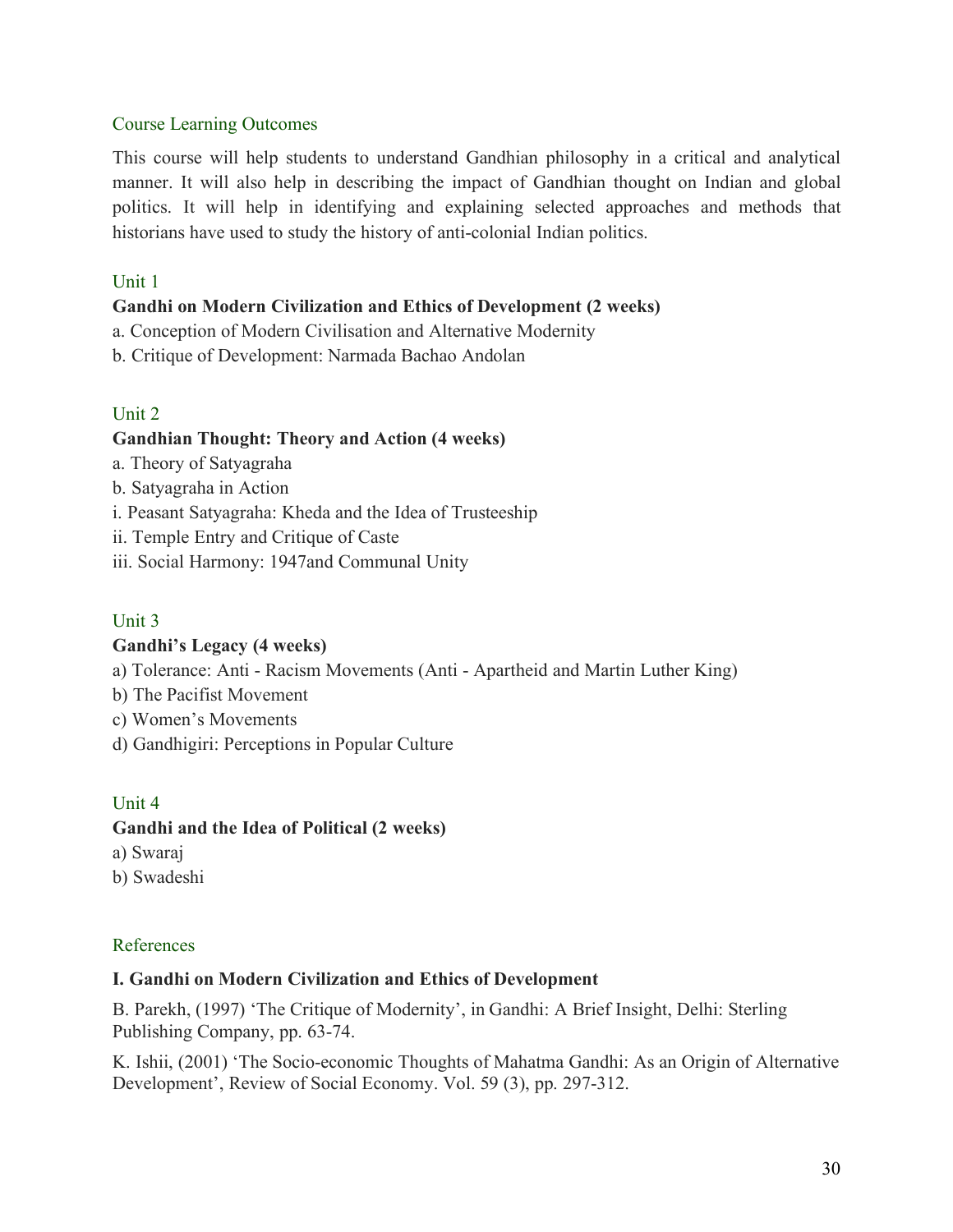## Course Learning Outcomes

This course will help students to understand Gandhian philosophy in a critical and analytical manner. It will also help in describing the impact of Gandhian thought on Indian and global politics. It will help in identifying and explaining selected approaches and methods that historians have used to study the history of anti-colonial Indian politics.

## Unit 1

**Gandhi on Modern Civilization and Ethics of Development (2 weeks)**

a. Conception of Modern Civilisation and Alternative Modernity
b. Critique of Development: Narmada Bachao Andolan

## Unit 2

**Gandhian Thought: Theory and Action (4 weeks)**

a. Theory of Satyagraha
b. Satyagraha in Action
i. Peasant Satyagraha: Kheda and the Idea of Trusteeship
ii. Temple Entry and Critique of Caste
iii. Social Harmony: 1947and Communal Unity

## Unit 3

**Gandhi's Legacy (4 weeks)**

a) Tolerance: Anti - Racism Movements (Anti - Apartheid and Martin Luther King)
b) The Pacifist Movement
c) Women's Movements
d) Gandhigiri: Perceptions in Popular Culture

## Unit 4

**Gandhi and the Idea of Political (2 weeks)**

a) Swaraj
b) Swadeshi

## References

**I. Gandhi on Modern Civilization and Ethics of Development**

B. Parekh, (1997) 'The Critique of Modernity', in Gandhi: A Brief Insight, Delhi: Sterling Publishing Company, pp. 63-74.

K. Ishii, (2001) 'The Socio-economic Thoughts of Mahatma Gandhi: As an Origin of Alternative Development', Review of Social Economy. Vol. 59 (3), pp. 297-312.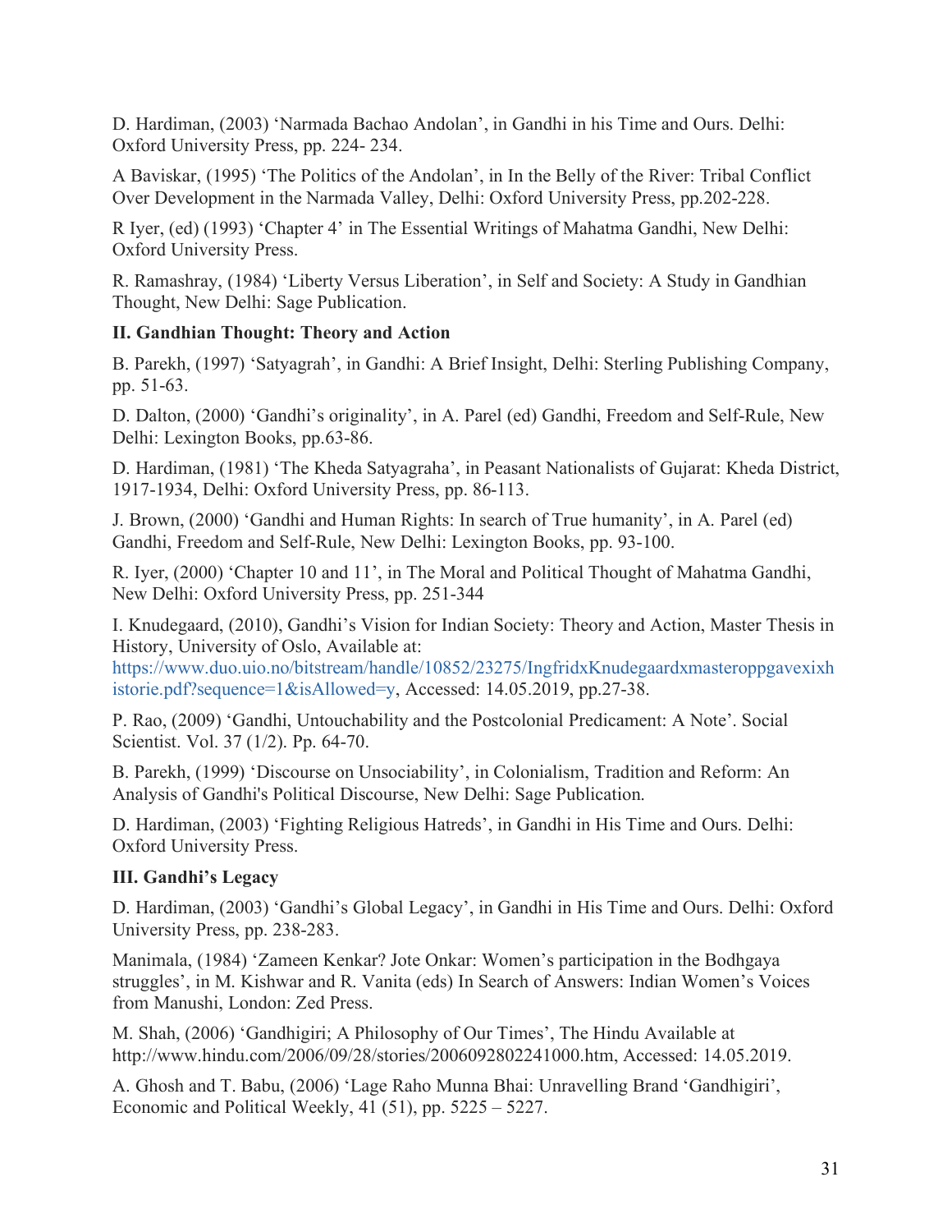D. Hardiman, (2003) 'Narmada Bachao Andolan', in Gandhi in his Time and Ours. Delhi: Oxford University Press, pp. 224- 234.

A Baviskar, (1995) 'The Politics of the Andolan', in In the Belly of the River: Tribal Conflict Over Development in the Narmada Valley, Delhi: Oxford University Press, pp.202-228.

R Iyer, (ed) (1993) 'Chapter 4' in The Essential Writings of Mahatma Gandhi, New Delhi: Oxford University Press.

R. Ramashray, (1984) 'Liberty Versus Liberation', in Self and Society: A Study in Gandhian Thought, New Delhi: Sage Publication.

**II. Gandhian Thought: Theory and Action**

B. Parekh, (1997) 'Satyagrah', in Gandhi: A Brief Insight, Delhi: Sterling Publishing Company, pp. 51-63.

D. Dalton, (2000) 'Gandhi's originality', in A. Parel (ed) Gandhi, Freedom and Self-Rule, New Delhi: Lexington Books, pp.63-86.

D. Hardiman, (1981) 'The Kheda Satyagraha', in Peasant Nationalists of Gujarat: Kheda District, 1917-1934, Delhi: Oxford University Press, pp. 86-113.

J. Brown, (2000) 'Gandhi and Human Rights: In search of True humanity', in A. Parel (ed) Gandhi, Freedom and Self-Rule, New Delhi: Lexington Books, pp. 93-100.

R. Iyer, (2000) 'Chapter 10 and 11', in The Moral and Political Thought of Mahatma Gandhi, New Delhi: Oxford University Press, pp. 251-344

I. Knudegaard, (2010), Gandhi's Vision for Indian Society: Theory and Action, Master Thesis in History, University of Oslo, Available at: https://www.duo.uio.no/bitstream/handle/10852/23275/IngfridxKnudegaardxmasteroppgavexixhistorie.pdf?sequence=1&isAllowed=y, Accessed: 14.05.2019, pp.27-38.

P. Rao, (2009) 'Gandhi, Untouchability and the Postcolonial Predicament: A Note'. Social Scientist. Vol. 37 (1/2). Pp. 64-70.

B. Parekh, (1999) 'Discourse on Unsociability', in Colonialism, Tradition and Reform: An Analysis of Gandhi's Political Discourse, New Delhi: Sage Publication.

D. Hardiman, (2003) 'Fighting Religious Hatreds', in Gandhi in His Time and Ours. Delhi: Oxford University Press.

**III. Gandhi's Legacy**

D. Hardiman, (2003) 'Gandhi's Global Legacy', in Gandhi in His Time and Ours. Delhi: Oxford University Press, pp. 238-283.

Manimala, (1984) 'Zameen Kenkar? Jote Onkar: Women's participation in the Bodhgaya struggles', in M. Kishwar and R. Vanita (eds) In Search of Answers: Indian Women's Voices from Manushi, London: Zed Press.

M. Shah, (2006) 'Gandhigiri; A Philosophy of Our Times', The Hindu Available at http://www.hindu.com/2006/09/28/stories/2006092802241000.htm, Accessed: 14.05.2019.

A. Ghosh and T. Babu, (2006) 'Lage Raho Munna Bhai: Unravelling Brand 'Gandhigiri', Economic and Political Weekly, 41 (51), pp. 5225 – 5227.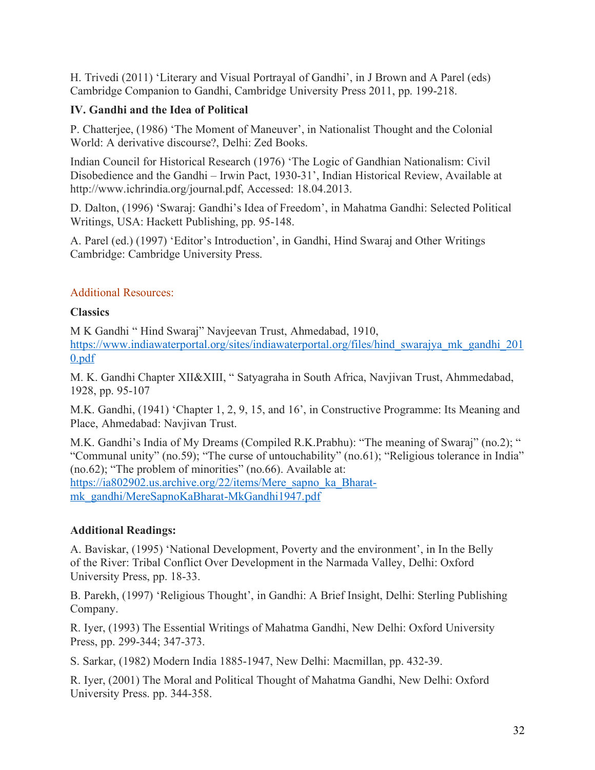H. Trivedi (2011) 'Literary and Visual Portrayal of Gandhi', in J Brown and A Parel (eds) Cambridge Companion to Gandhi, Cambridge University Press 2011, pp. 199-218.

**IV. Gandhi and the Idea of Political**

P. Chatterjee, (1986) 'The Moment of Maneuver', in Nationalist Thought and the Colonial World: A derivative discourse?, Delhi: Zed Books.

Indian Council for Historical Research (1976) 'The Logic of Gandhian Nationalism: Civil Disobedience and the Gandhi – Irwin Pact, 1930-31', Indian Historical Review, Available at http://www.ichrindia.org/journal.pdf, Accessed: 18.04.2013.

D. Dalton, (1996) 'Swaraj: Gandhi's Idea of Freedom', in Mahatma Gandhi: Selected Political Writings, USA: Hackett Publishing, pp. 95-148.

A. Parel (ed.) (1997) 'Editor's Introduction', in Gandhi, Hind Swaraj and Other Writings Cambridge: Cambridge University Press.

Additional Resources:

**Classics**

M K Gandhi " Hind Swaraj" Navjeevan Trust, Ahmedabad, 1910, https://www.indiawaterportal.org/sites/indiawaterportal.org/files/hind_swarajya_mk_gandhi_2010.pdf

M. K. Gandhi Chapter XII&XIII, " Satyagraha in South Africa, Navjivan Trust, Ahmmedabad, 1928, pp. 95-107

M.K. Gandhi, (1941) 'Chapter 1, 2, 9, 15, and 16', in Constructive Programme: Its Meaning and Place, Ahmedabad: Navjivan Trust.

M.K. Gandhi's India of My Dreams (Compiled R.K.Prabhu): "The meaning of Swaraj" (no.2); " "Communal unity" (no.59); "The curse of untouchability" (no.61); "Religious tolerance in India" (no.62); "The problem of minorities" (no.66). Available at: https://ia802902.us.archive.org/22/items/Mere_sapno_ka_Bharat-mk_gandhi/MereSapnoKaBharat-MkGandhi1947.pdf

**Additional Readings:**

A. Baviskar, (1995) 'National Development, Poverty and the environment', in In the Belly of the River: Tribal Conflict Over Development in the Narmada Valley, Delhi: Oxford University Press, pp. 18-33.

B. Parekh, (1997) 'Religious Thought', in Gandhi: A Brief Insight, Delhi: Sterling Publishing Company.

R. Iyer, (1993) The Essential Writings of Mahatma Gandhi, New Delhi: Oxford University Press, pp. 299-344; 347-373.

S. Sarkar, (1982) Modern India 1885-1947, New Delhi: Macmillan, pp. 432-39.

R. Iyer, (2001) The Moral and Political Thought of Mahatma Gandhi, New Delhi: Oxford University Press. pp. 344-358.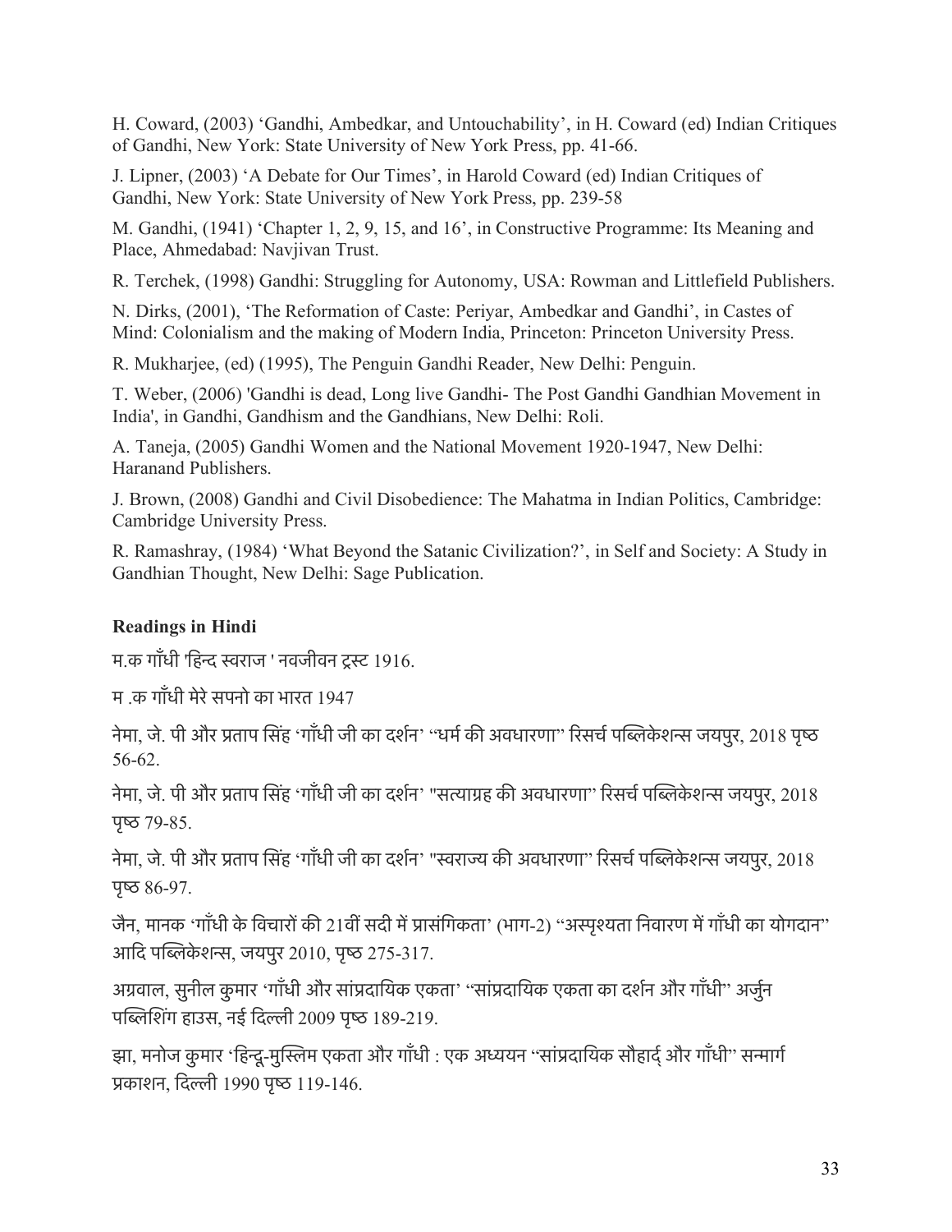H. Coward, (2003) 'Gandhi, Ambedkar, and Untouchability', in H. Coward (ed) Indian Critiques of Gandhi, New York: State University of New York Press, pp. 41-66.

J. Lipner, (2003) 'A Debate for Our Times', in Harold Coward (ed) Indian Critiques of Gandhi, New York: State University of New York Press, pp. 239-58

M. Gandhi, (1941) 'Chapter 1, 2, 9, 15, and 16', in Constructive Programme: Its Meaning and Place, Ahmedabad: Navjivan Trust.

R. Terchek, (1998) Gandhi: Struggling for Autonomy, USA: Rowman and Littlefield Publishers.

N. Dirks, (2001), 'The Reformation of Caste: Periyar, Ambedkar and Gandhi', in Castes of Mind: Colonialism and the making of Modern India, Princeton: Princeton University Press.

R. Mukharjee, (ed) (1995), The Penguin Gandhi Reader, New Delhi: Penguin.

T. Weber, (2006) 'Gandhi is dead, Long live Gandhi- The Post Gandhi Gandhian Movement in India', in Gandhi, Gandhism and the Gandhians, New Delhi: Roli.

A. Taneja, (2005) Gandhi Women and the National Movement 1920-1947, New Delhi: Haranand Publishers.

J. Brown, (2008) Gandhi and Civil Disobedience: The Mahatma in Indian Politics, Cambridge: Cambridge University Press.

R. Ramashray, (1984) 'What Beyond the Satanic Civilization?', in Self and Society: A Study in Gandhian Thought, New Delhi: Sage Publication.

**Readings in Hindi**

म.क गाँधी 'हिन्द स्वराज ' नवजीवन ट्रस्ट 1916.

म .क गाँधी मेरे सपनो का भारत 1947

नेमा, जे. पी और प्रताप सिंह 'गाँधी जी का दर्शन' "धर्म की अवधारणा" रिसर्च पब्लिकेशन्स जयपुर, 2018 पृष्ठ 56-62.

नेमा, जे. पी और प्रताप सिंह 'गाँधी जी का दर्शन' "सत्याग्रह की अवधारणा" रिसर्च पब्लिकेशन्स जयपुर, 2018 पृष्ठ 79-85.

नेमा, जे. पी और प्रताप सिंह 'गाँधी जी का दर्शन' "स्वराज्य की अवधारणा" रिसर्च पब्लिकेशन्स जयपुर, 2018 पृष्ठ 86-97.

जैन, मानक 'गाँधी के विचारों की 21वीं सदी में प्रासंगिकता' (भाग-2) "अस्पृश्यता निवारण में गाँधी का योगदान" आदि पब्लिकेशन्स, जयपुर 2010, पृष्ठ 275-317.

अग्रवाल, सुनील कुमार 'गाँधी और सांप्रदायिक एकता' "सांप्रदायिक एकता का दर्शन और गाँधी" अर्जुन पब्लिशिंग हाउस, नई दिल्ली 2009 पृष्ठ 189-219.

झा, मनोज कुमार 'हिन्दू-मुस्लिम एकता और गाँधी : एक अध्ययन "सांप्रदायिक सौहार्द् और गाँधी" सन्मार्ग प्रकाशन, दिल्ली 1990 पृष्ठ 119-146.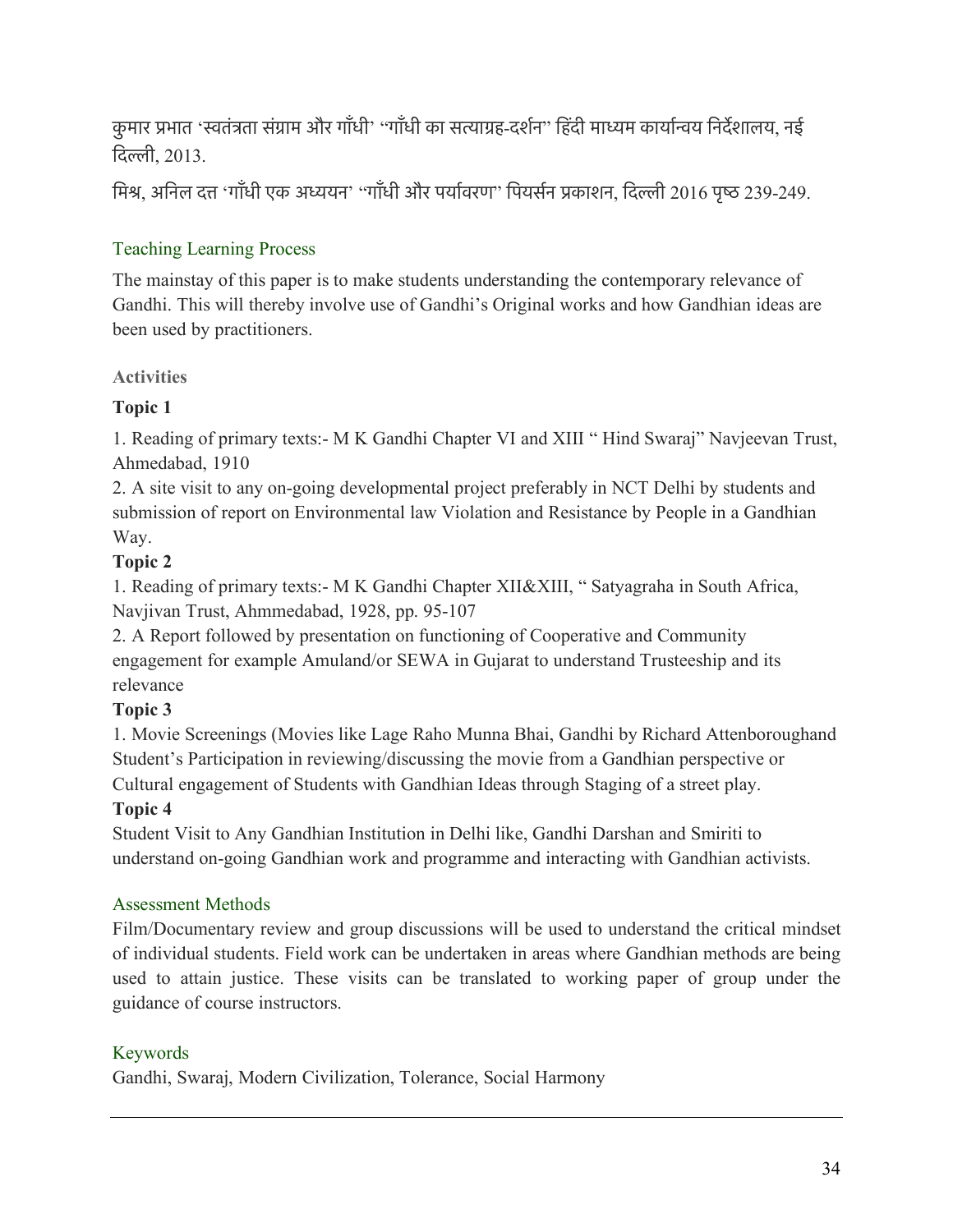कुमार प्रभात 'स्वतंत्रता संग्राम और गाँधी' "गाँधी का सत्याग्रह-दर्शन" हिंदी माध्यम कार्यान्वय निर्देशालय, नई दिल्ली, 2013.

मिश्र, अनिल दत्त 'गाँधी एक अध्ययन' "गाँधी और पर्यावरण" पियर्सन प्रकाशन, दिल्ली 2016 पृष्ठ 239-249.

## Teaching Learning Process

The mainstay of this paper is to make students understanding the contemporary relevance of Gandhi. This will thereby involve use of Gandhi's Original works and how Gandhian ideas are been used by practitioners.

### Activities

**Topic 1**

1. Reading of primary texts:- M K Gandhi Chapter VI and XIII " Hind Swaraj" Navjeevan Trust, Ahmedabad, 1910
2. A site visit to any on-going developmental project preferably in NCT Delhi by students and submission of report on Environmental law Violation and Resistance by People in a Gandhian Way.

**Topic 2**

1. Reading of primary texts:- M K Gandhi Chapter XII&XIII, " Satyagraha in South Africa, Navjivan Trust, Ahmmedabad, 1928, pp. 95-107
2. A Report followed by presentation on functioning of Cooperative and Community engagement for example Amuland/or SEWA in Gujarat to understand Trusteeship and its relevance

**Topic 3**

1. Movie Screenings (Movies like Lage Raho Munna Bhai, Gandhi by Richard Attenboroughand Student's Participation in reviewing/discussing the movie from a Gandhian perspective or Cultural engagement of Students with Gandhian Ideas through Staging of a street play.

**Topic 4**

Student Visit to Any Gandhian Institution in Delhi like, Gandhi Darshan and Smiriti to understand on-going Gandhian work and programme and interacting with Gandhian activists.

## Assessment Methods

Film/Documentary review and group discussions will be used to understand the critical mindset of individual students. Field work can be undertaken in areas where Gandhian methods are being used to attain justice. These visits can be translated to working paper of group under the guidance of course instructors.

## Keywords

Gandhi, Swaraj, Modern Civilization, Tolerance, Social Harmony

---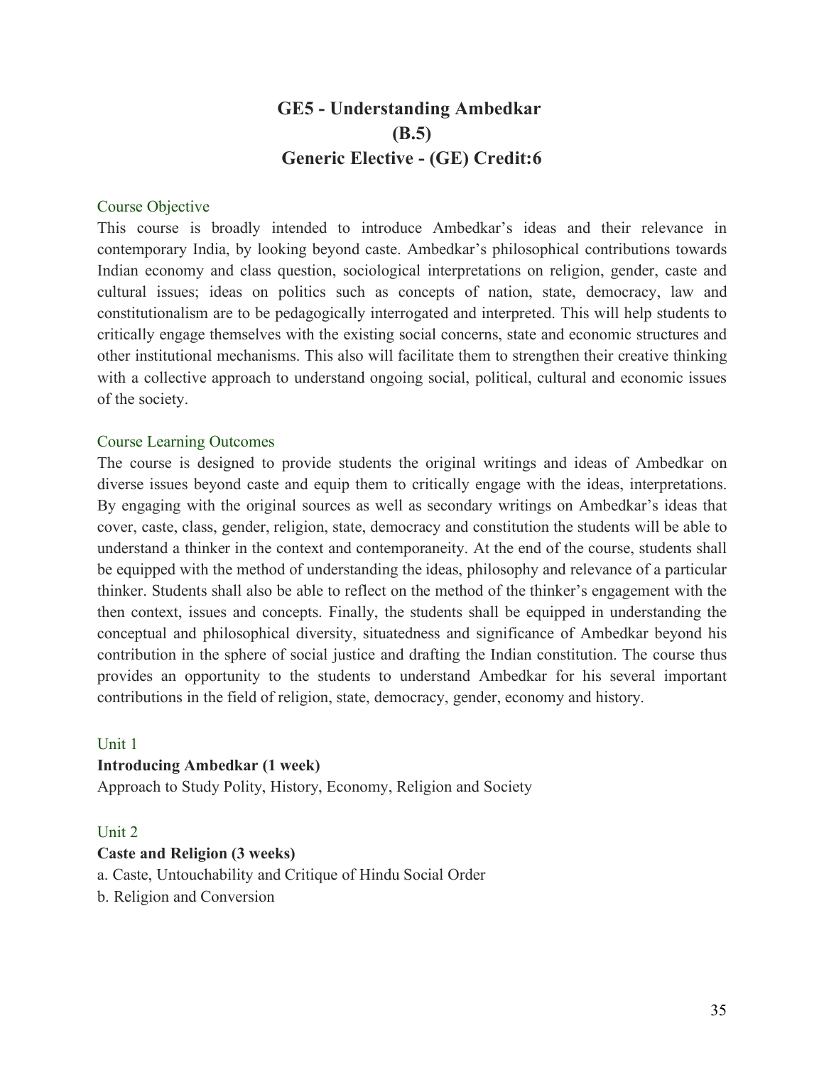# GE5 - Understanding Ambedkar
## (B.5)
## Generic Elective - (GE) Credit:6

### Course Objective

This course is broadly intended to introduce Ambedkar's ideas and their relevance in contemporary India, by looking beyond caste. Ambedkar's philosophical contributions towards Indian economy and class question, sociological interpretations on religion, gender, caste and cultural issues; ideas on politics such as concepts of nation, state, democracy, law and constitutionalism are to be pedagogically interrogated and interpreted. This will help students to critically engage themselves with the existing social concerns, state and economic structures and other institutional mechanisms. This also will facilitate them to strengthen their creative thinking with a collective approach to understand ongoing social, political, cultural and economic issues of the society.

### Course Learning Outcomes

The course is designed to provide students the original writings and ideas of Ambedkar on diverse issues beyond caste and equip them to critically engage with the ideas, interpretations. By engaging with the original sources as well as secondary writings on Ambedkar's ideas that cover, caste, class, gender, religion, state, democracy and constitution the students will be able to understand a thinker in the context and contemporaneity. At the end of the course, students shall be equipped with the method of understanding the ideas, philosophy and relevance of a particular thinker. Students shall also be able to reflect on the method of the thinker's engagement with the then context, issues and concepts. Finally, the students shall be equipped in understanding the conceptual and philosophical diversity, situatedness and significance of Ambedkar beyond his contribution in the sphere of social justice and drafting the Indian constitution. The course thus provides an opportunity to the students to understand Ambedkar for his several important contributions in the field of religion, state, democracy, gender, economy and history.

### Unit 1

**Introducing Ambedkar (1 week)**

Approach to Study Polity, History, Economy, Religion and Society

### Unit 2

**Caste and Religion (3 weeks)**

a. Caste, Untouchability and Critique of Hindu Social Order

b. Religion and Conversion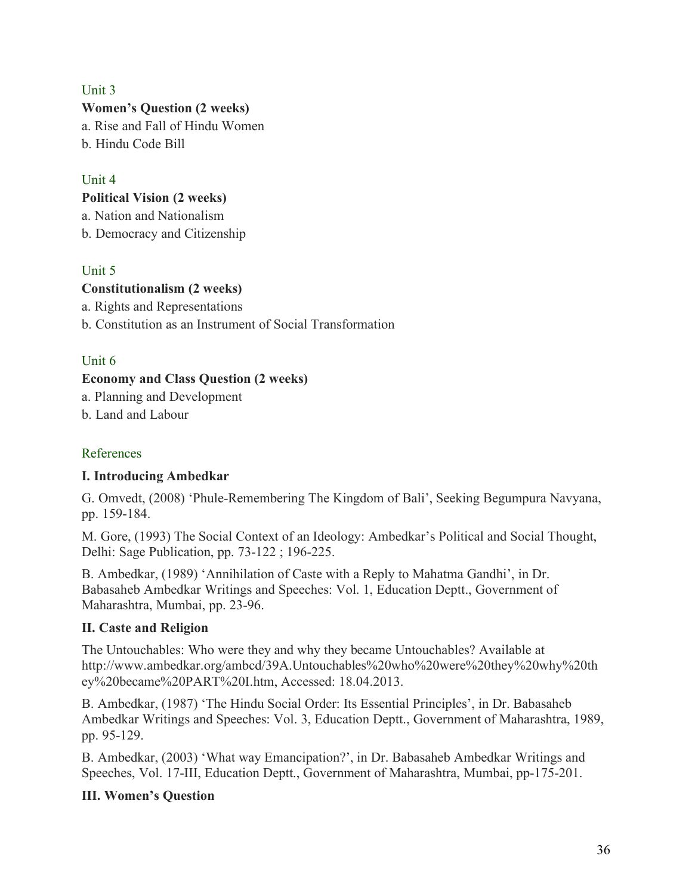### Unit 3

**Women's Question (2 weeks)**

a. Rise and Fall of Hindu Women

b. Hindu Code Bill

### Unit 4

**Political Vision (2 weeks)**

a. Nation and Nationalism

b. Democracy and Citizenship

### Unit 5

**Constitutionalism (2 weeks)**

a. Rights and Representations

b. Constitution as an Instrument of Social Transformation

### Unit 6

**Economy and Class Question (2 weeks)**

a. Planning and Development

b. Land and Labour

### References

**I. Introducing Ambedkar**

G. Omvedt, (2008) 'Phule-Remembering The Kingdom of Bali', Seeking Begumpura Navyana, pp. 159-184.

M. Gore, (1993) The Social Context of an Ideology: Ambedkar's Political and Social Thought, Delhi: Sage Publication, pp. 73-122 ; 196-225.

B. Ambedkar, (1989) 'Annihilation of Caste with a Reply to Mahatma Gandhi', in Dr. Babasaheb Ambedkar Writings and Speeches: Vol. 1, Education Deptt., Government of Maharashtra, Mumbai, pp. 23-96.

**II. Caste and Religion**

The Untouchables: Who were they and why they became Untouchables? Available at http://www.ambedkar.org/ambcd/39A.Untouchables%20who%20were%20they%20why%20they%20became%20PART%20I.htm, Accessed: 18.04.2013.

B. Ambedkar, (1987) 'The Hindu Social Order: Its Essential Principles', in Dr. Babasaheb Ambedkar Writings and Speeches: Vol. 3, Education Deptt., Government of Maharashtra, 1989, pp. 95-129.

B. Ambedkar, (2003) 'What way Emancipation?', in Dr. Babasaheb Ambedkar Writings and Speeches, Vol. 17-III, Education Deptt., Government of Maharashtra, Mumbai, pp-175-201.

**III. Women's Question**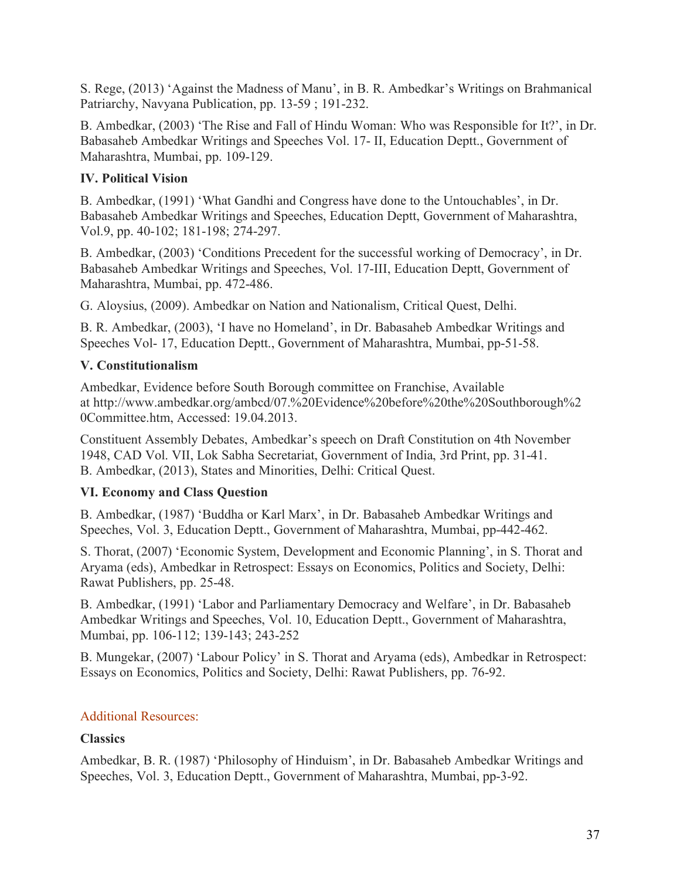S. Rege, (2013) 'Against the Madness of Manu', in B. R. Ambedkar's Writings on Brahmanical Patriarchy, Navyana Publication, pp. 13-59 ; 191-232.

B. Ambedkar, (2003) 'The Rise and Fall of Hindu Woman: Who was Responsible for It?', in Dr. Babasaheb Ambedkar Writings and Speeches Vol. 17- II, Education Deptt., Government of Maharashtra, Mumbai, pp. 109-129.

**IV. Political Vision**

B. Ambedkar, (1991) 'What Gandhi and Congress have done to the Untouchables', in Dr. Babasaheb Ambedkar Writings and Speeches, Education Deptt, Government of Maharashtra, Vol.9, pp. 40-102; 181-198; 274-297.

B. Ambedkar, (2003) 'Conditions Precedent for the successful working of Democracy', in Dr. Babasaheb Ambedkar Writings and Speeches, Vol. 17-III, Education Deptt, Government of Maharashtra, Mumbai, pp. 472-486.

G. Aloysius, (2009). Ambedkar on Nation and Nationalism, Critical Quest, Delhi.

B. R. Ambedkar, (2003), 'I have no Homeland', in Dr. Babasaheb Ambedkar Writings and Speeches Vol- 17, Education Deptt., Government of Maharashtra, Mumbai, pp-51-58.

**V. Constitutionalism**

Ambedkar, Evidence before South Borough committee on Franchise, Available at http://www.ambedkar.org/ambcd/07.%20Evidence%20before%20the%20Southborough%20Committee.htm, Accessed: 19.04.2013.

Constituent Assembly Debates, Ambedkar's speech on Draft Constitution on 4th November 1948, CAD Vol. VII, Lok Sabha Secretariat, Government of India, 3rd Print, pp. 31-41.
B. Ambedkar, (2013), States and Minorities, Delhi: Critical Quest.

**VI. Economy and Class Question**

B. Ambedkar, (1987) 'Buddha or Karl Marx', in Dr. Babasaheb Ambedkar Writings and Speeches, Vol. 3, Education Deptt., Government of Maharashtra, Mumbai, pp-442-462.

S. Thorat, (2007) 'Economic System, Development and Economic Planning', in S. Thorat and Aryama (eds), Ambedkar in Retrospect: Essays on Economics, Politics and Society, Delhi: Rawat Publishers, pp. 25-48.

B. Ambedkar, (1991) 'Labor and Parliamentary Democracy and Welfare', in Dr. Babasaheb Ambedkar Writings and Speeches, Vol. 10, Education Deptt., Government of Maharashtra, Mumbai, pp. 106-112; 139-143; 243-252

B. Mungekar, (2007) 'Labour Policy' in S. Thorat and Aryama (eds), Ambedkar in Retrospect: Essays on Economics, Politics and Society, Delhi: Rawat Publishers, pp. 76-92.

Additional Resources:

**Classics**

Ambedkar, B. R. (1987) 'Philosophy of Hinduism', in Dr. Babasaheb Ambedkar Writings and Speeches, Vol. 3, Education Deptt., Government of Maharashtra, Mumbai, pp-3-92.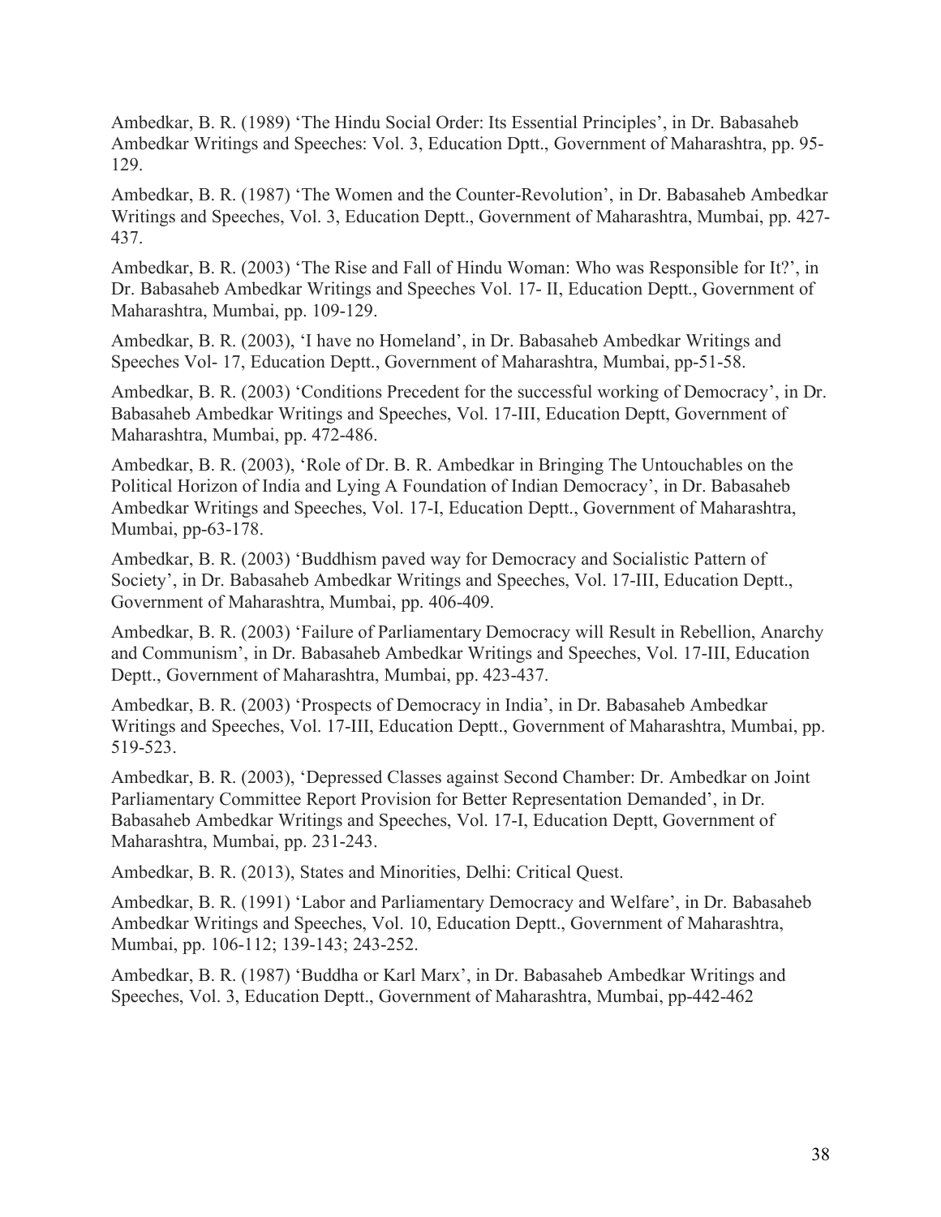Ambedkar, B. R. (1989) 'The Hindu Social Order: Its Essential Principles', in Dr. Babasaheb Ambedkar Writings and Speeches: Vol. 3, Education Dptt., Government of Maharashtra, pp. 95-129.

Ambedkar, B. R. (1987) 'The Women and the Counter-Revolution', in Dr. Babasaheb Ambedkar Writings and Speeches, Vol. 3, Education Deptt., Government of Maharashtra, Mumbai, pp. 427-437.

Ambedkar, B. R. (2003) 'The Rise and Fall of Hindu Woman: Who was Responsible for It?', in Dr. Babasaheb Ambedkar Writings and Speeches Vol. 17- II, Education Deptt., Government of Maharashtra, Mumbai, pp. 109-129.

Ambedkar, B. R. (2003), 'I have no Homeland', in Dr. Babasaheb Ambedkar Writings and Speeches Vol- 17, Education Deptt., Government of Maharashtra, Mumbai, pp-51-58.

Ambedkar, B. R. (2003) 'Conditions Precedent for the successful working of Democracy', in Dr. Babasaheb Ambedkar Writings and Speeches, Vol. 17-III, Education Deptt, Government of Maharashtra, Mumbai, pp. 472-486.

Ambedkar, B. R. (2003), 'Role of Dr. B. R. Ambedkar in Bringing The Untouchables on the Political Horizon of India and Lying A Foundation of Indian Democracy', in Dr. Babasaheb Ambedkar Writings and Speeches, Vol. 17-I, Education Deptt., Government of Maharashtra, Mumbai, pp-63-178.

Ambedkar, B. R. (2003) 'Buddhism paved way for Democracy and Socialistic Pattern of Society', in Dr. Babasaheb Ambedkar Writings and Speeches, Vol. 17-III, Education Deptt., Government of Maharashtra, Mumbai, pp. 406-409.

Ambedkar, B. R. (2003) 'Failure of Parliamentary Democracy will Result in Rebellion, Anarchy and Communism', in Dr. Babasaheb Ambedkar Writings and Speeches, Vol. 17-III, Education Deptt., Government of Maharashtra, Mumbai, pp. 423-437.

Ambedkar, B. R. (2003) 'Prospects of Democracy in India', in Dr. Babasaheb Ambedkar Writings and Speeches, Vol. 17-III, Education Deptt., Government of Maharashtra, Mumbai, pp. 519-523.

Ambedkar, B. R. (2003), 'Depressed Classes against Second Chamber: Dr. Ambedkar on Joint Parliamentary Committee Report Provision for Better Representation Demanded', in Dr. Babasaheb Ambedkar Writings and Speeches, Vol. 17-I, Education Deptt, Government of Maharashtra, Mumbai, pp. 231-243.

Ambedkar, B. R. (2013), States and Minorities, Delhi: Critical Quest.

Ambedkar, B. R. (1991) 'Labor and Parliamentary Democracy and Welfare', in Dr. Babasaheb Ambedkar Writings and Speeches, Vol. 10, Education Deptt., Government of Maharashtra, Mumbai, pp. 106-112; 139-143; 243-252.

Ambedkar, B. R. (1987) 'Buddha or Karl Marx', in Dr. Babasaheb Ambedkar Writings and Speeches, Vol. 3, Education Deptt., Government of Maharashtra, Mumbai, pp-442-462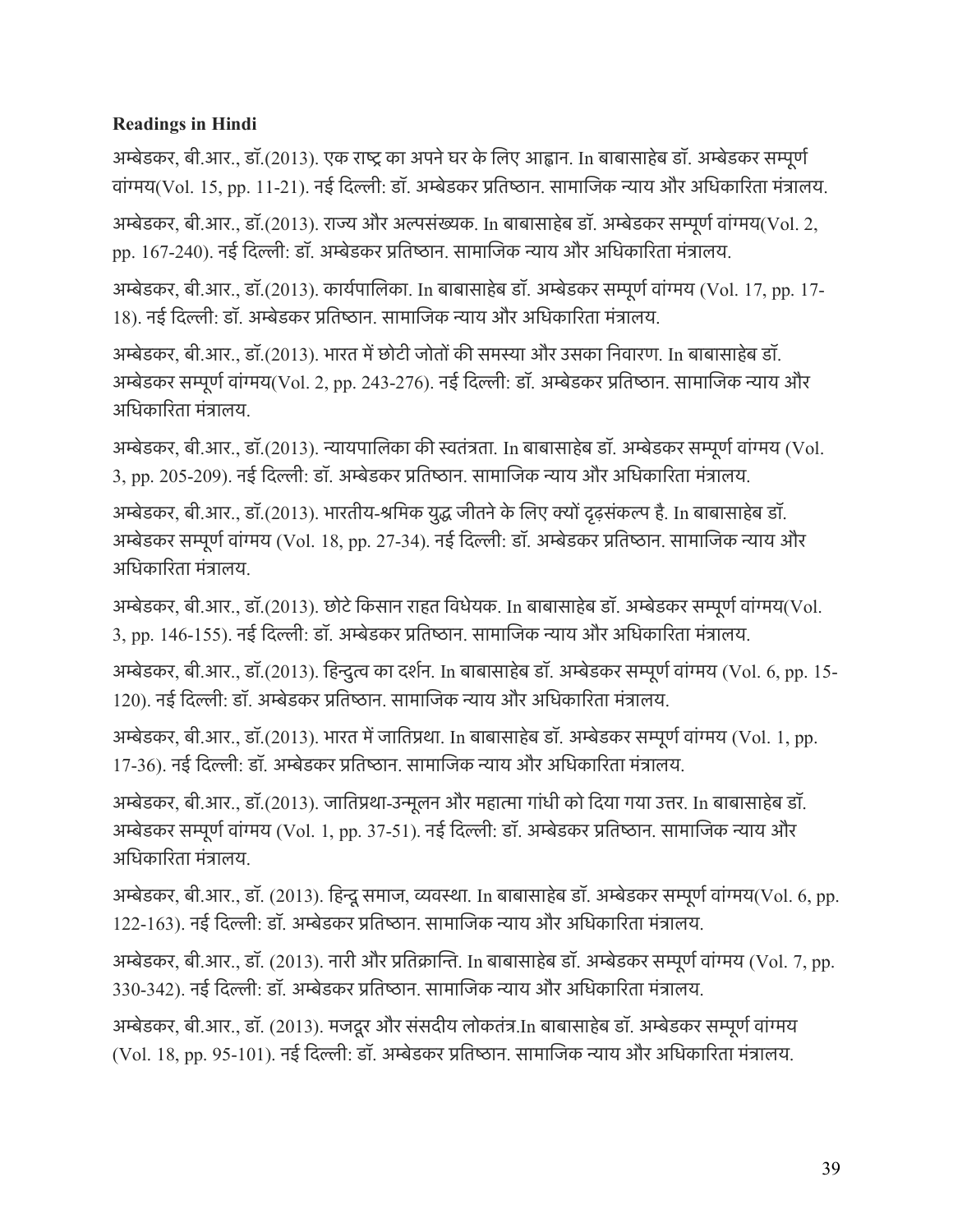**Readings in Hindi**

अम्बेडकर, बी.आर., डॉ.(2013). एक राष्ट्र का अपने घर के लिए आह्वान. In बाबासाहेब डॉ. अम्बेडकर सम्पूर्ण वांग्मय(Vol. 15, pp. 11-21). नई दिल्ली: डॉ. अम्बेडकर प्रतिष्ठान. सामाजिक न्याय और अधिकारिता मंत्रालय.

अम्बेडकर, बी.आर., डॉ.(2013). राज्य और अल्पसंख्यक. In बाबासाहेब डॉ. अम्बेडकर सम्पूर्ण वांग्मय(Vol. 2, pp. 167-240). नई दिल्ली: डॉ. अम्बेडकर प्रतिष्ठान. सामाजिक न्याय और अधिकारिता मंत्रालय.

अम्बेडकर, बी.आर., डॉ.(2013). कार्यपालिका. In बाबासाहेब डॉ. अम्बेडकर सम्पूर्ण वांग्मय (Vol. 17, pp. 17-18). नई दिल्ली: डॉ. अम्बेडकर प्रतिष्ठान. सामाजिक न्याय और अधिकारिता मंत्रालय.

अम्बेडकर, बी.आर., डॉ.(2013). भारत में छोटी जोतों की समस्या और उसका निवारण. In बाबासाहेब डॉ. अम्बेडकर सम्पूर्ण वांग्मय(Vol. 2, pp. 243-276). नई दिल्ली: डॉ. अम्बेडकर प्रतिष्ठान. सामाजिक न्याय और अधिकारिता मंत्रालय.

अम्बेडकर, बी.आर., डॉ.(2013). न्यायपालिका की स्वतंत्रता. In बाबासाहेब डॉ. अम्बेडकर सम्पूर्ण वांग्मय (Vol. 3, pp. 205-209). नई दिल्ली: डॉ. अम्बेडकर प्रतिष्ठान. सामाजिक न्याय और अधिकारिता मंत्रालय.

अम्बेडकर, बी.आर., डॉ.(2013). भारतीय-श्रमिक युद्ध जीतने के लिए क्यों दृढ़संकल्प है. In बाबासाहेब डॉ. अम्बेडकर सम्पूर्ण वांग्मय (Vol. 18, pp. 27-34). नई दिल्ली: डॉ. अम्बेडकर प्रतिष्ठान. सामाजिक न्याय और अधिकारिता मंत्रालय.

अम्बेडकर, बी.आर., डॉ.(2013). छोटे किसान राहत विधेयक. In बाबासाहेब डॉ. अम्बेडकर सम्पूर्ण वांग्मय(Vol. 3, pp. 146-155). नई दिल्ली: डॉ. अम्बेडकर प्रतिष्ठान. सामाजिक न्याय और अधिकारिता मंत्रालय.

अम्बेडकर, बी.आर., डॉ.(2013). हिन्दुत्व का दर्शन. In बाबासाहेब डॉ. अम्बेडकर सम्पूर्ण वांग्मय (Vol. 6, pp. 15-120). नई दिल्ली: डॉ. अम्बेडकर प्रतिष्ठान. सामाजिक न्याय और अधिकारिता मंत्रालय.

अम्बेडकर, बी.आर., डॉ.(2013). भारत में जातिप्रथा. In बाबासाहेब डॉ. अम्बेडकर सम्पूर्ण वांग्मय (Vol. 1, pp. 17-36). नई दिल्ली: डॉ. अम्बेडकर प्रतिष्ठान. सामाजिक न्याय और अधिकारिता मंत्रालय.

अम्बेडकर, बी.आर., डॉ.(2013). जातिप्रथा-उन्मूलन और महात्मा गांधी को दिया गया उत्तर. In बाबासाहेब डॉ. अम्बेडकर सम्पूर्ण वांग्मय (Vol. 1, pp. 37-51). नई दिल्ली: डॉ. अम्बेडकर प्रतिष्ठान. सामाजिक न्याय और अधिकारिता मंत्रालय.

अम्बेडकर, बी.आर., डॉ. (2013). हिन्दू समाज, व्यवस्था. In बाबासाहेब डॉ. अम्बेडकर सम्पूर्ण वांग्मय(Vol. 6, pp. 122-163). नई दिल्ली: डॉ. अम्बेडकर प्रतिष्ठान. सामाजिक न्याय और अधिकारिता मंत्रालय.

अम्बेडकर, बी.आर., डॉ. (2013). नारी और प्रतिक्रान्ति. In बाबासाहेब डॉ. अम्बेडकर सम्पूर्ण वांग्मय (Vol. 7, pp. 330-342). नई दिल्ली: डॉ. अम्बेडकर प्रतिष्ठान. सामाजिक न्याय और अधिकारिता मंत्रालय.

अम्बेडकर, बी.आर., डॉ. (2013). मजदूर और संसदीय लोकतंत्र.In बाबासाहेब डॉ. अम्बेडकर सम्पूर्ण वांग्मय (Vol. 18, pp. 95-101). नई दिल्ली: डॉ. अम्बेडकर प्रतिष्ठान. सामाजिक न्याय और अधिकारिता मंत्रालय.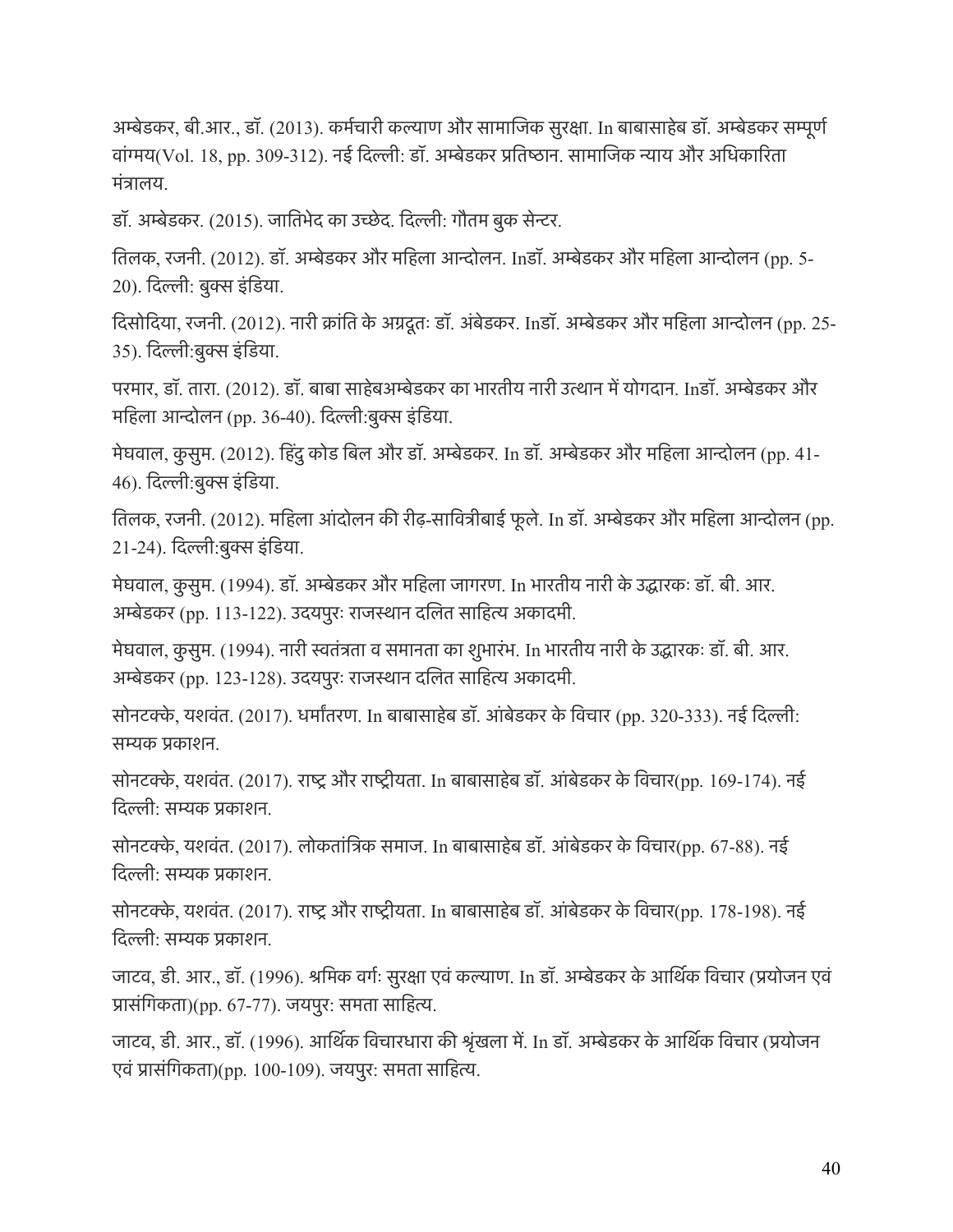अम्बेडकर, बी.आर., डॉ. (2013). कर्मचारी कल्याण और सामाजिक सुरक्षा. In बाबासाहेब डॉ. अम्बेडकर सम्पूर्ण वांग्मय(Vol. 18, pp. 309-312). नई दिल्ली: डॉ. अम्बेडकर प्रतिष्ठान. सामाजिक न्याय और अधिकारिता मंत्रालय.

डॉ. अम्बेडकर. (2015). जातिभेद का उच्छेद. दिल्ली: गौतम बुक सेन्टर.

तिलक, रजनी. (2012). डॉ. अम्बेडकर और महिला आन्दोलन. Inडॉ. अम्बेडकर और महिला आन्दोलन (pp. 5-20). दिल्ली: बुक्स इंडिया.

दिसोदिया, रजनी. (2012). नारी क्रांति के अग्रदूतः डॉ. अंबेडकर. Inडॉ. अम्बेडकर और महिला आन्दोलन (pp. 25-35). दिल्ली:बुक्स इंडिया.

परमार, डॉ. तारा. (2012). डॉ. बाबा साहेबअम्बेडकर का भारतीय नारी उत्थान में योगदान. Inडॉ. अम्बेडकर और महिला आन्दोलन (pp. 36-40). दिल्ली:बुक्स इंडिया.

मेघवाल, कुसुम. (2012). हिंदु कोड बिल और डॉ. अम्बेडकर. In डॉ. अम्बेडकर और महिला आन्दोलन (pp. 41-46). दिल्ली:बुक्स इंडिया.

तिलक, रजनी. (2012). महिला आंदोलन की रीढ़-सावित्रीबाई फूले. In डॉ. अम्बेडकर और महिला आन्दोलन (pp. 21-24). दिल्ली:बुक्स इंडिया.

मेघवाल, कुसुम. (1994). डॉ. अम्बेडकर और महिला जागरण. In भारतीय नारी के उद्धारकः डॉ. बी. आर. अम्बेडकर (pp. 113-122). उदयपुरः राजस्थान दलित साहित्य अकादमी.

मेघवाल, कुसुम. (1994). नारी स्वतंत्रता व समानता का शुभारंभ. In भारतीय नारी के उद्धारकः डॉ. बी. आर. अम्बेडकर (pp. 123-128). उदयपुरः राजस्थान दलित साहित्य अकादमी.

सोनटक्के, यशवंत. (2017). धर्मांतरण. In बाबासाहेब डॉ. आंबेडकर के विचार (pp. 320-333). नई दिल्ली: सम्यक प्रकाशन.

सोनटक्के, यशवंत. (2017). राष्ट्र और राष्ट्रीयता. In बाबासाहेब डॉ. आंबेडकर के विचार(pp. 169-174). नई दिल्ली: सम्यक प्रकाशन.

सोनटक्के, यशवंत. (2017). लोकतांत्रिक समाज. In बाबासाहेब डॉ. आंबेडकर के विचार(pp. 67-88). नई दिल्ली: सम्यक प्रकाशन.

सोनटक्के, यशवंत. (2017). राष्ट्र और राष्ट्रीयता. In बाबासाहेब डॉ. आंबेडकर के विचार(pp. 178-198). नई दिल्ली: सम्यक प्रकाशन.

जाटव, डी. आर., डॉ. (1996). श्रमिक वर्गः सुरक्षा एवं कल्याण. In डॉ. अम्बेडकर के आर्थिक विचार (प्रयोजन एवं प्रासंगिकता)(pp. 67-77). जयपुर: समता साहित्य.

जाटव, डी. आर., डॉ. (1996). आर्थिक विचारधारा की श्रृंखला में. In डॉ. अम्बेडकर के आर्थिक विचार (प्रयोजन एवं प्रासंगिकता)(pp. 100-109). जयपुर: समता साहित्य.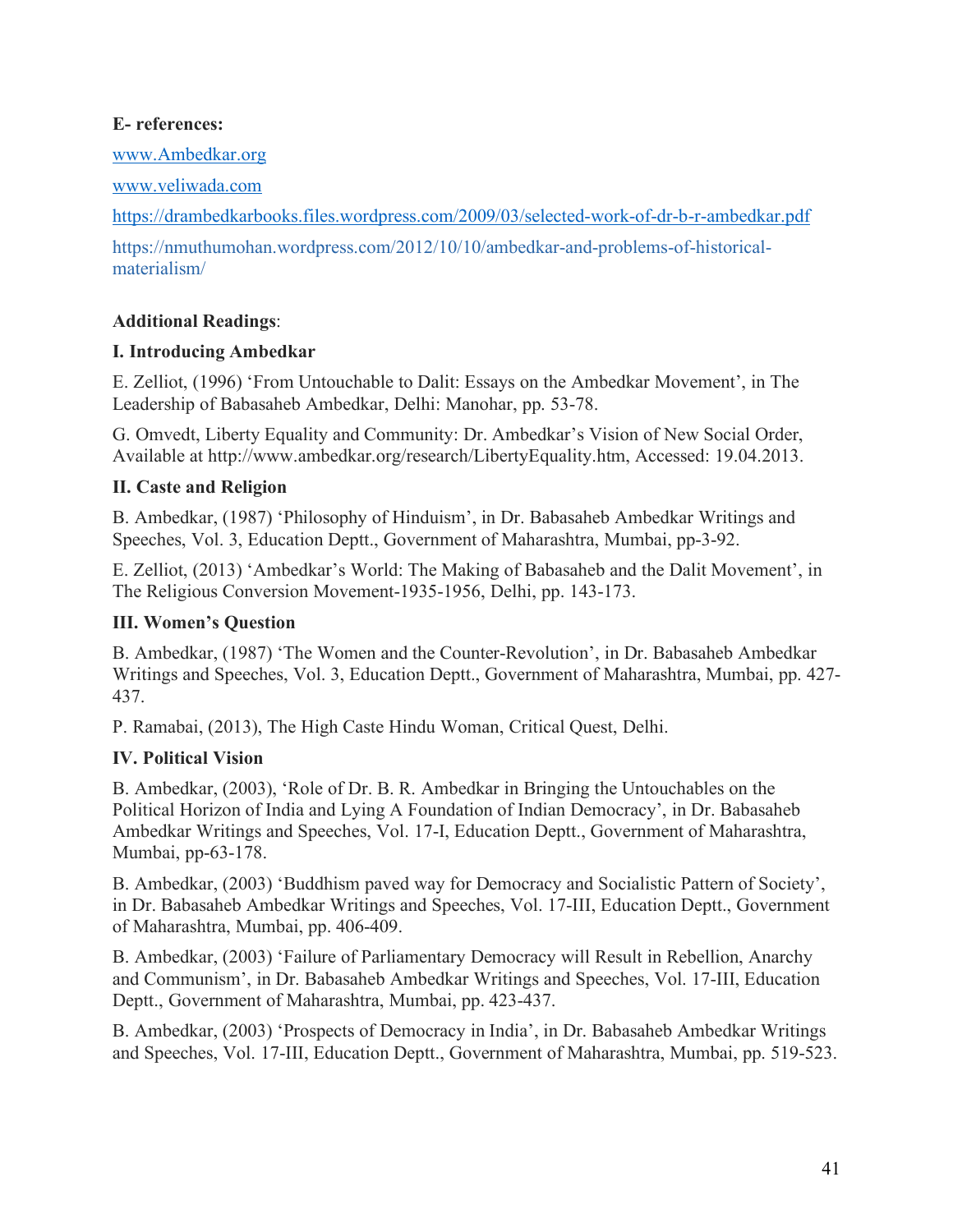**E- references:**

www.Ambedkar.org

www.veliwada.com

https://drambedkarbooks.files.wordpress.com/2009/03/selected-work-of-dr-b-r-ambedkar.pdf

https://nmuthumohan.wordpress.com/2012/10/10/ambedkar-and-problems-of-historical-materialism/

**Additional Readings**:

**I. Introducing Ambedkar**

E. Zelliot, (1996) 'From Untouchable to Dalit: Essays on the Ambedkar Movement', in The Leadership of Babasaheb Ambedkar, Delhi: Manohar, pp. 53-78.

G. Omvedt, Liberty Equality and Community: Dr. Ambedkar's Vision of New Social Order, Available at http://www.ambedkar.org/research/LibertyEquality.htm, Accessed: 19.04.2013.

**II. Caste and Religion**

B. Ambedkar, (1987) 'Philosophy of Hinduism', in Dr. Babasaheb Ambedkar Writings and Speeches, Vol. 3, Education Deptt., Government of Maharashtra, Mumbai, pp-3-92.

E. Zelliot, (2013) 'Ambedkar's World: The Making of Babasaheb and the Dalit Movement', in The Religious Conversion Movement-1935-1956, Delhi, pp. 143-173.

**III. Women's Question**

B. Ambedkar, (1987) 'The Women and the Counter-Revolution', in Dr. Babasaheb Ambedkar Writings and Speeches, Vol. 3, Education Deptt., Government of Maharashtra, Mumbai, pp. 427-437.

P. Ramabai, (2013), The High Caste Hindu Woman, Critical Quest, Delhi.

**IV. Political Vision**

B. Ambedkar, (2003), 'Role of Dr. B. R. Ambedkar in Bringing the Untouchables on the Political Horizon of India and Lying A Foundation of Indian Democracy', in Dr. Babasaheb Ambedkar Writings and Speeches, Vol. 17-I, Education Deptt., Government of Maharashtra, Mumbai, pp-63-178.

B. Ambedkar, (2003) 'Buddhism paved way for Democracy and Socialistic Pattern of Society', in Dr. Babasaheb Ambedkar Writings and Speeches, Vol. 17-III, Education Deptt., Government of Maharashtra, Mumbai, pp. 406-409.

B. Ambedkar, (2003) 'Failure of Parliamentary Democracy will Result in Rebellion, Anarchy and Communism', in Dr. Babasaheb Ambedkar Writings and Speeches, Vol. 17-III, Education Deptt., Government of Maharashtra, Mumbai, pp. 423-437.

B. Ambedkar, (2003) 'Prospects of Democracy in India', in Dr. Babasaheb Ambedkar Writings and Speeches, Vol. 17-III, Education Deptt., Government of Maharashtra, Mumbai, pp. 519-523.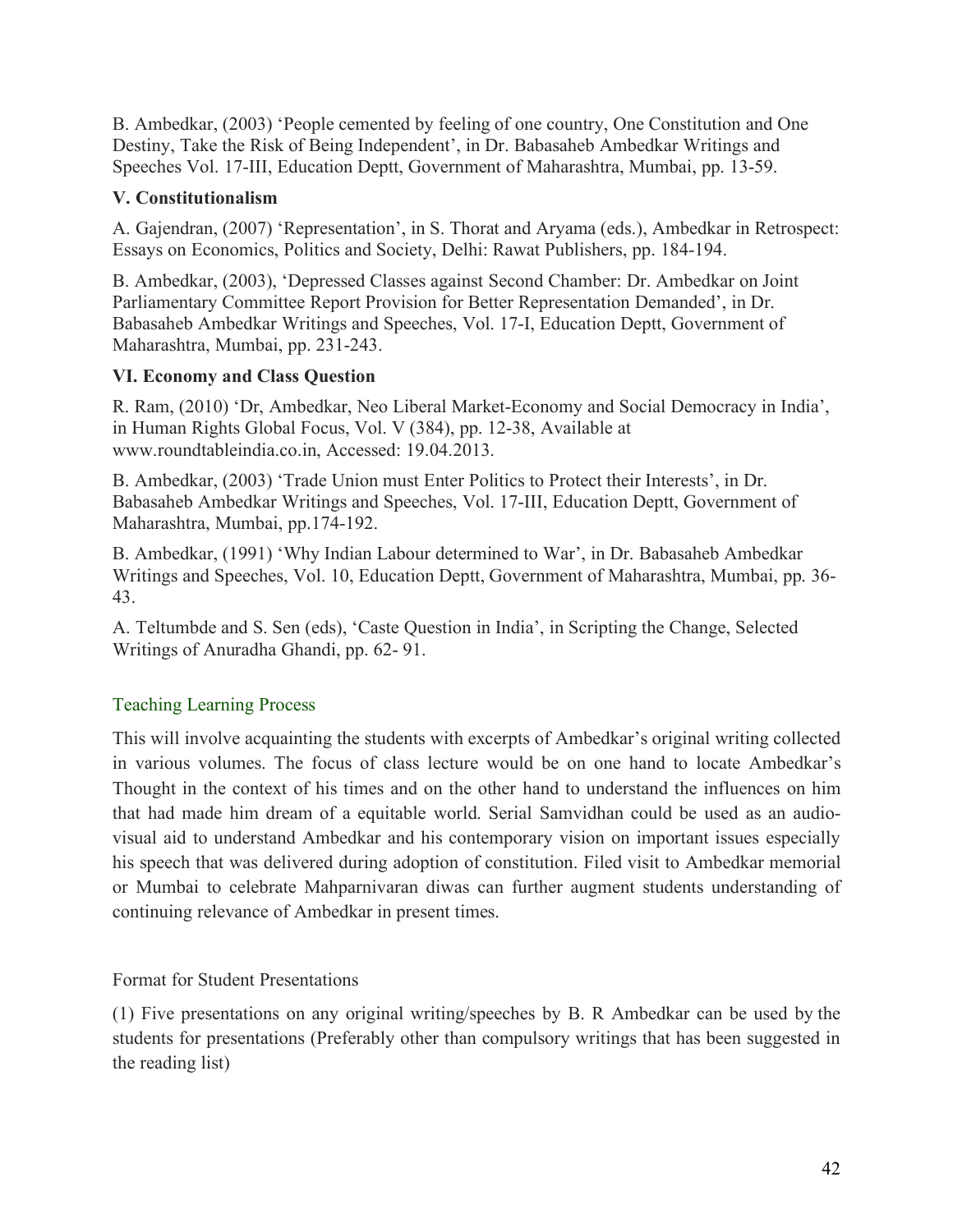B. Ambedkar, (2003) 'People cemented by feeling of one country, One Constitution and One Destiny, Take the Risk of Being Independent', in Dr. Babasaheb Ambedkar Writings and Speeches Vol. 17-III, Education Deptt, Government of Maharashtra, Mumbai, pp. 13-59.

**V. Constitutionalism**

A. Gajendran, (2007) 'Representation', in S. Thorat and Aryama (eds.), Ambedkar in Retrospect: Essays on Economics, Politics and Society, Delhi: Rawat Publishers, pp. 184-194.

B. Ambedkar, (2003), 'Depressed Classes against Second Chamber: Dr. Ambedkar on Joint Parliamentary Committee Report Provision for Better Representation Demanded', in Dr. Babasaheb Ambedkar Writings and Speeches, Vol. 17-I, Education Deptt, Government of Maharashtra, Mumbai, pp. 231-243.

**VI. Economy and Class Question**

R. Ram, (2010) 'Dr, Ambedkar, Neo Liberal Market-Economy and Social Democracy in India', in Human Rights Global Focus, Vol. V (384), pp. 12-38, Available at www.roundtableindia.co.in, Accessed: 19.04.2013.

B. Ambedkar, (2003) 'Trade Union must Enter Politics to Protect their Interests', in Dr. Babasaheb Ambedkar Writings and Speeches, Vol. 17-III, Education Deptt, Government of Maharashtra, Mumbai, pp.174-192.

B. Ambedkar, (1991) 'Why Indian Labour determined to War', in Dr. Babasaheb Ambedkar Writings and Speeches, Vol. 10, Education Deptt, Government of Maharashtra, Mumbai, pp. 36-43.

A. Teltumbde and S. Sen (eds), 'Caste Question in India', in Scripting the Change, Selected Writings of Anuradha Ghandi, pp. 62- 91.

## Teaching Learning Process

This will involve acquainting the students with excerpts of Ambedkar's original writing collected in various volumes. The focus of class lecture would be on one hand to locate Ambedkar's Thought in the context of his times and on the other hand to understand the influences on him that had made him dream of a equitable world. Serial Samvidhan could be used as an audio-visual aid to understand Ambedkar and his contemporary vision on important issues especially his speech that was delivered during adoption of constitution. Filed visit to Ambedkar memorial or Mumbai to celebrate Mahparnivaran diwas can further augment students understanding of continuing relevance of Ambedkar in present times.

Format for Student Presentations

(1) Five presentations on any original writing/speeches by B. R Ambedkar can be used by the students for presentations (Preferably other than compulsory writings that has been suggested in the reading list)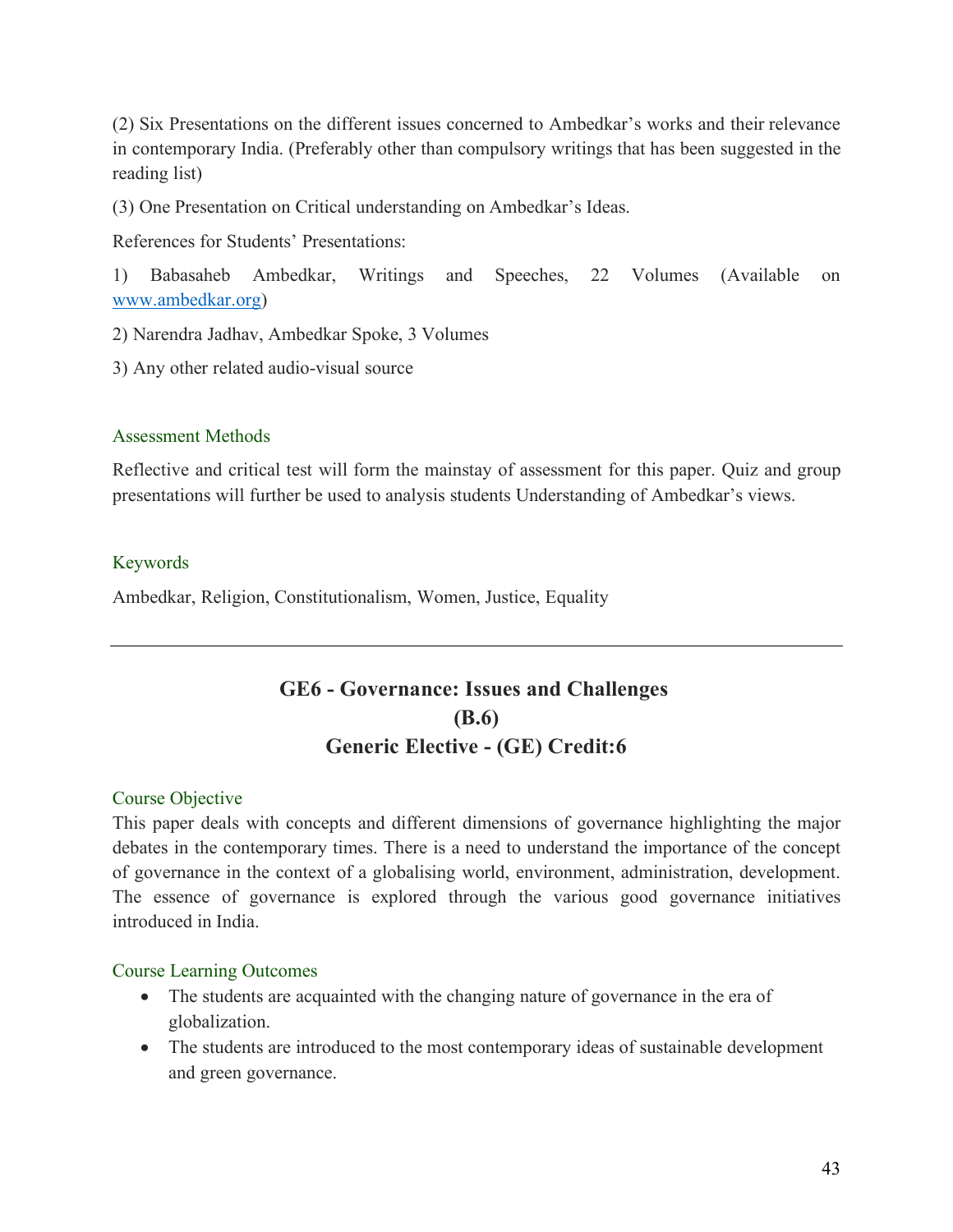(2) Six Presentations on the different issues concerned to Ambedkar's works and their relevance in contemporary India. (Preferably other than compulsory writings that has been suggested in the reading list)

(3) One Presentation on Critical understanding on Ambedkar's Ideas.

References for Students' Presentations:

1) Babasaheb Ambedkar, Writings and Speeches, 22 Volumes (Available on [www.ambedkar.org](www.ambedkar.org))

2) Narendra Jadhav, Ambedkar Spoke, 3 Volumes

3) Any other related audio-visual source

### Assessment Methods

Reflective and critical test will form the mainstay of assessment for this paper. Quiz and group presentations will further be used to analysis students Understanding of Ambedkar's views.

### Keywords

Ambedkar, Religion, Constitutionalism, Women, Justice, Equality

---

## GE6 - Governance: Issues and Challenges
## (B.6)
## Generic Elective - (GE) Credit:6

### Course Objective

This paper deals with concepts and different dimensions of governance highlighting the major debates in the contemporary times. There is a need to understand the importance of the concept of governance in the context of a globalising world, environment, administration, development. The essence of governance is explored through the various good governance initiatives introduced in India.

### Course Learning Outcomes

- The students are acquainted with the changing nature of governance in the era of globalization.
- The students are introduced to the most contemporary ideas of sustainable development and green governance.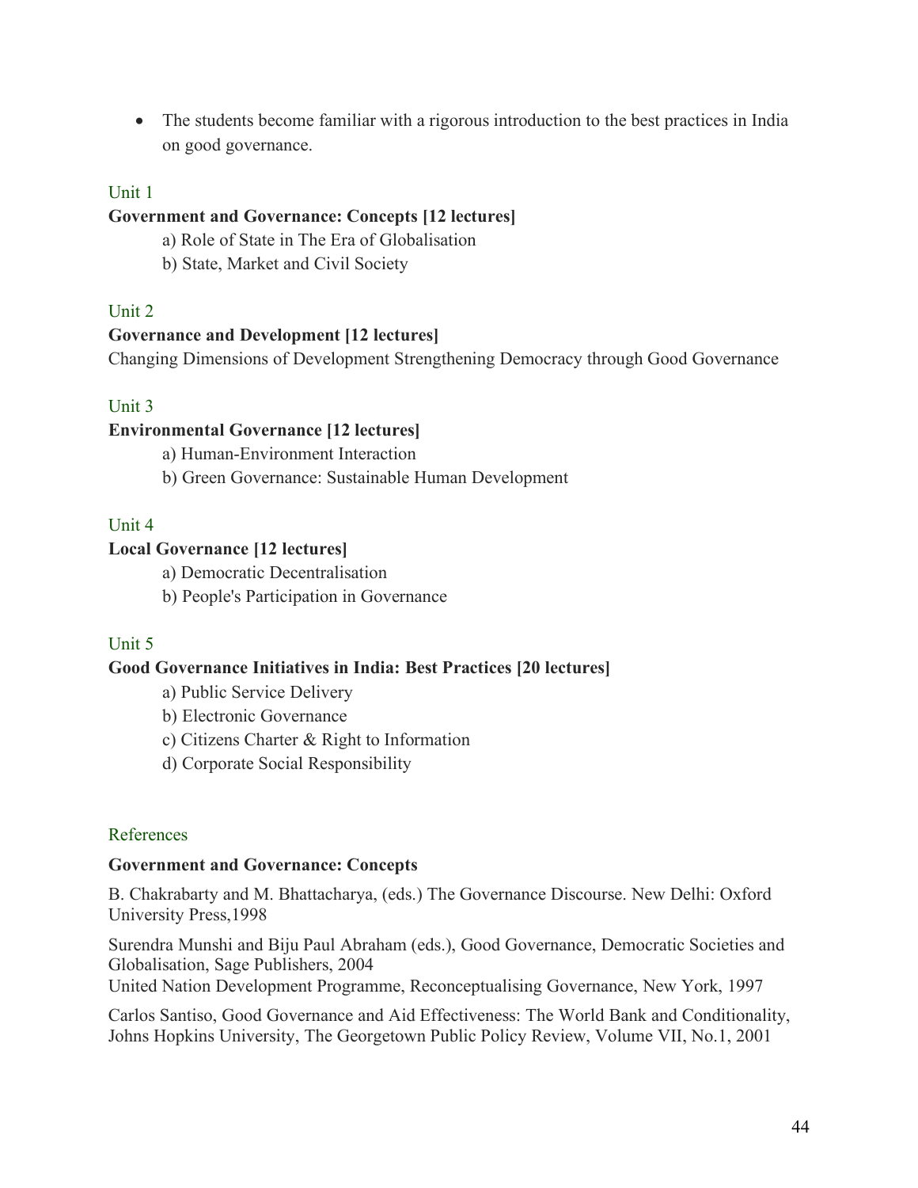- The students become familiar with a rigorous introduction to the best practices in India on good governance.

### Unit 1

**Government and Governance: Concepts [12 lectures]**

a) Role of State in The Era of Globalisation

b) State, Market and Civil Society

### Unit 2

**Governance and Development [12 lectures]**

Changing Dimensions of Development Strengthening Democracy through Good Governance

### Unit 3

**Environmental Governance [12 lectures]**

a) Human-Environment Interaction

b) Green Governance: Sustainable Human Development

### Unit 4

**Local Governance [12 lectures]**

a) Democratic Decentralisation

b) People's Participation in Governance

### Unit 5

**Good Governance Initiatives in India: Best Practices [20 lectures]**

a) Public Service Delivery

b) Electronic Governance

c) Citizens Charter & Right to Information

d) Corporate Social Responsibility

### References

**Government and Governance: Concepts**

B. Chakrabarty and M. Bhattacharya, (eds.) The Governance Discourse. New Delhi: Oxford University Press,1998

Surendra Munshi and Biju Paul Abraham (eds.), Good Governance, Democratic Societies and Globalisation, Sage Publishers, 2004

United Nation Development Programme, Reconceptualising Governance, New York, 1997

Carlos Santiso, Good Governance and Aid Effectiveness: The World Bank and Conditionality, Johns Hopkins University, The Georgetown Public Policy Review, Volume VII, No.1, 2001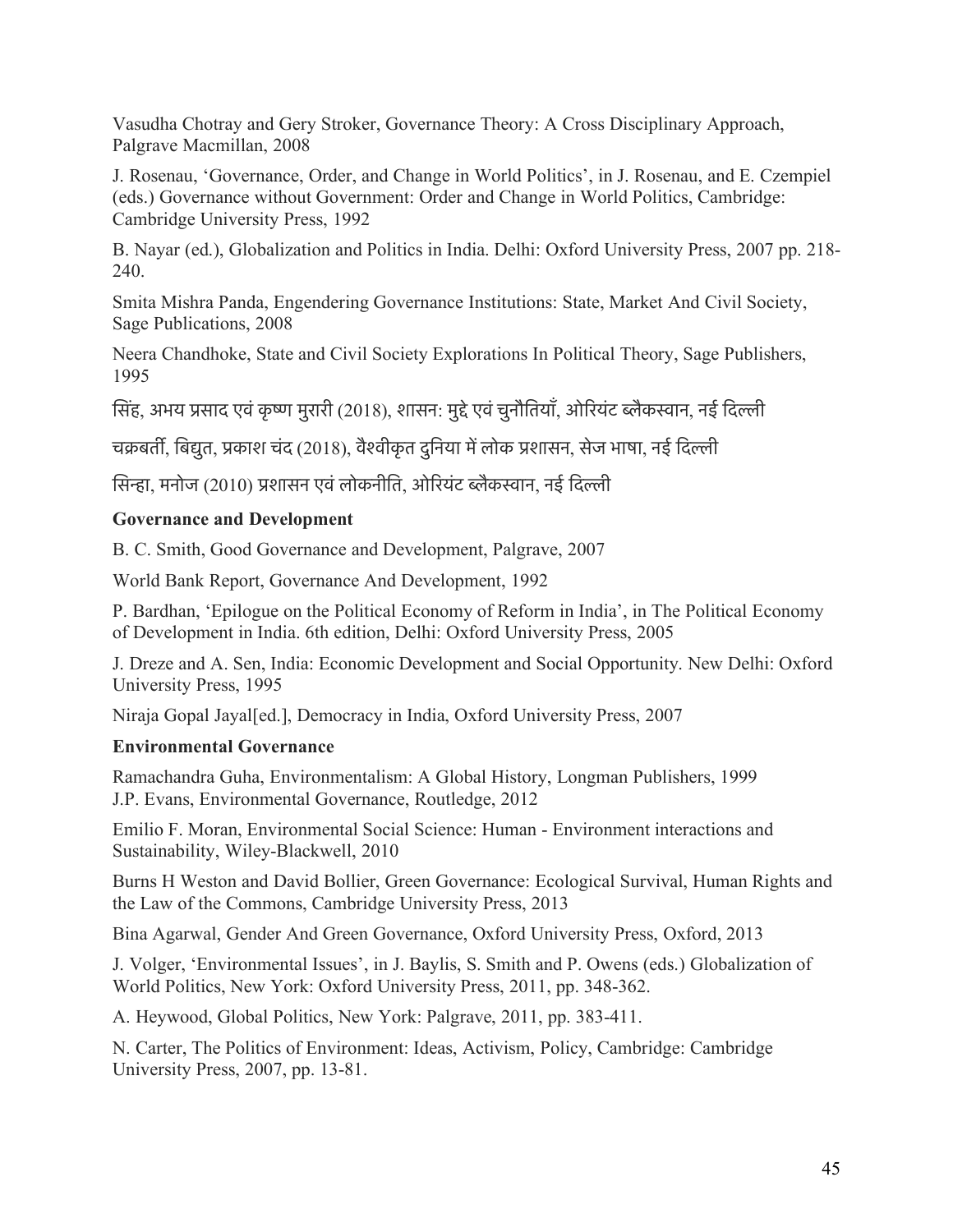Vasudha Chotray and Gery Stroker, Governance Theory: A Cross Disciplinary Approach, Palgrave Macmillan, 2008

J. Rosenau, 'Governance, Order, and Change in World Politics', in J. Rosenau, and E. Czempiel (eds.) Governance without Government: Order and Change in World Politics, Cambridge: Cambridge University Press, 1992

B. Nayar (ed.), Globalization and Politics in India. Delhi: Oxford University Press, 2007 pp. 218-240.

Smita Mishra Panda, Engendering Governance Institutions: State, Market And Civil Society, Sage Publications, 2008

Neera Chandhoke, State and Civil Society Explorations In Political Theory, Sage Publishers, 1995

सिंह, अभय प्रसाद एवं कृष्ण मुरारी (2018), शासन: मुद्दे एवं चुनौतियाँ, ओरियंट ब्लैकस्वान, नई दिल्ली

चक्रबर्ती, बिद्युत, प्रकाश चंद (2018), वैश्वीकृत दुनिया में लोक प्रशासन, सेज भाषा, नई दिल्ली

सिन्हा, मनोज (2010) प्रशासन एवं लोकनीति, ओरियंट ब्लैकस्वान, नई दिल्ली

**Governance and Development**

B. C. Smith, Good Governance and Development, Palgrave, 2007

World Bank Report, Governance And Development, 1992

P. Bardhan, 'Epilogue on the Political Economy of Reform in India', in The Political Economy of Development in India. 6th edition, Delhi: Oxford University Press, 2005

J. Dreze and A. Sen, India: Economic Development and Social Opportunity. New Delhi: Oxford University Press, 1995

Niraja Gopal Jayal[ed.], Democracy in India, Oxford University Press, 2007

**Environmental Governance**

Ramachandra Guha, Environmentalism: A Global History, Longman Publishers, 1999

J.P. Evans, Environmental Governance, Routledge, 2012

Emilio F. Moran, Environmental Social Science: Human - Environment interactions and Sustainability, Wiley-Blackwell, 2010

Burns H Weston and David Bollier, Green Governance: Ecological Survival, Human Rights and the Law of the Commons, Cambridge University Press, 2013

Bina Agarwal, Gender And Green Governance, Oxford University Press, Oxford, 2013

J. Volger, 'Environmental Issues', in J. Baylis, S. Smith and P. Owens (eds.) Globalization of World Politics, New York: Oxford University Press, 2011, pp. 348-362.

A. Heywood, Global Politics, New York: Palgrave, 2011, pp. 383-411.

N. Carter, The Politics of Environment: Ideas, Activism, Policy, Cambridge: Cambridge University Press, 2007, pp. 13-81.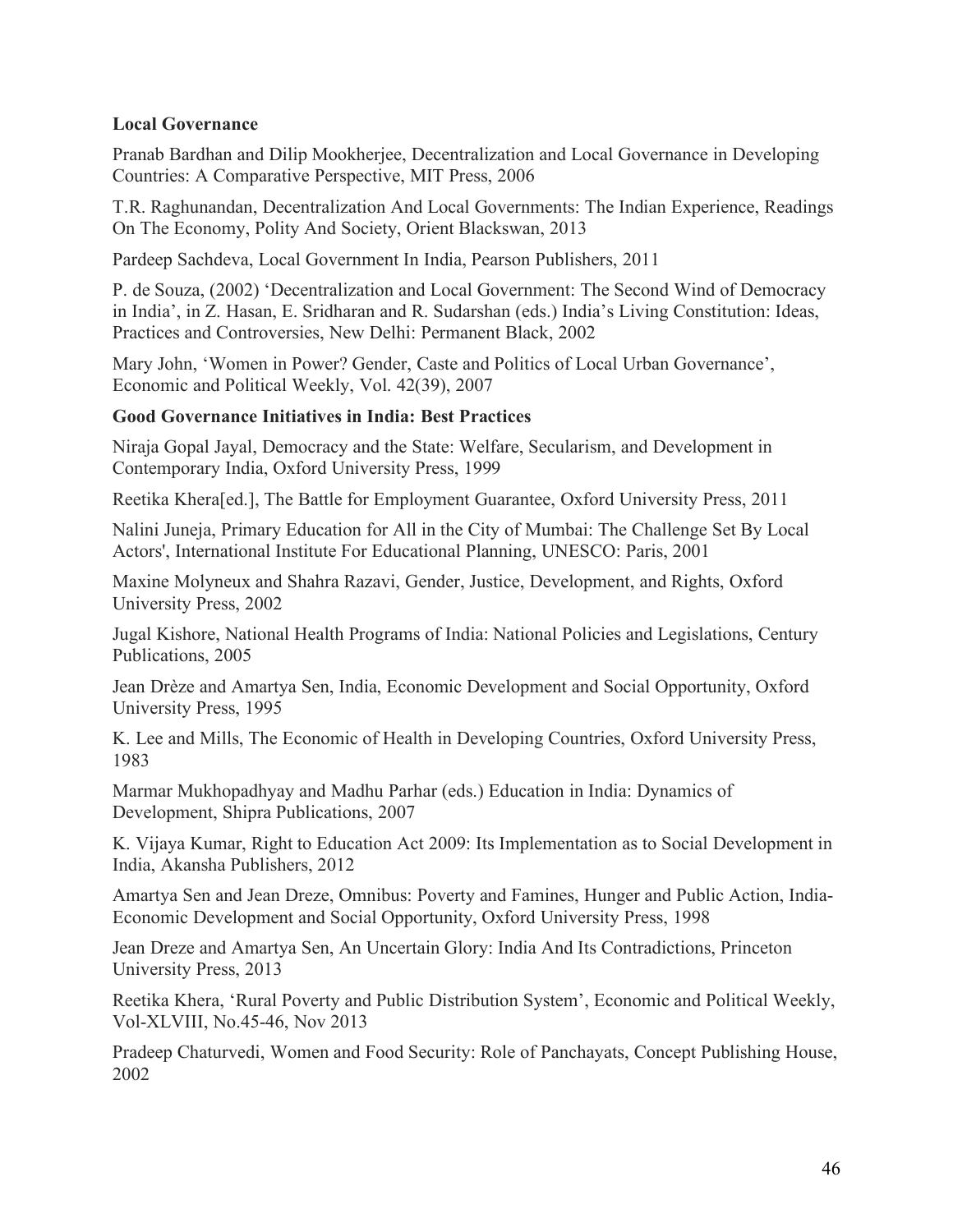**Local Governance**

Pranab Bardhan and Dilip Mookherjee, Decentralization and Local Governance in Developing Countries: A Comparative Perspective, MIT Press, 2006

T.R. Raghunandan, Decentralization And Local Governments: The Indian Experience, Readings On The Economy, Polity And Society, Orient Blackswan, 2013

Pardeep Sachdeva, Local Government In India, Pearson Publishers, 2011

P. de Souza, (2002) 'Decentralization and Local Government: The Second Wind of Democracy in India', in Z. Hasan, E. Sridharan and R. Sudarshan (eds.) India's Living Constitution: Ideas, Practices and Controversies, New Delhi: Permanent Black, 2002

Mary John, 'Women in Power? Gender, Caste and Politics of Local Urban Governance', Economic and Political Weekly, Vol. 42(39), 2007

**Good Governance Initiatives in India: Best Practices**

Niraja Gopal Jayal, Democracy and the State: Welfare, Secularism, and Development in Contemporary India, Oxford University Press, 1999

Reetika Khera[ed.], The Battle for Employment Guarantee, Oxford University Press, 2011

Nalini Juneja, Primary Education for All in the City of Mumbai: The Challenge Set By Local Actors', International Institute For Educational Planning, UNESCO: Paris, 2001

Maxine Molyneux and Shahra Razavi, Gender, Justice, Development, and Rights, Oxford University Press, 2002

Jugal Kishore, National Health Programs of India: National Policies and Legislations, Century Publications, 2005

Jean Drèze and Amartya Sen, India, Economic Development and Social Opportunity, Oxford University Press, 1995

K. Lee and Mills, The Economic of Health in Developing Countries, Oxford University Press, 1983

Marmar Mukhopadhyay and Madhu Parhar (eds.) Education in India: Dynamics of Development, Shipra Publications, 2007

K. Vijaya Kumar, Right to Education Act 2009: Its Implementation as to Social Development in India, Akansha Publishers, 2012

Amartya Sen and Jean Dreze, Omnibus: Poverty and Famines, Hunger and Public Action, India-Economic Development and Social Opportunity, Oxford University Press, 1998

Jean Dreze and Amartya Sen, An Uncertain Glory: India And Its Contradictions, Princeton University Press, 2013

Reetika Khera, 'Rural Poverty and Public Distribution System', Economic and Political Weekly, Vol-XLVIII, No.45-46, Nov 2013

Pradeep Chaturvedi, Women and Food Security: Role of Panchayats, Concept Publishing House, 2002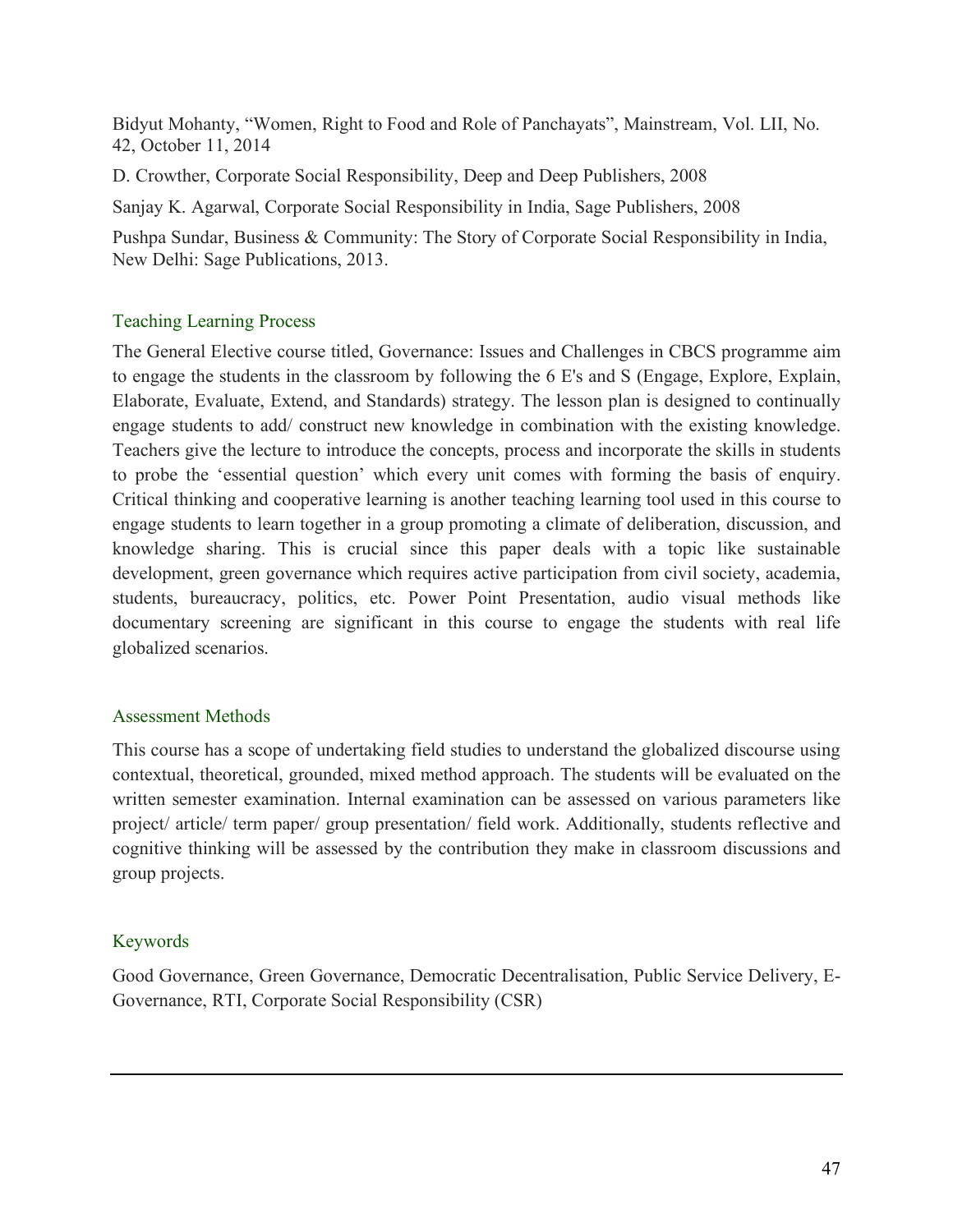Bidyut Mohanty, "Women, Right to Food and Role of Panchayats", Mainstream, Vol. LII, No. 42, October 11, 2014

D. Crowther, Corporate Social Responsibility, Deep and Deep Publishers, 2008

Sanjay K. Agarwal, Corporate Social Responsibility in India, Sage Publishers, 2008

Pushpa Sundar, Business & Community: The Story of Corporate Social Responsibility in India, New Delhi: Sage Publications, 2013.

### Teaching Learning Process

The General Elective course titled, Governance: Issues and Challenges in CBCS programme aim to engage the students in the classroom by following the 6 E's and S (Engage, Explore, Explain, Elaborate, Evaluate, Extend, and Standards) strategy. The lesson plan is designed to continually engage students to add/ construct new knowledge in combination with the existing knowledge. Teachers give the lecture to introduce the concepts, process and incorporate the skills in students to probe the 'essential question' which every unit comes with forming the basis of enquiry. Critical thinking and cooperative learning is another teaching learning tool used in this course to engage students to learn together in a group promoting a climate of deliberation, discussion, and knowledge sharing. This is crucial since this paper deals with a topic like sustainable development, green governance which requires active participation from civil society, academia, students, bureaucracy, politics, etc. Power Point Presentation, audio visual methods like documentary screening are significant in this course to engage the students with real life globalized scenarios.

### Assessment Methods

This course has a scope of undertaking field studies to understand the globalized discourse using contextual, theoretical, grounded, mixed method approach. The students will be evaluated on the written semester examination. Internal examination can be assessed on various parameters like project/ article/ term paper/ group presentation/ field work. Additionally, students reflective and cognitive thinking will be assessed by the contribution they make in classroom discussions and group projects.

### Keywords

Good Governance, Green Governance, Democratic Decentralisation, Public Service Delivery, E-Governance, RTI, Corporate Social Responsibility (CSR)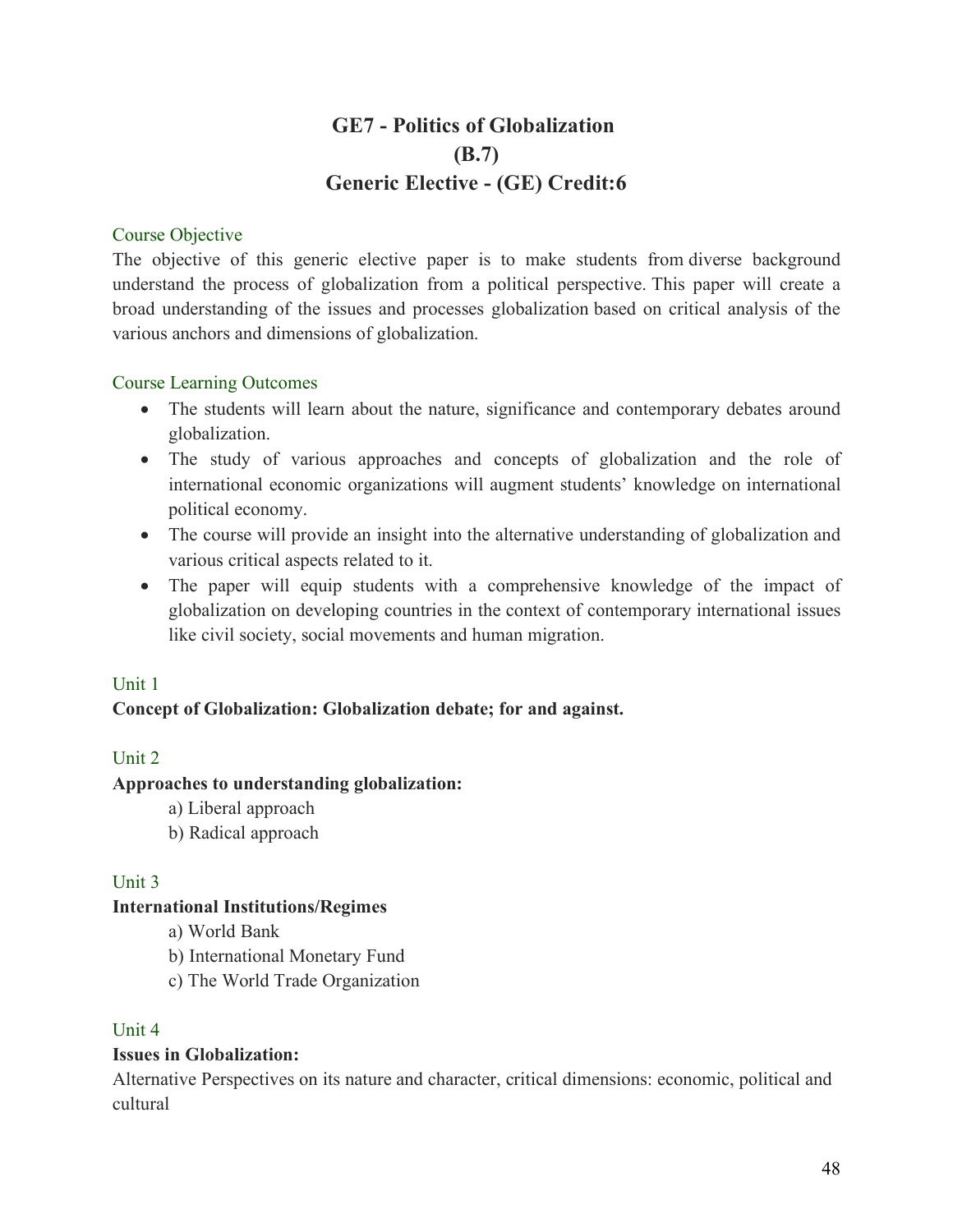# GE7 - Politics of Globalization
# (B.7)
# Generic Elective - (GE) Credit:6

## Course Objective

The objective of this generic elective paper is to make students from diverse background understand the process of globalization from a political perspective. This paper will create a broad understanding of the issues and processes globalization based on critical analysis of the various anchors and dimensions of globalization.

## Course Learning Outcomes

- The students will learn about the nature, significance and contemporary debates around globalization.
- The study of various approaches and concepts of globalization and the role of international economic organizations will augment students' knowledge on international political economy.
- The course will provide an insight into the alternative understanding of globalization and various critical aspects related to it.
- The paper will equip students with a comprehensive knowledge of the impact of globalization on developing countries in the context of contemporary international issues like civil society, social movements and human migration.

## Unit 1

**Concept of Globalization: Globalization debate; for and against.**

## Unit 2

**Approaches to understanding globalization:**

a) Liberal approach

b) Radical approach

## Unit 3

**International Institutions/Regimes**

a) World Bank

b) International Monetary Fund

c) The World Trade Organization

## Unit 4

**Issues in Globalization:**

Alternative Perspectives on its nature and character, critical dimensions: economic, political and cultural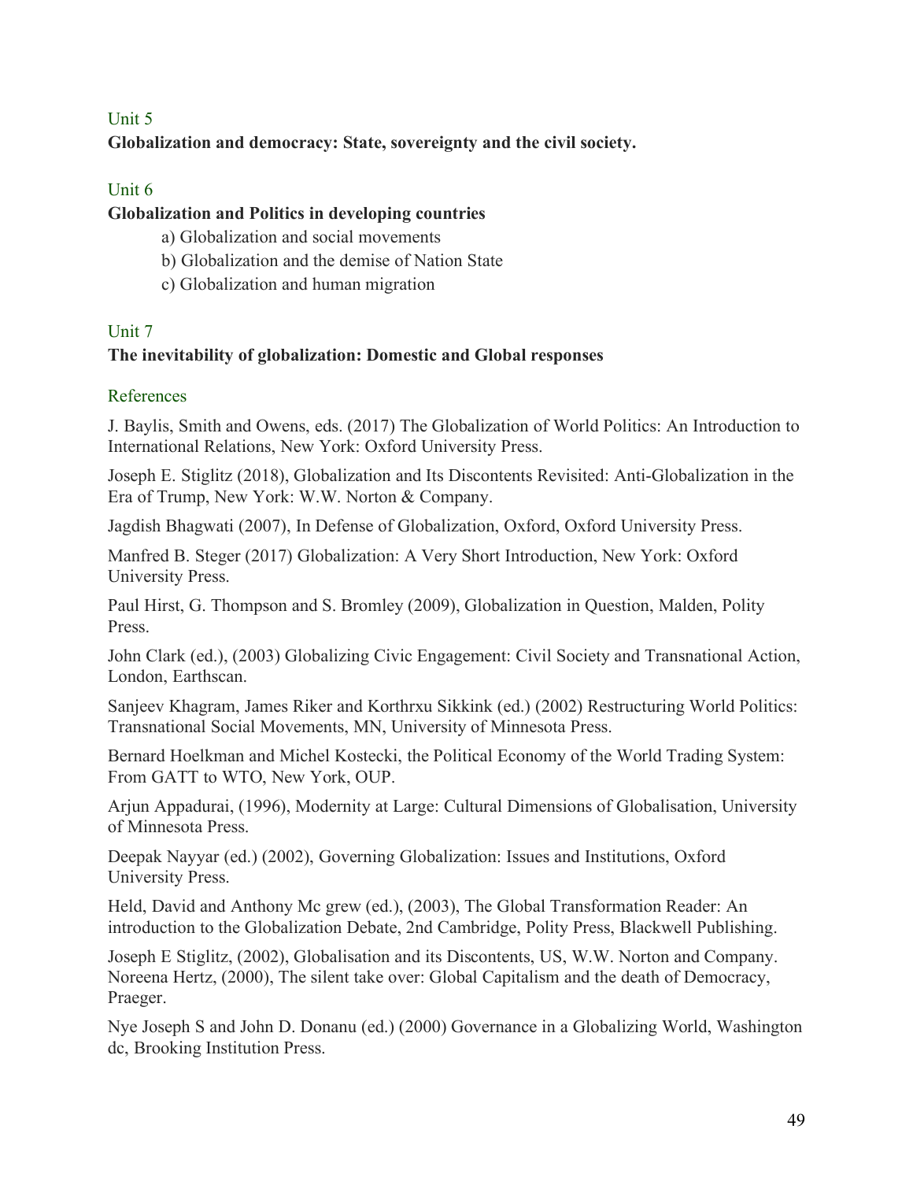### Unit 5

**Globalization and democracy: State, sovereignty and the civil society.**

### Unit 6

**Globalization and Politics in developing countries**

a) Globalization and social movements

b) Globalization and the demise of Nation State

c) Globalization and human migration

### Unit 7

**The inevitability of globalization: Domestic and Global responses**

### References

J. Baylis, Smith and Owens, eds. (2017) The Globalization of World Politics: An Introduction to International Relations, New York: Oxford University Press.

Joseph E. Stiglitz (2018), Globalization and Its Discontents Revisited: Anti-Globalization in the Era of Trump, New York: W.W. Norton & Company.

Jagdish Bhagwati (2007), In Defense of Globalization, Oxford, Oxford University Press.

Manfred B. Steger (2017) Globalization: A Very Short Introduction, New York: Oxford University Press.

Paul Hirst, G. Thompson and S. Bromley (2009), Globalization in Question, Malden, Polity Press.

John Clark (ed.), (2003) Globalizing Civic Engagement: Civil Society and Transnational Action, London, Earthscan.

Sanjeev Khagram, James Riker and Korthrxu Sikkink (ed.) (2002) Restructuring World Politics: Transnational Social Movements, MN, University of Minnesota Press.

Bernard Hoelkman and Michel Kostecki, the Political Economy of the World Trading System: From GATT to WTO, New York, OUP.

Arjun Appadurai, (1996), Modernity at Large: Cultural Dimensions of Globalisation, University of Minnesota Press.

Deepak Nayyar (ed.) (2002), Governing Globalization: Issues and Institutions, Oxford University Press.

Held, David and Anthony Mc grew (ed.), (2003), The Global Transformation Reader: An introduction to the Globalization Debate, 2nd Cambridge, Polity Press, Blackwell Publishing.

Joseph E Stiglitz, (2002), Globalisation and its Discontents, US, W.W. Norton and Company. Noreena Hertz, (2000), The silent take over: Global Capitalism and the death of Democracy, Praeger.

Nye Joseph S and John D. Donanu (ed.) (2000) Governance in a Globalizing World, Washington dc, Brooking Institution Press.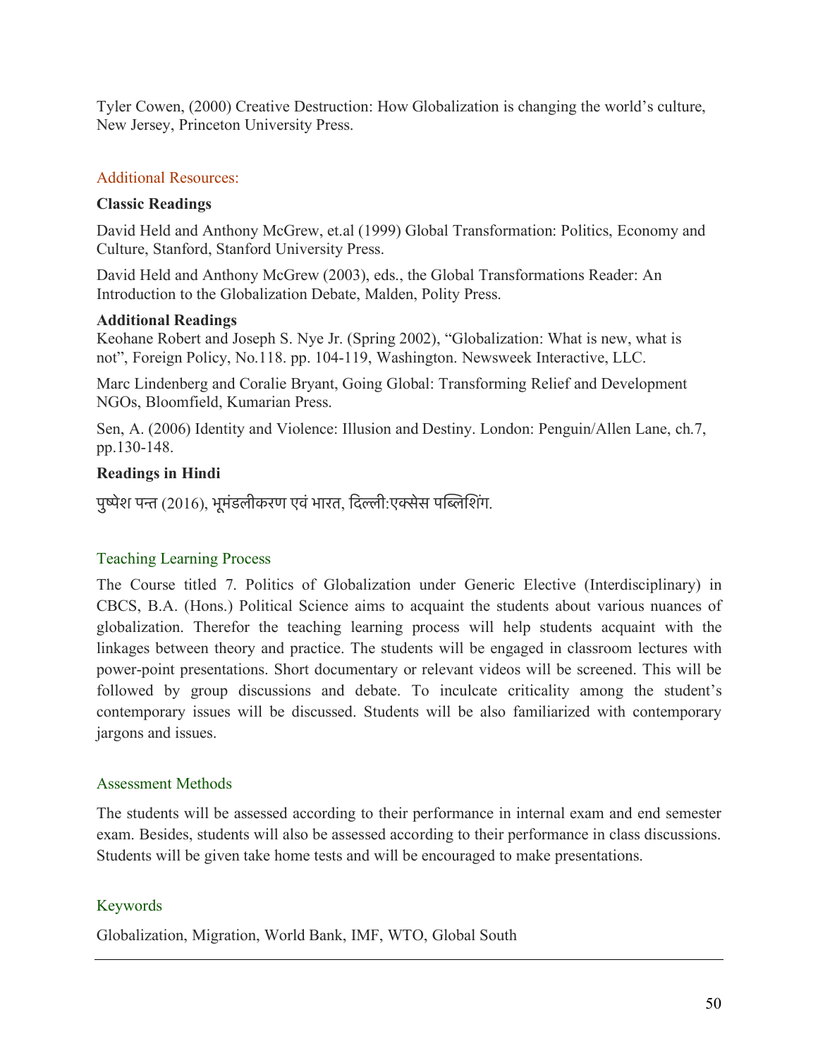Tyler Cowen, (2000) Creative Destruction: How Globalization is changing the world's culture, New Jersey, Princeton University Press.

### Additional Resources:

**Classic Readings**

David Held and Anthony McGrew, et.al (1999) Global Transformation: Politics, Economy and Culture, Stanford, Stanford University Press.

David Held and Anthony McGrew (2003), eds., the Global Transformations Reader: An Introduction to the Globalization Debate, Malden, Polity Press.

**Additional Readings**

Keohane Robert and Joseph S. Nye Jr. (Spring 2002), "Globalization: What is new, what is not", Foreign Policy, No.118. pp. 104-119, Washington. Newsweek Interactive, LLC.

Marc Lindenberg and Coralie Bryant, Going Global: Transforming Relief and Development NGOs, Bloomfield, Kumarian Press.

Sen, A. (2006) Identity and Violence: Illusion and Destiny. London: Penguin/Allen Lane, ch.7, pp.130-148.

**Readings in Hindi**

पुष्पेश पन्त (2016), भूमंडलीकरण एवं भारत, दिल्ली:एक्सेस पब्लिशिंग.

### Teaching Learning Process

The Course titled 7. Politics of Globalization under Generic Elective (Interdisciplinary) in CBCS, B.A. (Hons.) Political Science aims to acquaint the students about various nuances of globalization. Therefor the teaching learning process will help students acquaint with the linkages between theory and practice. The students will be engaged in classroom lectures with power-point presentations. Short documentary or relevant videos will be screened. This will be followed by group discussions and debate. To inculcate criticality among the student's contemporary issues will be discussed. Students will be also familiarized with contemporary jargons and issues.

### Assessment Methods

The students will be assessed according to their performance in internal exam and end semester exam. Besides, students will also be assessed according to their performance in class discussions. Students will be given take home tests and will be encouraged to make presentations.

### Keywords

Globalization, Migration, World Bank, IMF, WTO, Global South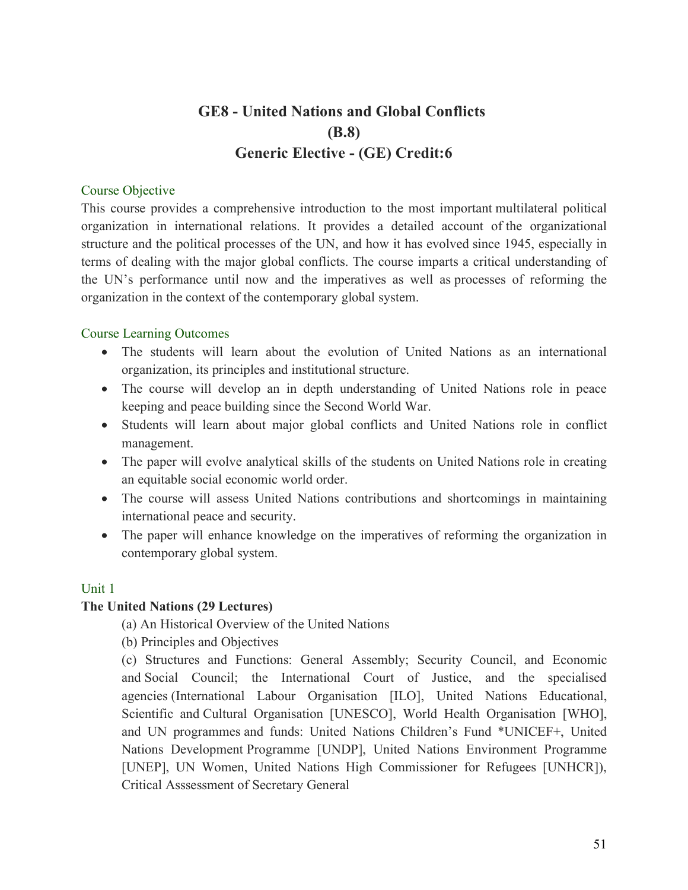# GE8 - United Nations and Global Conflicts
# (B.8)
# Generic Elective - (GE) Credit:6

## Course Objective

This course provides a comprehensive introduction to the most important multilateral political organization in international relations. It provides a detailed account of the organizational structure and the political processes of the UN, and how it has evolved since 1945, especially in terms of dealing with the major global conflicts. The course imparts a critical understanding of the UN's performance until now and the imperatives as well as processes of reforming the organization in the context of the contemporary global system.

## Course Learning Outcomes

- The students will learn about the evolution of United Nations as an international organization, its principles and institutional structure.
- The course will develop an in depth understanding of United Nations role in peace keeping and peace building since the Second World War.
- Students will learn about major global conflicts and United Nations role in conflict management.
- The paper will evolve analytical skills of the students on United Nations role in creating an equitable social economic world order.
- The course will assess United Nations contributions and shortcomings in maintaining international peace and security.
- The paper will enhance knowledge on the imperatives of reforming the organization in contemporary global system.

## Unit 1

**The United Nations (29 Lectures)**

(a) An Historical Overview of the United Nations

(b) Principles and Objectives

(c) Structures and Functions: General Assembly; Security Council, and Economic and Social Council; the International Court of Justice, and the specialised agencies (International Labour Organisation [ILO], United Nations Educational, Scientific and Cultural Organisation [UNESCO], World Health Organisation [WHO], and UN programmes and funds: United Nations Children's Fund *UNICEF+, United Nations Development Programme [UNDP], United Nations Environment Programme [UNEP], UN Women, United Nations High Commissioner for Refugees [UNHCR]), Critical Asssessment of Secretary General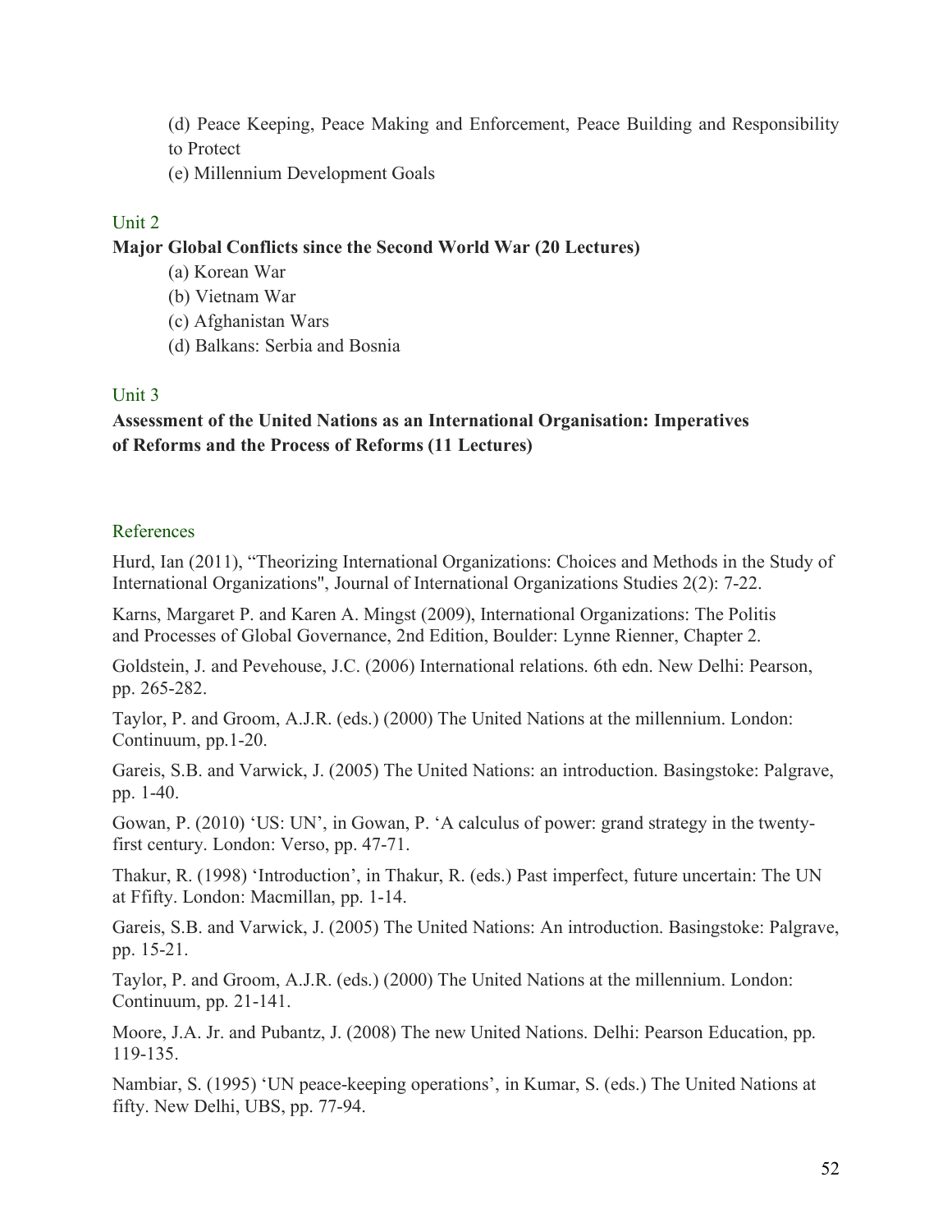(d) Peace Keeping, Peace Making and Enforcement, Peace Building and Responsibility to Protect

(e) Millennium Development Goals

Unit 2

**Major Global Conflicts since the Second World War (20 Lectures)**

(a) Korean War

(b) Vietnam War

(c) Afghanistan Wars

(d) Balkans: Serbia and Bosnia

Unit 3

**Assessment of the United Nations as an International Organisation: Imperatives of Reforms and the Process of Reforms (11 Lectures)**

References

Hurd, Ian (2011), "Theorizing International Organizations: Choices and Methods in the Study of International Organizations", Journal of International Organizations Studies 2(2): 7-22.

Karns, Margaret P. and Karen A. Mingst (2009), International Organizations: The Politis and Processes of Global Governance, 2nd Edition, Boulder: Lynne Rienner, Chapter 2.

Goldstein, J. and Pevehouse, J.C. (2006) International relations. 6th edn. New Delhi: Pearson, pp. 265-282.

Taylor, P. and Groom, A.J.R. (eds.) (2000) The United Nations at the millennium. London: Continuum, pp.1-20.

Gareis, S.B. and Varwick, J. (2005) The United Nations: an introduction. Basingstoke: Palgrave, pp. 1-40.

Gowan, P. (2010) 'US: UN', in Gowan, P. 'A calculus of power: grand strategy in the twenty-first century. London: Verso, pp. 47-71.

Thakur, R. (1998) 'Introduction', in Thakur, R. (eds.) Past imperfect, future uncertain: The UN at Ffifty. London: Macmillan, pp. 1-14.

Gareis, S.B. and Varwick, J. (2005) The United Nations: An introduction. Basingstoke: Palgrave, pp. 15-21.

Taylor, P. and Groom, A.J.R. (eds.) (2000) The United Nations at the millennium. London: Continuum, pp. 21-141.

Moore, J.A. Jr. and Pubantz, J. (2008) The new United Nations. Delhi: Pearson Education, pp. 119-135.

Nambiar, S. (1995) 'UN peace-keeping operations', in Kumar, S. (eds.) The United Nations at fifty. New Delhi, UBS, pp. 77-94.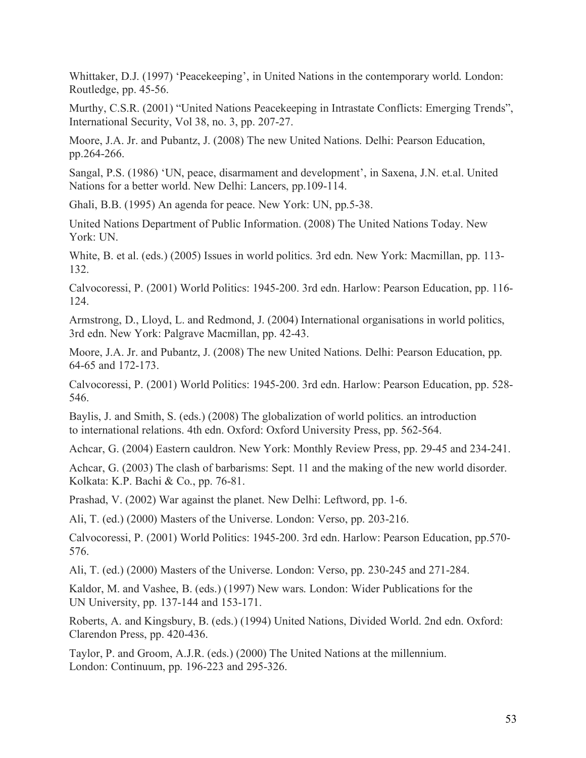Whittaker, D.J. (1997) 'Peacekeeping', in United Nations in the contemporary world. London: Routledge, pp. 45-56.

Murthy, C.S.R. (2001) "United Nations Peacekeeping in Intrastate Conflicts: Emerging Trends", International Security, Vol 38, no. 3, pp. 207-27.

Moore, J.A. Jr. and Pubantz, J. (2008) The new United Nations. Delhi: Pearson Education, pp.264-266.

Sangal, P.S. (1986) 'UN, peace, disarmament and development', in Saxena, J.N. et.al. United Nations for a better world. New Delhi: Lancers, pp.109-114.

Ghali, B.B. (1995) An agenda for peace. New York: UN, pp.5-38.

United Nations Department of Public Information. (2008) The United Nations Today. New York: UN.

White, B. et al. (eds.) (2005) Issues in world politics. 3rd edn. New York: Macmillan, pp. 113-132.

Calvocoressi, P. (2001) World Politics: 1945-200. 3rd edn. Harlow: Pearson Education, pp. 116-124.

Armstrong, D., Lloyd, L. and Redmond, J. (2004) International organisations in world politics, 3rd edn. New York: Palgrave Macmillan, pp. 42-43.

Moore, J.A. Jr. and Pubantz, J. (2008) The new United Nations. Delhi: Pearson Education, pp. 64-65 and 172-173.

Calvocoressi, P. (2001) World Politics: 1945-200. 3rd edn. Harlow: Pearson Education, pp. 528-546.

Baylis, J. and Smith, S. (eds.) (2008) The globalization of world politics. an introduction to international relations. 4th edn. Oxford: Oxford University Press, pp. 562-564.

Achcar, G. (2004) Eastern cauldron. New York: Monthly Review Press, pp. 29-45 and 234-241.

Achcar, G. (2003) The clash of barbarisms: Sept. 11 and the making of the new world disorder. Kolkata: K.P. Bachi & Co., pp. 76-81.

Prashad, V. (2002) War against the planet. New Delhi: Leftword, pp. 1-6.

Ali, T. (ed.) (2000) Masters of the Universe. London: Verso, pp. 203-216.

Calvocoressi, P. (2001) World Politics: 1945-200. 3rd edn. Harlow: Pearson Education, pp.570-576.

Ali, T. (ed.) (2000) Masters of the Universe. London: Verso, pp. 230-245 and 271-284.

Kaldor, M. and Vashee, B. (eds.) (1997) New wars. London: Wider Publications for the UN University, pp. 137-144 and 153-171.

Roberts, A. and Kingsbury, B. (eds.) (1994) United Nations, Divided World. 2nd edn. Oxford: Clarendon Press, pp. 420-436.

Taylor, P. and Groom, A.J.R. (eds.) (2000) The United Nations at the millennium. London: Continuum, pp. 196-223 and 295-326.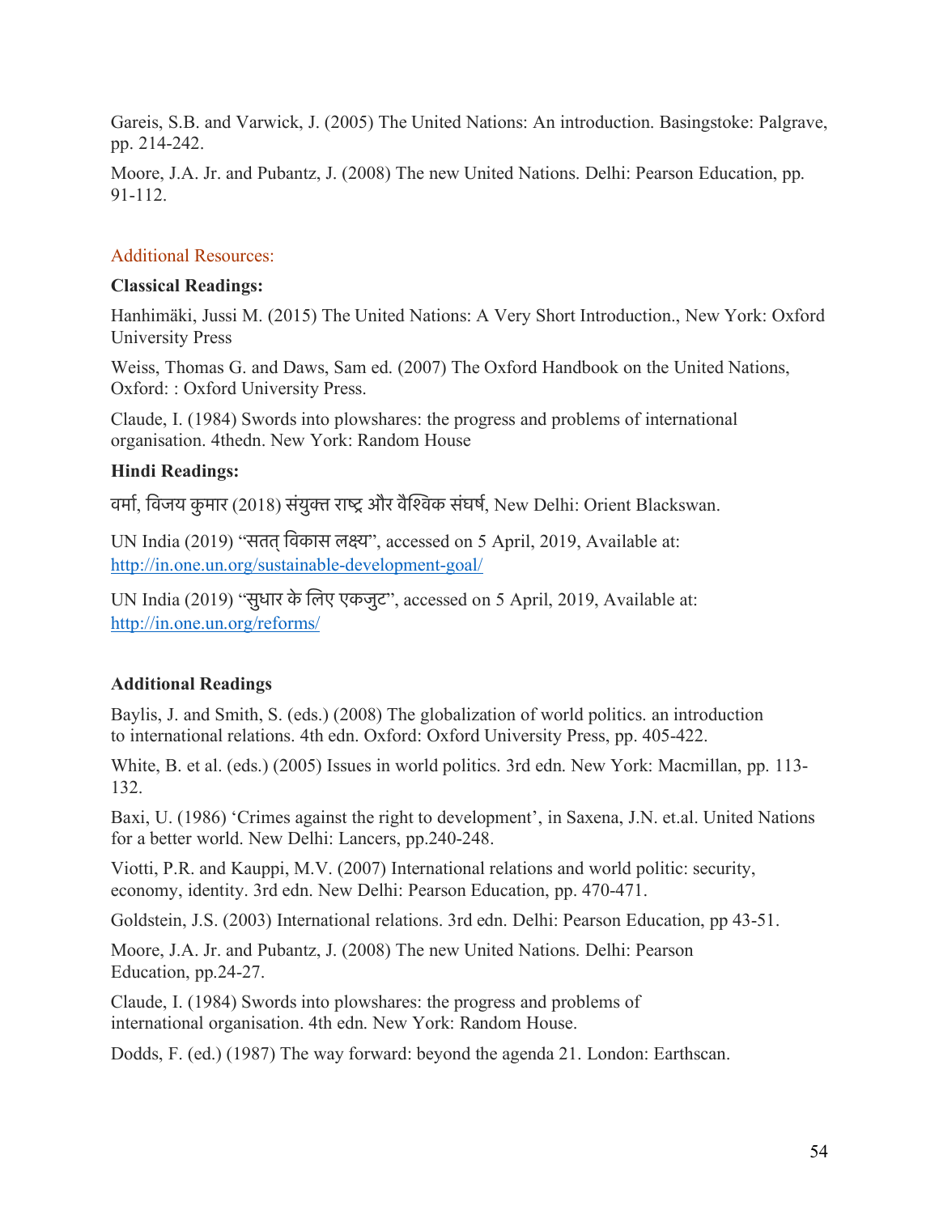Gareis, S.B. and Varwick, J. (2005) The United Nations: An introduction. Basingstoke: Palgrave, pp. 214-242.

Moore, J.A. Jr. and Pubantz, J. (2008) The new United Nations. Delhi: Pearson Education, pp. 91-112.

Additional Resources:

**Classical Readings:**

Hanhimäki, Jussi M. (2015) The United Nations: A Very Short Introduction., New York: Oxford University Press

Weiss, Thomas G. and Daws, Sam ed. (2007) The Oxford Handbook on the United Nations, Oxford: : Oxford University Press.

Claude, I. (1984) Swords into plowshares: the progress and problems of international organisation. 4thedn. New York: Random House

**Hindi Readings:**

वर्मा, विजय कुमार (2018) संयुक्त राष्ट्र और वैश्विक संघर्ष, New Delhi: Orient Blackswan.

UN India (2019) "सतत् विकास लक्ष्य", accessed on 5 April, 2019, Available at: http://in.one.un.org/sustainable-development-goal/

UN India (2019) "सुधार के लिए एकजुट", accessed on 5 April, 2019, Available at: http://in.one.un.org/reforms/

**Additional Readings**

Baylis, J. and Smith, S. (eds.) (2008) The globalization of world politics. an introduction to international relations. 4th edn. Oxford: Oxford University Press, pp. 405-422.

White, B. et al. (eds.) (2005) Issues in world politics. 3rd edn. New York: Macmillan, pp. 113-132.

Baxi, U. (1986) 'Crimes against the right to development', in Saxena, J.N. et.al. United Nations for a better world. New Delhi: Lancers, pp.240-248.

Viotti, P.R. and Kauppi, M.V. (2007) International relations and world politic: security, economy, identity. 3rd edn. New Delhi: Pearson Education, pp. 470-471.

Goldstein, J.S. (2003) International relations. 3rd edn. Delhi: Pearson Education, pp 43-51.

Moore, J.A. Jr. and Pubantz, J. (2008) The new United Nations. Delhi: Pearson Education, pp.24-27.

Claude, I. (1984) Swords into plowshares: the progress and problems of international organisation. 4th edn. New York: Random House.

Dodds, F. (ed.) (1987) The way forward: beyond the agenda 21. London: Earthscan.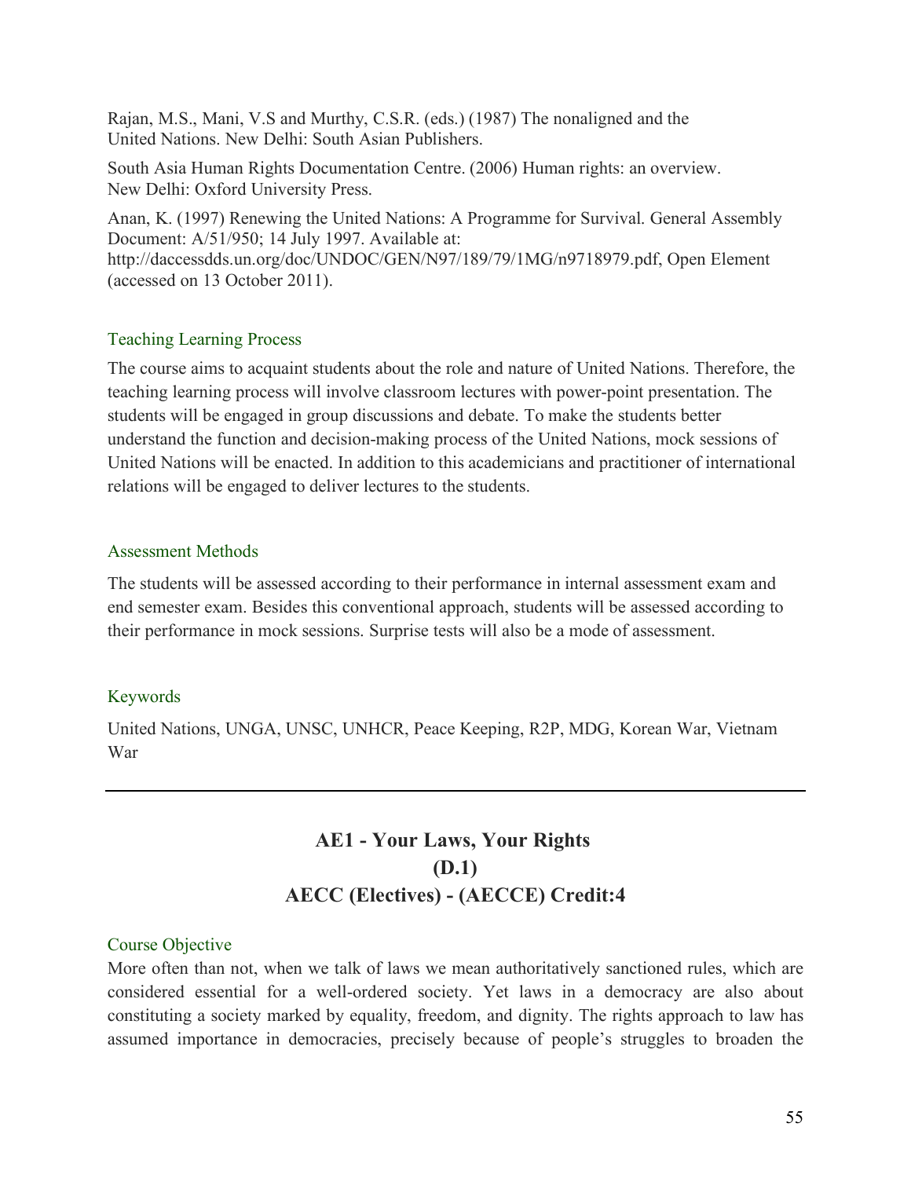Rajan, M.S., Mani, V.S and Murthy, C.S.R. (eds.) (1987) The nonaligned and the United Nations. New Delhi: South Asian Publishers.

South Asia Human Rights Documentation Centre. (2006) Human rights: an overview. New Delhi: Oxford University Press.

Anan, K. (1997) Renewing the United Nations: A Programme for Survival. General Assembly Document: A/51/950; 14 July 1997. Available at: http://daccessdds.un.org/doc/UNDOC/GEN/N97/189/79/1MG/n9718979.pdf, Open Element (accessed on 13 October 2011).

### Teaching Learning Process

The course aims to acquaint students about the role and nature of United Nations. Therefore, the teaching learning process will involve classroom lectures with power-point presentation. The students will be engaged in group discussions and debate. To make the students better understand the function and decision-making process of the United Nations, mock sessions of United Nations will be enacted. In addition to this academicians and practitioner of international relations will be engaged to deliver lectures to the students.

### Assessment Methods

The students will be assessed according to their performance in internal assessment exam and end semester exam. Besides this conventional approach, students will be assessed according to their performance in mock sessions. Surprise tests will also be a mode of assessment.

### Keywords

United Nations, UNGA, UNSC, UNHCR, Peace Keeping, R2P, MDG, Korean War, Vietnam War

---

## AE1 - Your Laws, Your Rights
## (D.1)
## AECC (Electives) - (AECCE) Credit:4

### Course Objective

More often than not, when we talk of laws we mean authoritatively sanctioned rules, which are considered essential for a well-ordered society. Yet laws in a democracy are also about constituting a society marked by equality, freedom, and dignity. The rights approach to law has assumed importance in democracies, precisely because of people's struggles to broaden the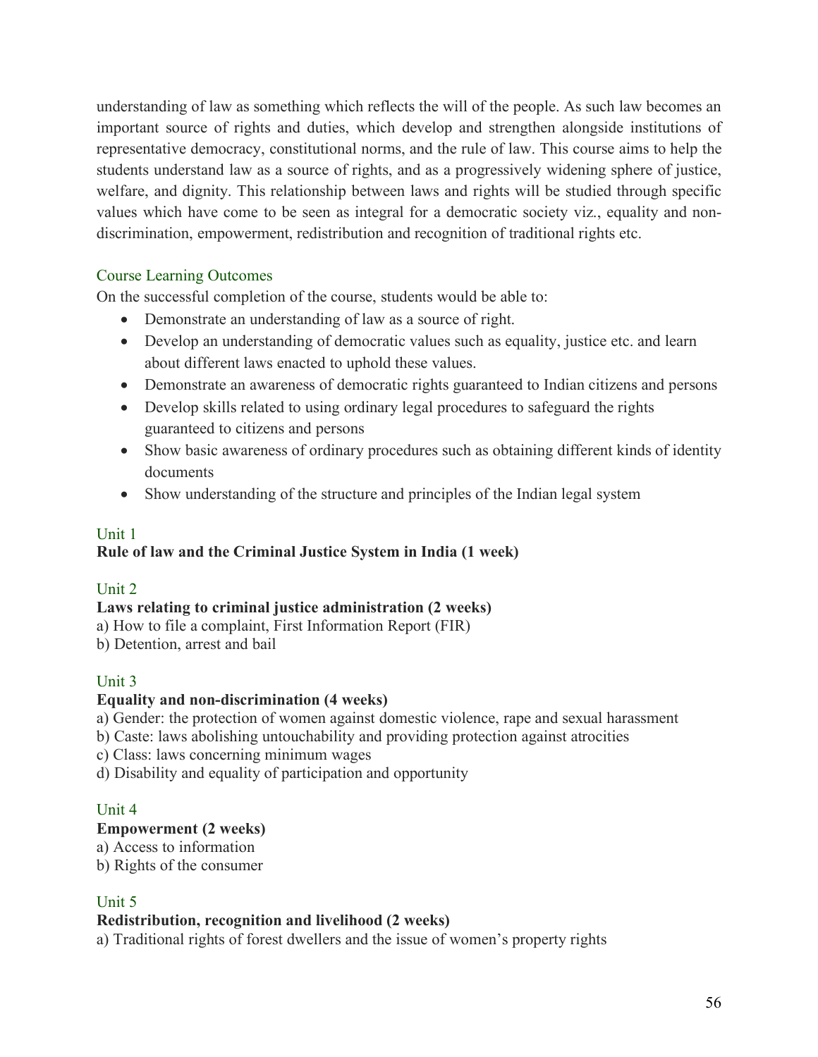understanding of law as something which reflects the will of the people. As such law becomes an important source of rights and duties, which develop and strengthen alongside institutions of representative democracy, constitutional norms, and the rule of law. This course aims to help the students understand law as a source of rights, and as a progressively widening sphere of justice, welfare, and dignity. This relationship between laws and rights will be studied through specific values which have come to be seen as integral for a democratic society viz., equality and non-discrimination, empowerment, redistribution and recognition of traditional rights etc.

## Course Learning Outcomes

On the successful completion of the course, students would be able to:

- Demonstrate an understanding of law as a source of right.
- Develop an understanding of democratic values such as equality, justice etc. and learn about different laws enacted to uphold these values.
- Demonstrate an awareness of democratic rights guaranteed to Indian citizens and persons
- Develop skills related to using ordinary legal procedures to safeguard the rights guaranteed to citizens and persons
- Show basic awareness of ordinary procedures such as obtaining different kinds of identity documents
- Show understanding of the structure and principles of the Indian legal system

## Unit 1

**Rule of law and the Criminal Justice System in India (1 week)**

## Unit 2

**Laws relating to criminal justice administration (2 weeks)**

a) How to file a complaint, First Information Report (FIR)
b) Detention, arrest and bail

## Unit 3

**Equality and non-discrimination (4 weeks)**

a) Gender: the protection of women against domestic violence, rape and sexual harassment
b) Caste: laws abolishing untouchability and providing protection against atrocities
c) Class: laws concerning minimum wages
d) Disability and equality of participation and opportunity

## Unit 4

**Empowerment (2 weeks)**

a) Access to information
b) Rights of the consumer

## Unit 5

**Redistribution, recognition and livelihood (2 weeks)**

a) Traditional rights of forest dwellers and the issue of women's property rights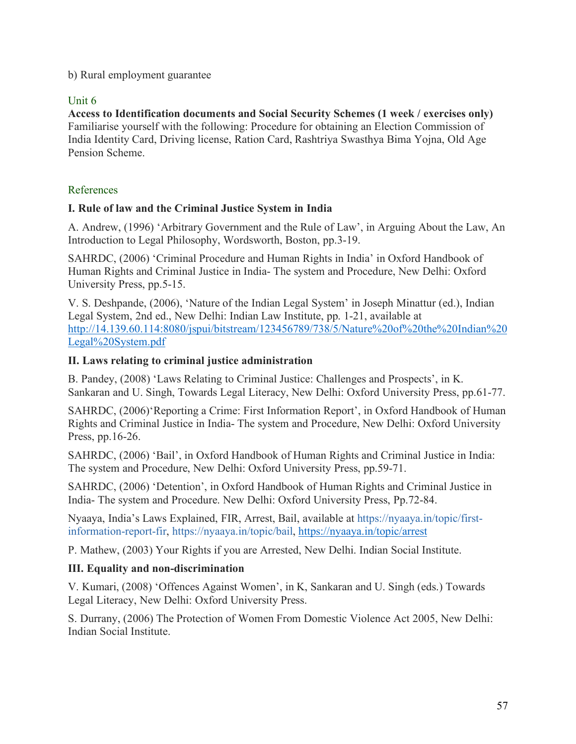b) Rural employment guarantee

## Unit 6

**Access to Identification documents and Social Security Schemes (1 week / exercises only)**
Familiarise yourself with the following: Procedure for obtaining an Election Commission of India Identity Card, Driving license, Ration Card, Rashtriya Swasthya Bima Yojna, Old Age Pension Scheme.

## References

### I. Rule of law and the Criminal Justice System in India

A. Andrew, (1996) 'Arbitrary Government and the Rule of Law', in Arguing About the Law, An Introduction to Legal Philosophy, Wordsworth, Boston, pp.3-19.

SAHRDC, (2006) 'Criminal Procedure and Human Rights in India' in Oxford Handbook of Human Rights and Criminal Justice in India- The system and Procedure, New Delhi: Oxford University Press, pp.5-15.

V. S. Deshpande, (2006), 'Nature of the Indian Legal System' in Joseph Minattur (ed.), Indian Legal System, 2nd ed., New Delhi: Indian Law Institute, pp. 1-21, available at http://14.139.60.114:8080/jspui/bitstream/123456789/738/5/Nature%20of%20the%20Indian%20Legal%20System.pdf

### II. Laws relating to criminal justice administration

B. Pandey, (2008) 'Laws Relating to Criminal Justice: Challenges and Prospects', in K. Sankaran and U. Singh, Towards Legal Literacy, New Delhi: Oxford University Press, pp.61-77.

SAHRDC, (2006)'Reporting a Crime: First Information Report', in Oxford Handbook of Human Rights and Criminal Justice in India- The system and Procedure, New Delhi: Oxford University Press, pp.16-26.

SAHRDC, (2006) 'Bail', in Oxford Handbook of Human Rights and Criminal Justice in India: The system and Procedure, New Delhi: Oxford University Press, pp.59-71.

SAHRDC, (2006) 'Detention', in Oxford Handbook of Human Rights and Criminal Justice in India- The system and Procedure. New Delhi: Oxford University Press, Pp.72-84.

Nyaaya, India's Laws Explained, FIR, Arrest, Bail, available at https://nyaaya.in/topic/first-information-report-fir, https://nyaaya.in/topic/bail, https://nyaaya.in/topic/arrest

P. Mathew, (2003) Your Rights if you are Arrested, New Delhi. Indian Social Institute.

### III. Equality and non-discrimination

V. Kumari, (2008) 'Offences Against Women', in K, Sankaran and U. Singh (eds.) Towards Legal Literacy, New Delhi: Oxford University Press.

S. Durrany, (2006) The Protection of Women From Domestic Violence Act 2005, New Delhi: Indian Social Institute.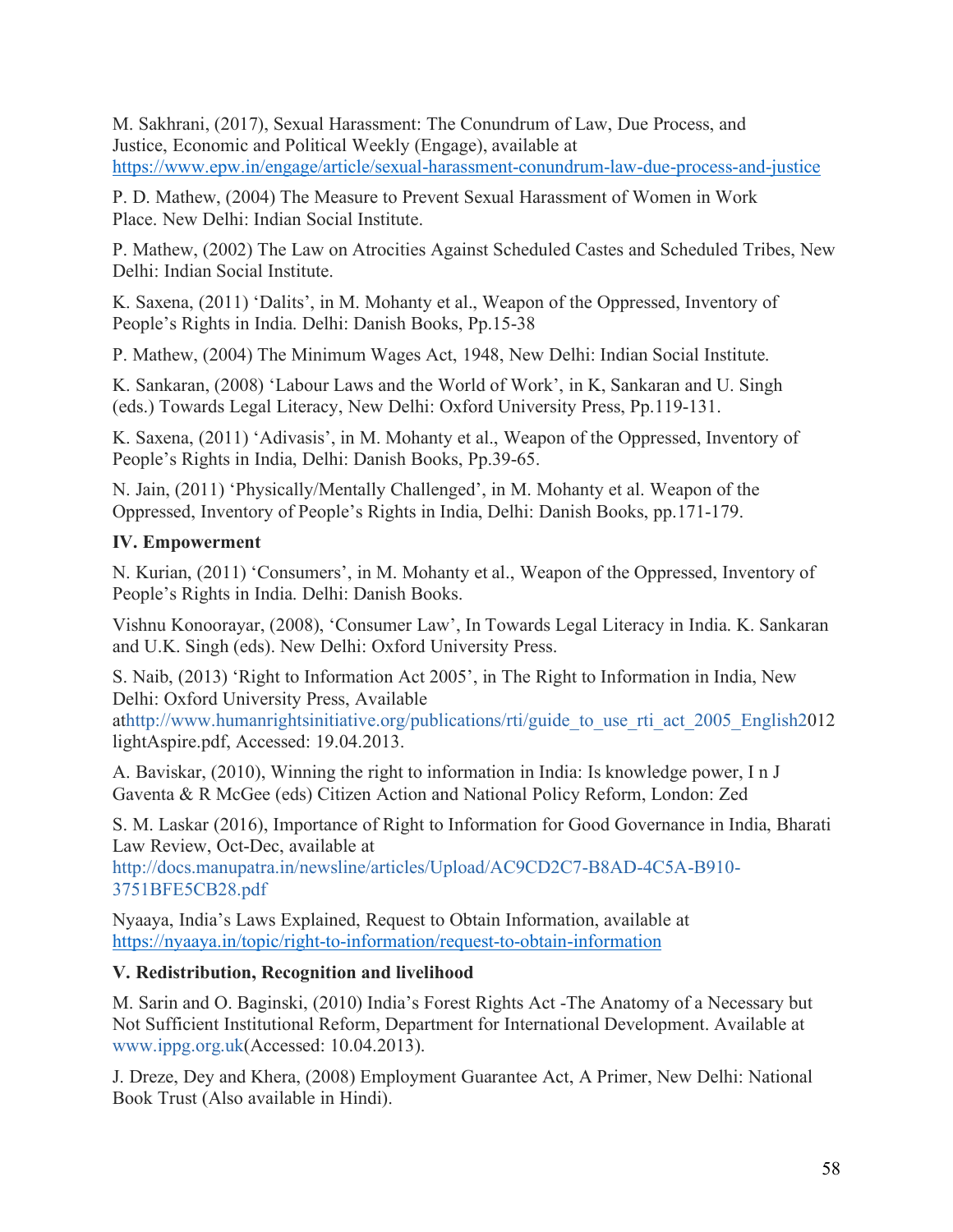M. Sakhrani, (2017), Sexual Harassment: The Conundrum of Law, Due Process, and Justice, Economic and Political Weekly (Engage), available at https://www.epw.in/engage/article/sexual-harassment-conundrum-law-due-process-and-justice

P. D. Mathew, (2004) The Measure to Prevent Sexual Harassment of Women in Work Place. New Delhi: Indian Social Institute.

P. Mathew, (2002) The Law on Atrocities Against Scheduled Castes and Scheduled Tribes, New Delhi: Indian Social Institute.

K. Saxena, (2011) 'Dalits', in M. Mohanty et al., Weapon of the Oppressed, Inventory of People's Rights in India. Delhi: Danish Books, Pp.15-38

P. Mathew, (2004) The Minimum Wages Act, 1948, New Delhi: Indian Social Institute.

K. Sankaran, (2008) 'Labour Laws and the World of Work', in K, Sankaran and U. Singh (eds.) Towards Legal Literacy, New Delhi: Oxford University Press, Pp.119-131.

K. Saxena, (2011) 'Adivasis', in M. Mohanty et al., Weapon of the Oppressed, Inventory of People's Rights in India, Delhi: Danish Books, Pp.39-65.

N. Jain, (2011) 'Physically/Mentally Challenged', in M. Mohanty et al. Weapon of the Oppressed, Inventory of People's Rights in India, Delhi: Danish Books, pp.171-179.

**IV. Empowerment**

N. Kurian, (2011) 'Consumers', in M. Mohanty et al., Weapon of the Oppressed, Inventory of People's Rights in India. Delhi: Danish Books.

Vishnu Konoorayar, (2008), 'Consumer Law', In Towards Legal Literacy in India. K. Sankaran and U.K. Singh (eds). New Delhi: Oxford University Press.

S. Naib, (2013) 'Right to Information Act 2005', in The Right to Information in India, New Delhi: Oxford University Press, Available athttp://www.humanrightsinitiative.org/publications/rti/guide_to_use_rti_act_2005_English2012 lightAspire.pdf, Accessed: 19.04.2013.

A. Baviskar, (2010), Winning the right to information in India: Is knowledge power, I n J Gaventa & R McGee (eds) Citizen Action and National Policy Reform, London: Zed

S. M. Laskar (2016), Importance of Right to Information for Good Governance in India, Bharati Law Review, Oct-Dec, available at http://docs.manupatra.in/newsline/articles/Upload/AC9CD2C7-B8AD-4C5A-B910-3751BFE5CB28.pdf

Nyaaya, India's Laws Explained, Request to Obtain Information, available at https://nyaaya.in/topic/right-to-information/request-to-obtain-information

**V. Redistribution, Recognition and livelihood**

M. Sarin and O. Baginski, (2010) India's Forest Rights Act -The Anatomy of a Necessary but Not Sufficient Institutional Reform, Department for International Development. Available at www.ippg.org.uk(Accessed: 10.04.2013).

J. Dreze, Dey and Khera, (2008) Employment Guarantee Act, A Primer, New Delhi: National Book Trust (Also available in Hindi).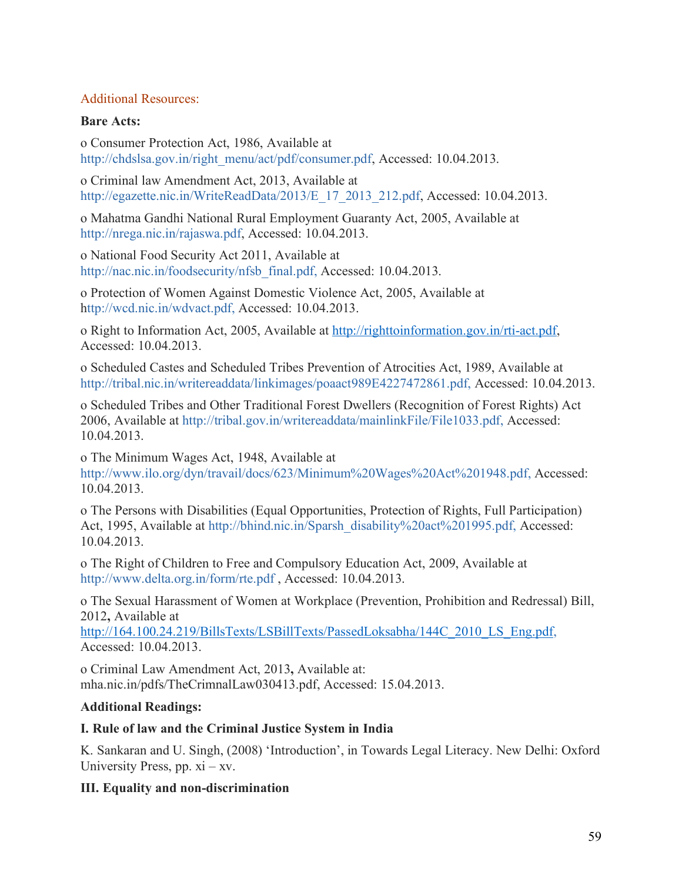Additional Resources:

**Bare Acts:**

o Consumer Protection Act, 1986, Available at http://chdslsa.gov.in/right_menu/act/pdf/consumer.pdf, Accessed: 10.04.2013.

o Criminal law Amendment Act, 2013, Available at http://egazette.nic.in/WriteReadData/2013/E_17_2013_212.pdf, Accessed: 10.04.2013.

o Mahatma Gandhi National Rural Employment Guaranty Act, 2005, Available at http://nrega.nic.in/rajaswa.pdf, Accessed: 10.04.2013.

o National Food Security Act 2011, Available at http://nac.nic.in/foodsecurity/nfsb_final.pdf, Accessed: 10.04.2013.

o Protection of Women Against Domestic Violence Act, 2005, Available at http://wcd.nic.in/wdvact.pdf, Accessed: 10.04.2013.

o Right to Information Act, 2005, Available at http://righttoinformation.gov.in/rti-act.pdf, Accessed: 10.04.2013.

o Scheduled Castes and Scheduled Tribes Prevention of Atrocities Act, 1989, Available at http://tribal.nic.in/writereaddata/linkimages/poaact989E4227472861.pdf, Accessed: 10.04.2013.

o Scheduled Tribes and Other Traditional Forest Dwellers (Recognition of Forest Rights) Act 2006, Available at http://tribal.gov.in/writereaddata/mainlinkFile/File1033.pdf, Accessed: 10.04.2013.

o The Minimum Wages Act, 1948, Available at http://www.ilo.org/dyn/travail/docs/623/Minimum%20Wages%20Act%201948.pdf, Accessed: 10.04.2013.

o The Persons with Disabilities (Equal Opportunities, Protection of Rights, Full Participation) Act, 1995, Available at http://bhind.nic.in/Sparsh_disability%20act%201995.pdf, Accessed: 10.04.2013.

o The Right of Children to Free and Compulsory Education Act, 2009, Available at http://www.delta.org.in/form/rte.pdf , Accessed: 10.04.2013.

o The Sexual Harassment of Women at Workplace (Prevention, Prohibition and Redressal) Bill, 2012**,** Available at http://164.100.24.219/BillsTexts/LSBillTexts/PassedLoksabha/144C_2010_LS_Eng.pdf, Accessed: 10.04.2013.

o Criminal Law Amendment Act, 2013**,** Available at: mha.nic.in/pdfs/TheCrimnalLaw030413.pdf, Accessed: 15.04.2013.

**Additional Readings:**

**I. Rule of law and the Criminal Justice System in India**

K. Sankaran and U. Singh, (2008) 'Introduction', in Towards Legal Literacy. New Delhi: Oxford University Press, pp. xi – xv.

**III. Equality and non-discrimination**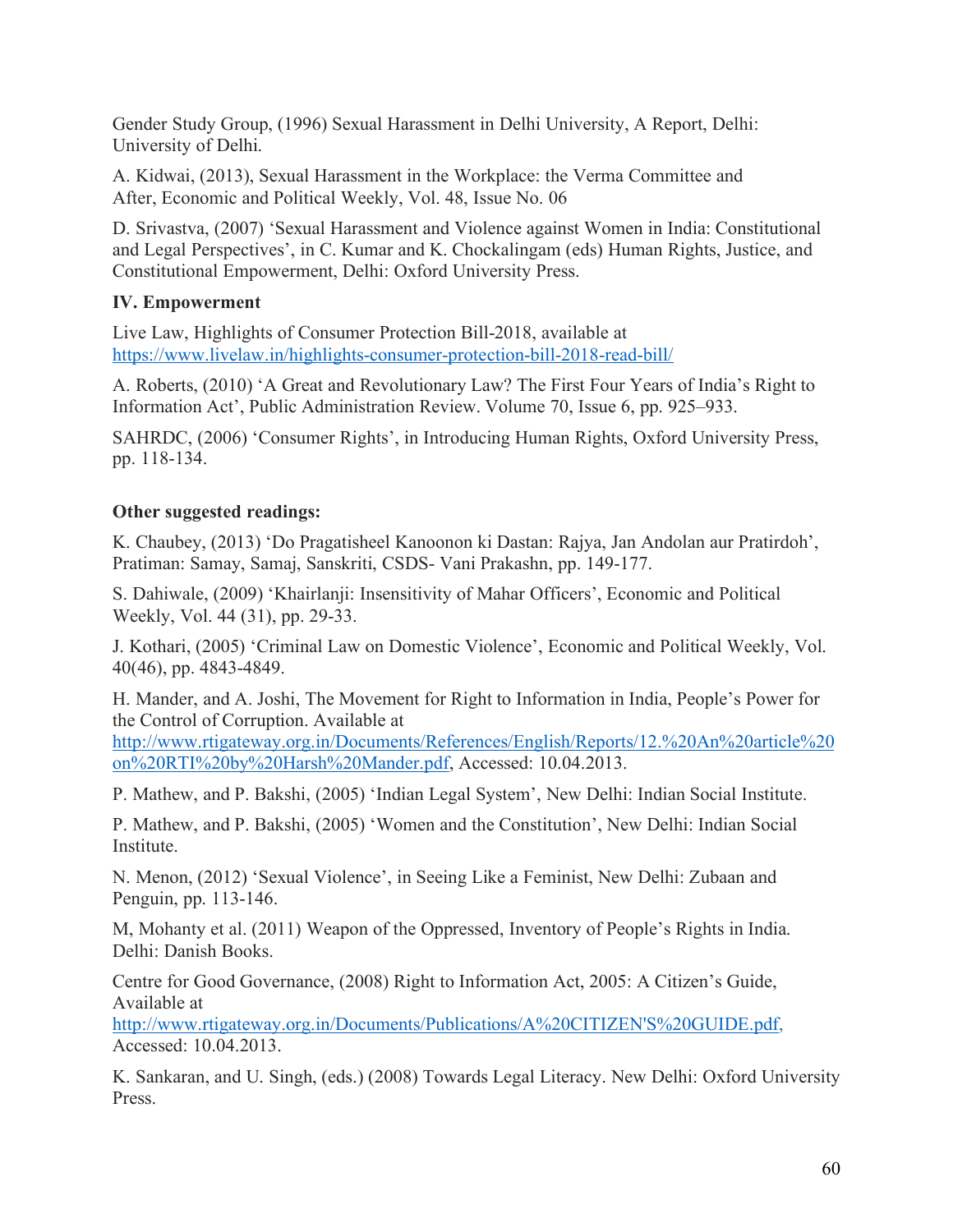Gender Study Group, (1996) Sexual Harassment in Delhi University, A Report, Delhi: University of Delhi.

A. Kidwai, (2013), Sexual Harassment in the Workplace: the Verma Committee and After, Economic and Political Weekly, Vol. 48, Issue No. 06

D. Srivastva, (2007) 'Sexual Harassment and Violence against Women in India: Constitutional and Legal Perspectives', in C. Kumar and K. Chockalingam (eds) Human Rights, Justice, and Constitutional Empowerment, Delhi: Oxford University Press.

**IV. Empowerment**

Live Law, Highlights of Consumer Protection Bill-2018, available at https://www.livelaw.in/highlights-consumer-protection-bill-2018-read-bill/

A. Roberts, (2010) 'A Great and Revolutionary Law? The First Four Years of India's Right to Information Act', Public Administration Review. Volume 70, Issue 6, pp. 925–933.

SAHRDC, (2006) 'Consumer Rights', in Introducing Human Rights, Oxford University Press, pp. 118-134.

**Other suggested readings:**

K. Chaubey, (2013) 'Do Pragatisheel Kanoonon ki Dastan: Rajya, Jan Andolan aur Pratirdoh', Pratiman: Samay, Samaj, Sanskriti, CSDS- Vani Prakashn, pp. 149-177.

S. Dahiwale, (2009) 'Khairlanji: Insensitivity of Mahar Officers', Economic and Political Weekly, Vol. 44 (31), pp. 29-33.

J. Kothari, (2005) 'Criminal Law on Domestic Violence', Economic and Political Weekly, Vol. 40(46), pp. 4843-4849.

H. Mander, and A. Joshi, The Movement for Right to Information in India, People's Power for the Control of Corruption. Available at http://www.rtigateway.org.in/Documents/References/English/Reports/12.%20An%20article%20on%20RTI%20by%20Harsh%20Mander.pdf, Accessed: 10.04.2013.

P. Mathew, and P. Bakshi, (2005) 'Indian Legal System', New Delhi: Indian Social Institute.

P. Mathew, and P. Bakshi, (2005) 'Women and the Constitution', New Delhi: Indian Social Institute.

N. Menon, (2012) 'Sexual Violence', in Seeing Like a Feminist, New Delhi: Zubaan and Penguin, pp. 113-146.

M, Mohanty et al. (2011) Weapon of the Oppressed, Inventory of People's Rights in India. Delhi: Danish Books.

Centre for Good Governance, (2008) Right to Information Act, 2005: A Citizen's Guide, Available at http://www.rtigateway.org.in/Documents/Publications/A%20CITIZEN'S%20GUIDE.pdf, Accessed: 10.04.2013.

K. Sankaran, and U. Singh, (eds.) (2008) Towards Legal Literacy. New Delhi: Oxford University Press.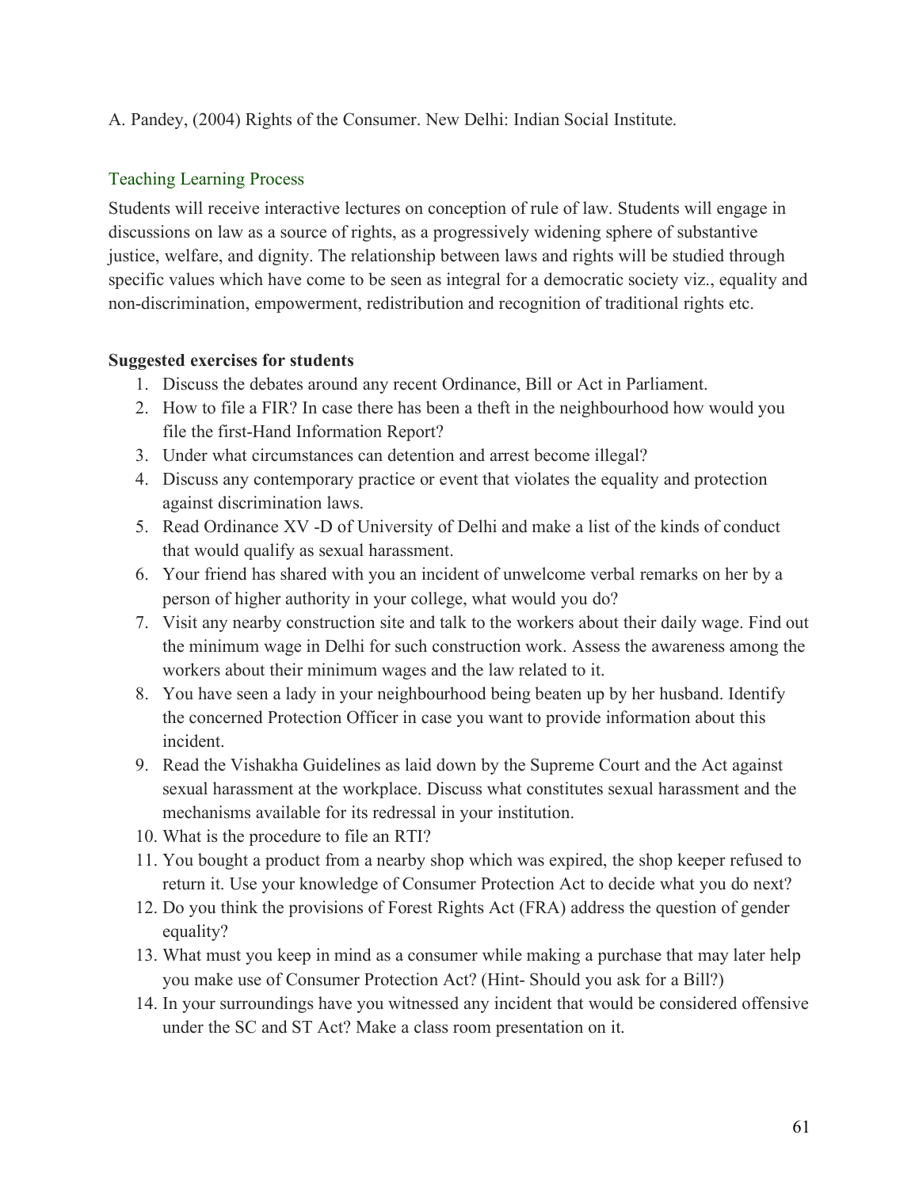A. Pandey, (2004) Rights of the Consumer. New Delhi: Indian Social Institute.

## Teaching Learning Process

Students will receive interactive lectures on conception of rule of law. Students will engage in discussions on law as a source of rights, as a progressively widening sphere of substantive justice, welfare, and dignity. The relationship between laws and rights will be studied through specific values which have come to be seen as integral for a democratic society viz., equality and non-discrimination, empowerment, redistribution and recognition of traditional rights etc.

**Suggested exercises for students**

1. Discuss the debates around any recent Ordinance, Bill or Act in Parliament.
2. How to file a FIR? In case there has been a theft in the neighbourhood how would you file the first-Hand Information Report?
3. Under what circumstances can detention and arrest become illegal?
4. Discuss any contemporary practice or event that violates the equality and protection against discrimination laws.
5. Read Ordinance XV -D of University of Delhi and make a list of the kinds of conduct that would qualify as sexual harassment.
6. Your friend has shared with you an incident of unwelcome verbal remarks on her by a person of higher authority in your college, what would you do?
7. Visit any nearby construction site and talk to the workers about their daily wage. Find out the minimum wage in Delhi for such construction work. Assess the awareness among the workers about their minimum wages and the law related to it.
8. You have seen a lady in your neighbourhood being beaten up by her husband. Identify the concerned Protection Officer in case you want to provide information about this incident.
9. Read the Vishakha Guidelines as laid down by the Supreme Court and the Act against sexual harassment at the workplace. Discuss what constitutes sexual harassment and the mechanisms available for its redressal in your institution.
10. What is the procedure to file an RTI?
11. You bought a product from a nearby shop which was expired, the shop keeper refused to return it. Use your knowledge of Consumer Protection Act to decide what you do next?
12. Do you think the provisions of Forest Rights Act (FRA) address the question of gender equality?
13. What must you keep in mind as a consumer while making a purchase that may later help you make use of Consumer Protection Act? (Hint- Should you ask for a Bill?)
14. In your surroundings have you witnessed any incident that would be considered offensive under the SC and ST Act? Make a class room presentation on it.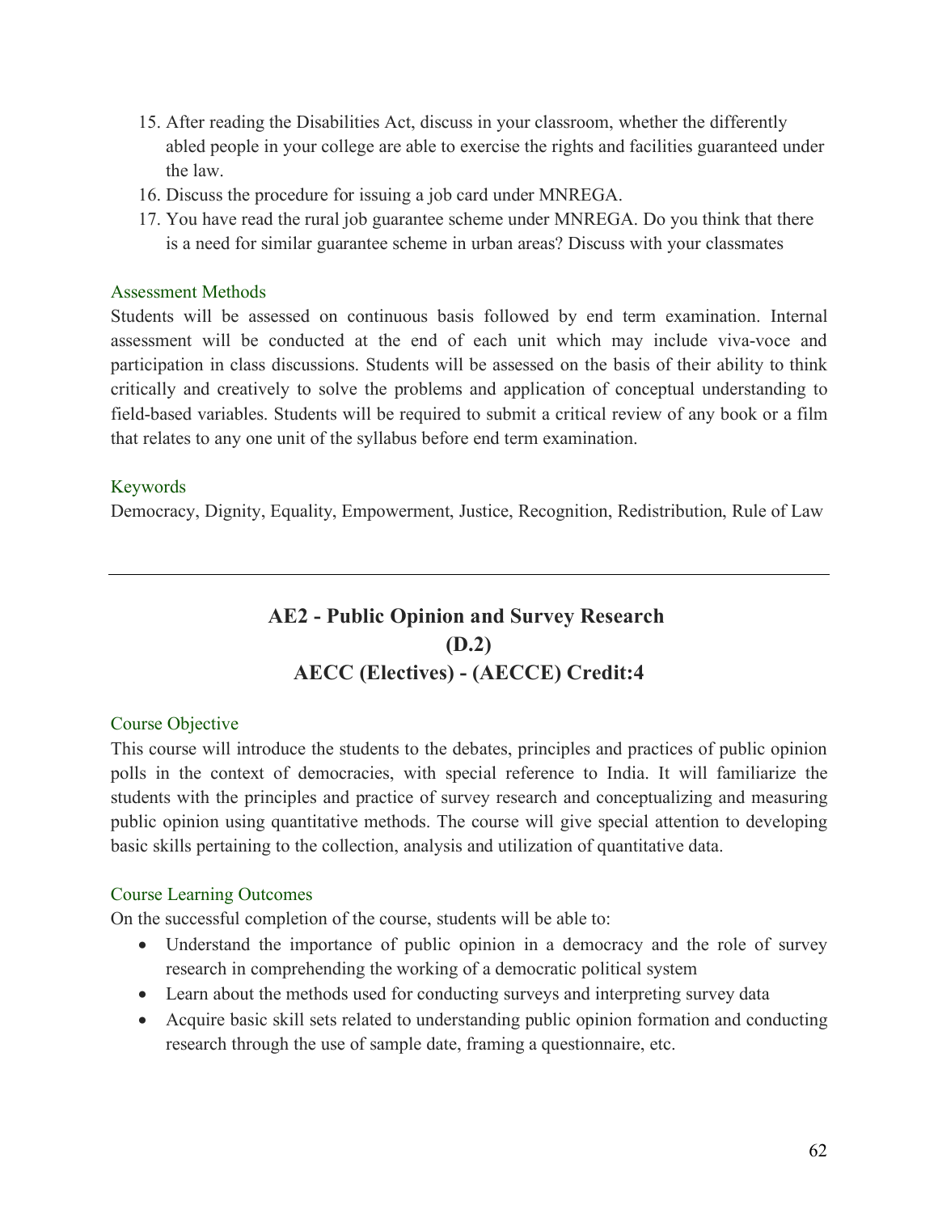15. After reading the Disabilities Act, discuss in your classroom, whether the differently abled people in your college are able to exercise the rights and facilities guaranteed under the law.
16. Discuss the procedure for issuing a job card under MNREGA.
17. You have read the rural job guarantee scheme under MNREGA. Do you think that there is a need for similar guarantee scheme in urban areas? Discuss with your classmates

### Assessment Methods

Students will be assessed on continuous basis followed by end term examination. Internal assessment will be conducted at the end of each unit which may include viva-voce and participation in class discussions. Students will be assessed on the basis of their ability to think critically and creatively to solve the problems and application of conceptual understanding to field-based variables. Students will be required to submit a critical review of any book or a film that relates to any one unit of the syllabus before end term examination.

### Keywords

Democracy, Dignity, Equality, Empowerment, Justice, Recognition, Redistribution, Rule of Law

---

## AE2 - Public Opinion and Survey Research (D.2)
## AECC (Electives) - (AECCE) Credit:4

### Course Objective

This course will introduce the students to the debates, principles and practices of public opinion polls in the context of democracies, with special reference to India. It will familiarize the students with the principles and practice of survey research and conceptualizing and measuring public opinion using quantitative methods. The course will give special attention to developing basic skills pertaining to the collection, analysis and utilization of quantitative data.

### Course Learning Outcomes

On the successful completion of the course, students will be able to:

- Understand the importance of public opinion in a democracy and the role of survey research in comprehending the working of a democratic political system
- Learn about the methods used for conducting surveys and interpreting survey data
- Acquire basic skill sets related to understanding public opinion formation and conducting research through the use of sample date, framing a questionnaire, etc.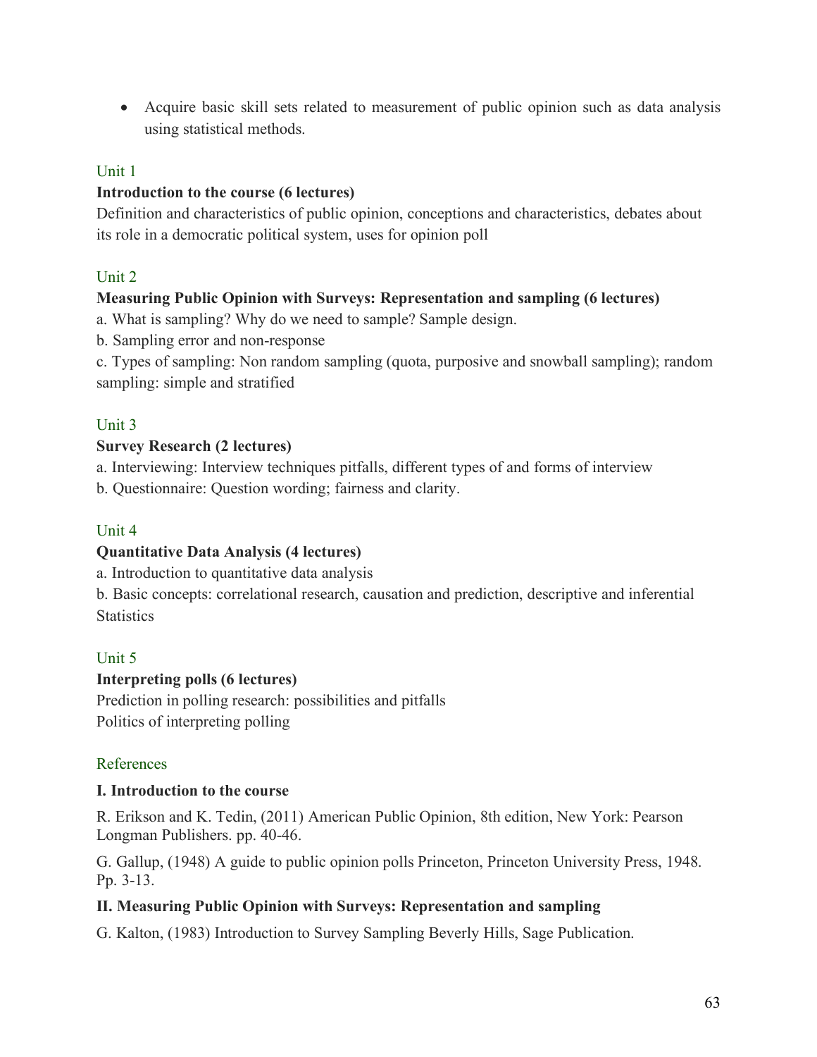- Acquire basic skill sets related to measurement of public opinion such as data analysis using statistical methods.

Unit 1

**Introduction to the course (6 lectures)**

Definition and characteristics of public opinion, conceptions and characteristics, debates about its role in a democratic political system, uses for opinion poll

Unit 2

**Measuring Public Opinion with Surveys: Representation and sampling (6 lectures)**

a. What is sampling? Why do we need to sample? Sample design.

b. Sampling error and non-response

c. Types of sampling: Non random sampling (quota, purposive and snowball sampling); random sampling: simple and stratified

Unit 3

**Survey Research (2 lectures)**

a. Interviewing: Interview techniques pitfalls, different types of and forms of interview

b. Questionnaire: Question wording; fairness and clarity.

Unit 4

**Quantitative Data Analysis (4 lectures)**

a. Introduction to quantitative data analysis

b. Basic concepts: correlational research, causation and prediction, descriptive and inferential Statistics

Unit 5

**Interpreting polls (6 lectures)**

Prediction in polling research: possibilities and pitfalls

Politics of interpreting polling

References

**I. Introduction to the course**

R. Erikson and K. Tedin, (2011) American Public Opinion, 8th edition, New York: Pearson Longman Publishers. pp. 40-46.

G. Gallup, (1948) A guide to public opinion polls Princeton, Princeton University Press, 1948. Pp. 3-13.

**II. Measuring Public Opinion with Surveys: Representation and sampling**

G. Kalton, (1983) Introduction to Survey Sampling Beverly Hills, Sage Publication.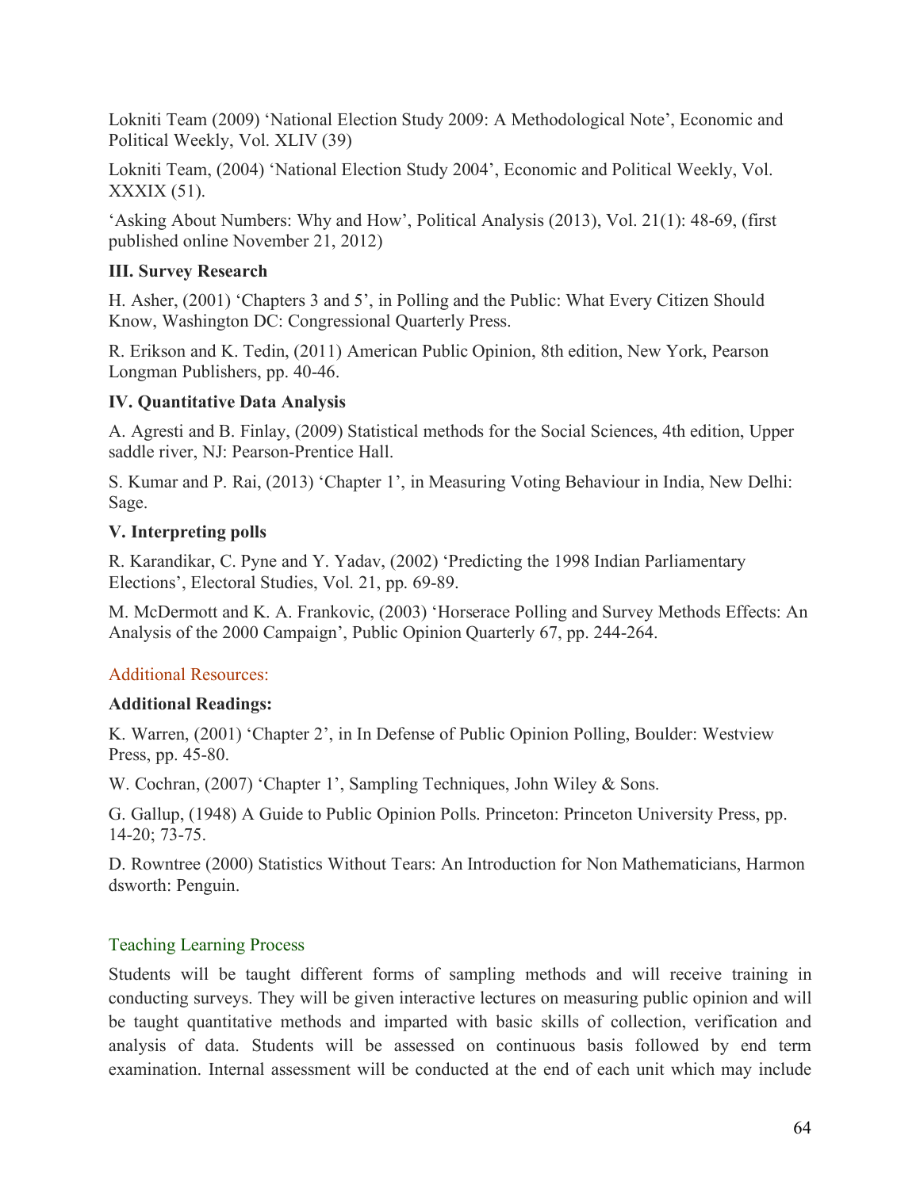Lokniti Team (2009) 'National Election Study 2009: A Methodological Note', Economic and Political Weekly, Vol. XLIV (39)

Lokniti Team, (2004) 'National Election Study 2004', Economic and Political Weekly, Vol. XXXIX (51).

'Asking About Numbers: Why and How', Political Analysis (2013), Vol. 21(1): 48-69, (first published online November 21, 2012)

**III. Survey Research**

H. Asher, (2001) 'Chapters 3 and 5', in Polling and the Public: What Every Citizen Should Know, Washington DC: Congressional Quarterly Press.

R. Erikson and K. Tedin, (2011) American Public Opinion, 8th edition, New York, Pearson Longman Publishers, pp. 40-46.

**IV. Quantitative Data Analysis**

A. Agresti and B. Finlay, (2009) Statistical methods for the Social Sciences, 4th edition, Upper saddle river, NJ: Pearson-Prentice Hall.

S. Kumar and P. Rai, (2013) 'Chapter 1', in Measuring Voting Behaviour in India, New Delhi: Sage.

**V. Interpreting polls**

R. Karandikar, C. Pyne and Y. Yadav, (2002) 'Predicting the 1998 Indian Parliamentary Elections', Electoral Studies, Vol. 21, pp. 69-89.

M. McDermott and K. A. Frankovic, (2003) 'Horserace Polling and Survey Methods Effects: An Analysis of the 2000 Campaign', Public Opinion Quarterly 67, pp. 244-264.

Additional Resources:

**Additional Readings:**

K. Warren, (2001) 'Chapter 2', in In Defense of Public Opinion Polling, Boulder: Westview Press, pp. 45-80.

W. Cochran, (2007) 'Chapter 1', Sampling Techniques, John Wiley & Sons.

G. Gallup, (1948) A Guide to Public Opinion Polls. Princeton: Princeton University Press, pp. 14-20; 73-75.

D. Rowntree (2000) Statistics Without Tears: An Introduction for Non Mathematicians, Harmon dsworth: Penguin.

Teaching Learning Process

Students will be taught different forms of sampling methods and will receive training in conducting surveys. They will be given interactive lectures on measuring public opinion and will be taught quantitative methods and imparted with basic skills of collection, verification and analysis of data. Students will be assessed on continuous basis followed by end term examination. Internal assessment will be conducted at the end of each unit which may include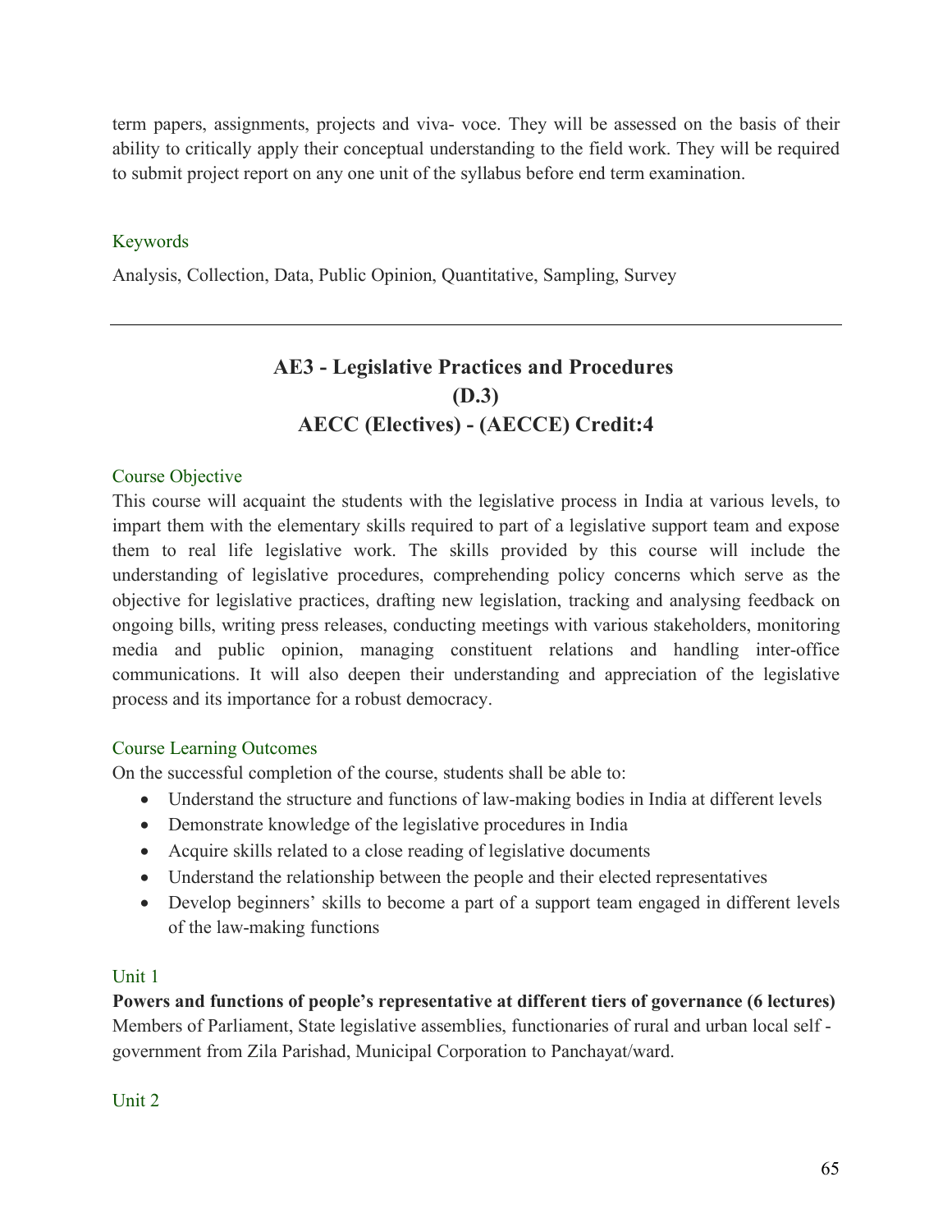term papers, assignments, projects and viva- voce. They will be assessed on the basis of their ability to critically apply their conceptual understanding to the field work. They will be required to submit project report on any one unit of the syllabus before end term examination.

### Keywords

Analysis, Collection, Data, Public Opinion, Quantitative, Sampling, Survey

---

## AE3 - Legislative Practices and Procedures (D.3) AECC (Electives) - (AECCE) Credit:4

### Course Objective

This course will acquaint the students with the legislative process in India at various levels, to impart them with the elementary skills required to part of a legislative support team and expose them to real life legislative work. The skills provided by this course will include the understanding of legislative procedures, comprehending policy concerns which serve as the objective for legislative practices, drafting new legislation, tracking and analysing feedback on ongoing bills, writing press releases, conducting meetings with various stakeholders, monitoring media and public opinion, managing constituent relations and handling inter-office communications. It will also deepen their understanding and appreciation of the legislative process and its importance for a robust democracy.

### Course Learning Outcomes

On the successful completion of the course, students shall be able to:

- Understand the structure and functions of law-making bodies in India at different levels
- Demonstrate knowledge of the legislative procedures in India
- Acquire skills related to a close reading of legislative documents
- Understand the relationship between the people and their elected representatives
- Develop beginners' skills to become a part of a support team engaged in different levels of the law-making functions

### Unit 1

**Powers and functions of people's representative at different tiers of governance (6 lectures)**
Members of Parliament, State legislative assemblies, functionaries of rural and urban local self - government from Zila Parishad, Municipal Corporation to Panchayat/ward.

### Unit 2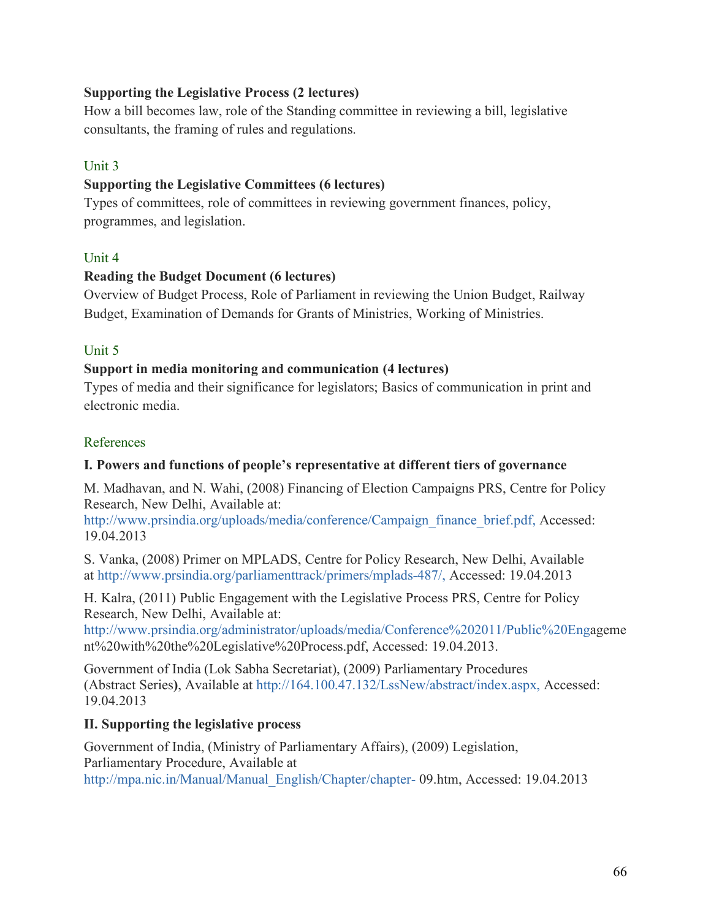**Supporting the Legislative Process (2 lectures)**

How a bill becomes law, role of the Standing committee in reviewing a bill, legislative consultants, the framing of rules and regulations.

Unit 3

**Supporting the Legislative Committees (6 lectures)**

Types of committees, role of committees in reviewing government finances, policy, programmes, and legislation.

Unit 4

**Reading the Budget Document (6 lectures)**

Overview of Budget Process, Role of Parliament in reviewing the Union Budget, Railway Budget, Examination of Demands for Grants of Ministries, Working of Ministries.

Unit 5

**Support in media monitoring and communication (4 lectures)**

Types of media and their significance for legislators; Basics of communication in print and electronic media.

References

**I. Powers and functions of people's representative at different tiers of governance**

M. Madhavan, and N. Wahi, (2008) Financing of Election Campaigns PRS, Centre for Policy Research, New Delhi, Available at: http://www.prsindia.org/uploads/media/conference/Campaign_finance_brief.pdf, Accessed: 19.04.2013

S. Vanka, (2008) Primer on MPLADS, Centre for Policy Research, New Delhi, Available at http://www.prsindia.org/parliamenttrack/primers/mplads-487/, Accessed: 19.04.2013

H. Kalra, (2011) Public Engagement with the Legislative Process PRS, Centre for Policy Research, New Delhi, Available at: http://www.prsindia.org/administrator/uploads/media/Conference%202011/Public%20Engagement%20with%20the%20Legislative%20Process.pdf, Accessed: 19.04.2013.

Government of India (Lok Sabha Secretariat), (2009) Parliamentary Procedures (Abstract Series**)**, Available at http://164.100.47.132/LssNew/abstract/index.aspx, Accessed: 19.04.2013

**II. Supporting the legislative process**

Government of India, (Ministry of Parliamentary Affairs), (2009) Legislation, Parliamentary Procedure, Available at http://mpa.nic.in/Manual/Manual_English/Chapter/chapter- 09.htm, Accessed: 19.04.2013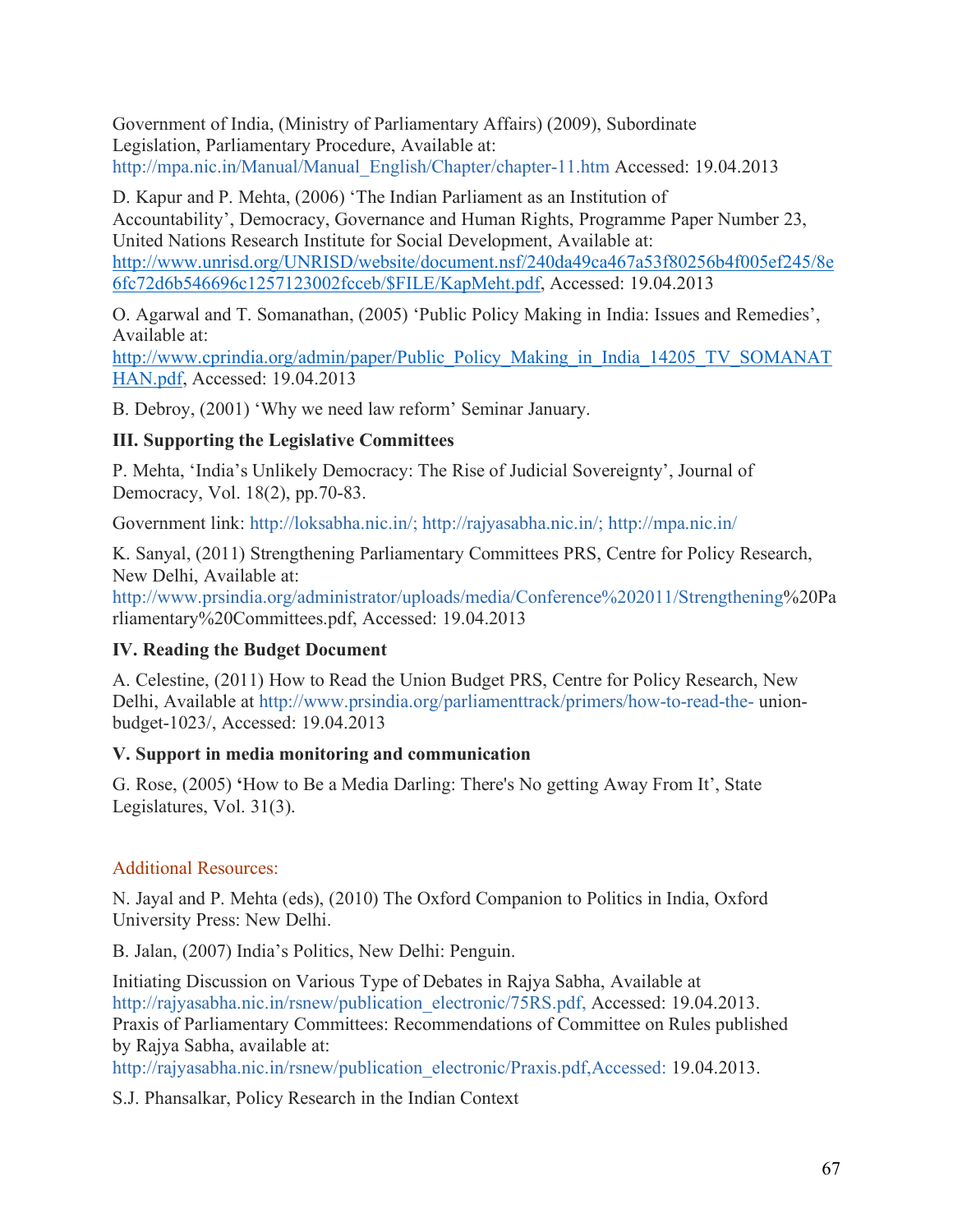Government of India, (Ministry of Parliamentary Affairs) (2009), Subordinate Legislation, Parliamentary Procedure, Available at: http://mpa.nic.in/Manual/Manual_English/Chapter/chapter-11.htm Accessed: 19.04.2013

D. Kapur and P. Mehta, (2006) 'The Indian Parliament as an Institution of Accountability', Democracy, Governance and Human Rights, Programme Paper Number 23, United Nations Research Institute for Social Development, Available at: http://www.unrisd.org/UNRISD/website/document.nsf/240da49ca467a53f80256b4f005ef245/8e6fc72d6b546696c1257123002fcceb/$FILE/KapMeht.pdf, Accessed: 19.04.2013

O. Agarwal and T. Somanathan, (2005) 'Public Policy Making in India: Issues and Remedies', Available at: http://www.cprindia.org/admin/paper/Public_Policy_Making_in_India_14205_TV_SOMANATHAN.pdf, Accessed: 19.04.2013

B. Debroy, (2001) 'Why we need law reform' Seminar January.

**III. Supporting the Legislative Committees**

P. Mehta, 'India's Unlikely Democracy: The Rise of Judicial Sovereignty', Journal of Democracy, Vol. 18(2), pp.70-83.

Government link: http://loksabha.nic.in/; http://rajyasabha.nic.in/; http://mpa.nic.in/

K. Sanyal, (2011) Strengthening Parliamentary Committees PRS, Centre for Policy Research, New Delhi, Available at: http://www.prsindia.org/administrator/uploads/media/Conference%202011/Strengthening%20Parliamentary%20Committees.pdf, Accessed: 19.04.2013

**IV. Reading the Budget Document**

A. Celestine, (2011) How to Read the Union Budget PRS, Centre for Policy Research, New Delhi, Available at http://www.prsindia.org/parliamenttrack/primers/how-to-read-the- union-budget-1023/, Accessed: 19.04.2013

**V. Support in media monitoring and communication**

G. Rose, (2005) **'**How to Be a Media Darling: There's No getting Away From It', State Legislatures, Vol. 31(3).

Additional Resources:

N. Jayal and P. Mehta (eds), (2010) The Oxford Companion to Politics in India, Oxford University Press: New Delhi.

B. Jalan, (2007) India's Politics, New Delhi: Penguin.

Initiating Discussion on Various Type of Debates in Rajya Sabha, Available at http://rajyasabha.nic.in/rsnew/publication_electronic/75RS.pdf, Accessed: 19.04.2013.
Praxis of Parliamentary Committees: Recommendations of Committee on Rules published by Rajya Sabha, available at: http://rajyasabha.nic.in/rsnew/publication_electronic/Praxis.pdf,Accessed: 19.04.2013.

S.J. Phansalkar, Policy Research in the Indian Context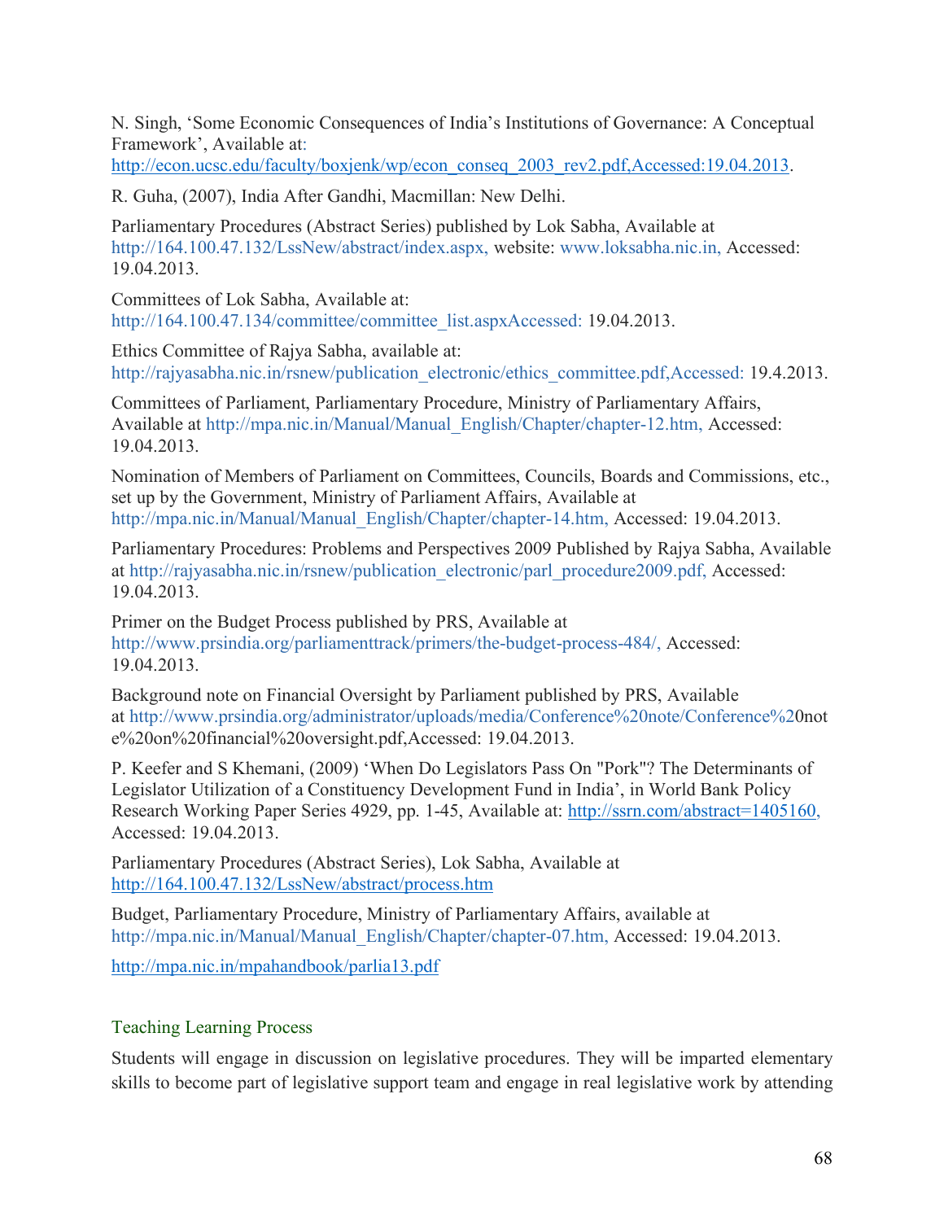N. Singh, 'Some Economic Consequences of India's Institutions of Governance: A Conceptual Framework', Available at: http://econ.ucsc.edu/faculty/boxjenk/wp/econ_conseq_2003_rev2.pdf,Accessed:19.04.2013.

R. Guha, (2007), India After Gandhi, Macmillan: New Delhi.

Parliamentary Procedures (Abstract Series) published by Lok Sabha, Available at http://164.100.47.132/LssNew/abstract/index.aspx, website: www.loksabha.nic.in, Accessed: 19.04.2013.

Committees of Lok Sabha, Available at: http://164.100.47.134/committee/committee_list.aspxAccessed: 19.04.2013.

Ethics Committee of Rajya Sabha, available at: http://rajyasabha.nic.in/rsnew/publication_electronic/ethics_committee.pdf,Accessed: 19.4.2013.

Committees of Parliament, Parliamentary Procedure, Ministry of Parliamentary Affairs, Available at http://mpa.nic.in/Manual/Manual_English/Chapter/chapter-12.htm, Accessed: 19.04.2013.

Nomination of Members of Parliament on Committees, Councils, Boards and Commissions, etc., set up by the Government, Ministry of Parliament Affairs, Available at http://mpa.nic.in/Manual/Manual_English/Chapter/chapter-14.htm, Accessed: 19.04.2013.

Parliamentary Procedures: Problems and Perspectives 2009 Published by Rajya Sabha, Available at http://rajyasabha.nic.in/rsnew/publication_electronic/parl_procedure2009.pdf, Accessed: 19.04.2013.

Primer on the Budget Process published by PRS, Available at http://www.prsindia.org/parliamenttrack/primers/the-budget-process-484/, Accessed: 19.04.2013.

Background note on Financial Oversight by Parliament published by PRS, Available at http://www.prsindia.org/administrator/uploads/media/Conference%20note/Conference%20note%20on%20financial%20oversight.pdf,Accessed: 19.04.2013.

P. Keefer and S Khemani, (2009) 'When Do Legislators Pass On "Pork"? The Determinants of Legislator Utilization of a Constituency Development Fund in India', in World Bank Policy Research Working Paper Series 4929, pp. 1-45, Available at: http://ssrn.com/abstract=1405160, Accessed: 19.04.2013.

Parliamentary Procedures (Abstract Series), Lok Sabha, Available at http://164.100.47.132/LssNew/abstract/process.htm

Budget, Parliamentary Procedure, Ministry of Parliamentary Affairs, available at http://mpa.nic.in/Manual/Manual_English/Chapter/chapter-07.htm, Accessed: 19.04.2013.

http://mpa.nic.in/mpahandbook/parlia13.pdf

## Teaching Learning Process

Students will engage in discussion on legislative procedures. They will be imparted elementary skills to become part of legislative support team and engage in real legislative work by attending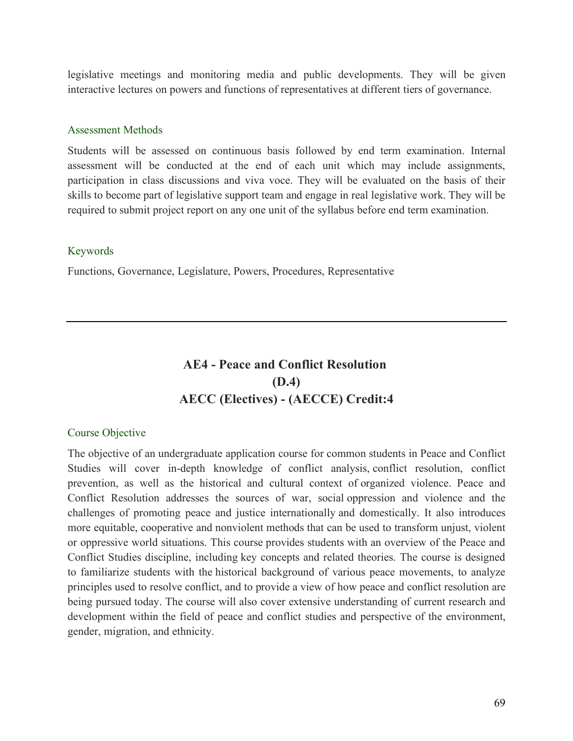legislative meetings and monitoring media and public developments. They will be given interactive lectures on powers and functions of representatives at different tiers of governance.

### Assessment Methods

Students will be assessed on continuous basis followed by end term examination. Internal assessment will be conducted at the end of each unit which may include assignments, participation in class discussions and viva voce. They will be evaluated on the basis of their skills to become part of legislative support team and engage in real legislative work. They will be required to submit project report on any one unit of the syllabus before end term examination.

### Keywords

Functions, Governance, Legislature, Powers, Procedures, Representative

---

## AE4 - Peace and Conflict Resolution
## (D.4)
## AECC (Electives) - (AECCE) Credit:4

### Course Objective

The objective of an undergraduate application course for common students in Peace and Conflict Studies will cover in-depth knowledge of conflict analysis, conflict resolution, conflict prevention, as well as the historical and cultural context of organized violence. Peace and Conflict Resolution addresses the sources of war, social oppression and violence and the challenges of promoting peace and justice internationally and domestically. It also introduces more equitable, cooperative and nonviolent methods that can be used to transform unjust, violent or oppressive world situations. This course provides students with an overview of the Peace and Conflict Studies discipline, including key concepts and related theories. The course is designed to familiarize students with the historical background of various peace movements, to analyze principles used to resolve conflict, and to provide a view of how peace and conflict resolution are being pursued today. The course will also cover extensive understanding of current research and development within the field of peace and conflict studies and perspective of the environment, gender, migration, and ethnicity.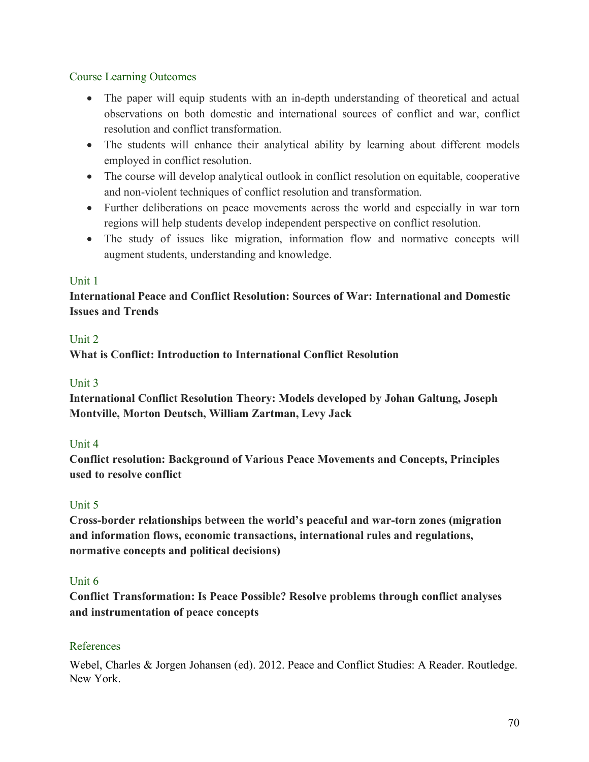## Course Learning Outcomes

- The paper will equip students with an in-depth understanding of theoretical and actual observations on both domestic and international sources of conflict and war, conflict resolution and conflict transformation.
- The students will enhance their analytical ability by learning about different models employed in conflict resolution.
- The course will develop analytical outlook in conflict resolution on equitable, cooperative and non-violent techniques of conflict resolution and transformation.
- Further deliberations on peace movements across the world and especially in war torn regions will help students develop independent perspective on conflict resolution.
- The study of issues like migration, information flow and normative concepts will augment students, understanding and knowledge.

## Unit 1

**International Peace and Conflict Resolution: Sources of War: International and Domestic Issues and Trends**

## Unit 2

**What is Conflict: Introduction to International Conflict Resolution**

## Unit 3

**International Conflict Resolution Theory: Models developed by Johan Galtung, Joseph Montville, Morton Deutsch, William Zartman, Levy Jack**

## Unit 4

**Conflict resolution: Background of Various Peace Movements and Concepts, Principles used to resolve conflict**

## Unit 5

**Cross-border relationships between the world's peaceful and war-torn zones (migration and information flows, economic transactions, international rules and regulations, normative concepts and political decisions)**

## Unit 6

**Conflict Transformation: Is Peace Possible? Resolve problems through conflict analyses and instrumentation of peace concepts**

## References

Webel, Charles & Jorgen Johansen (ed). 2012. Peace and Conflict Studies: A Reader. Routledge. New York.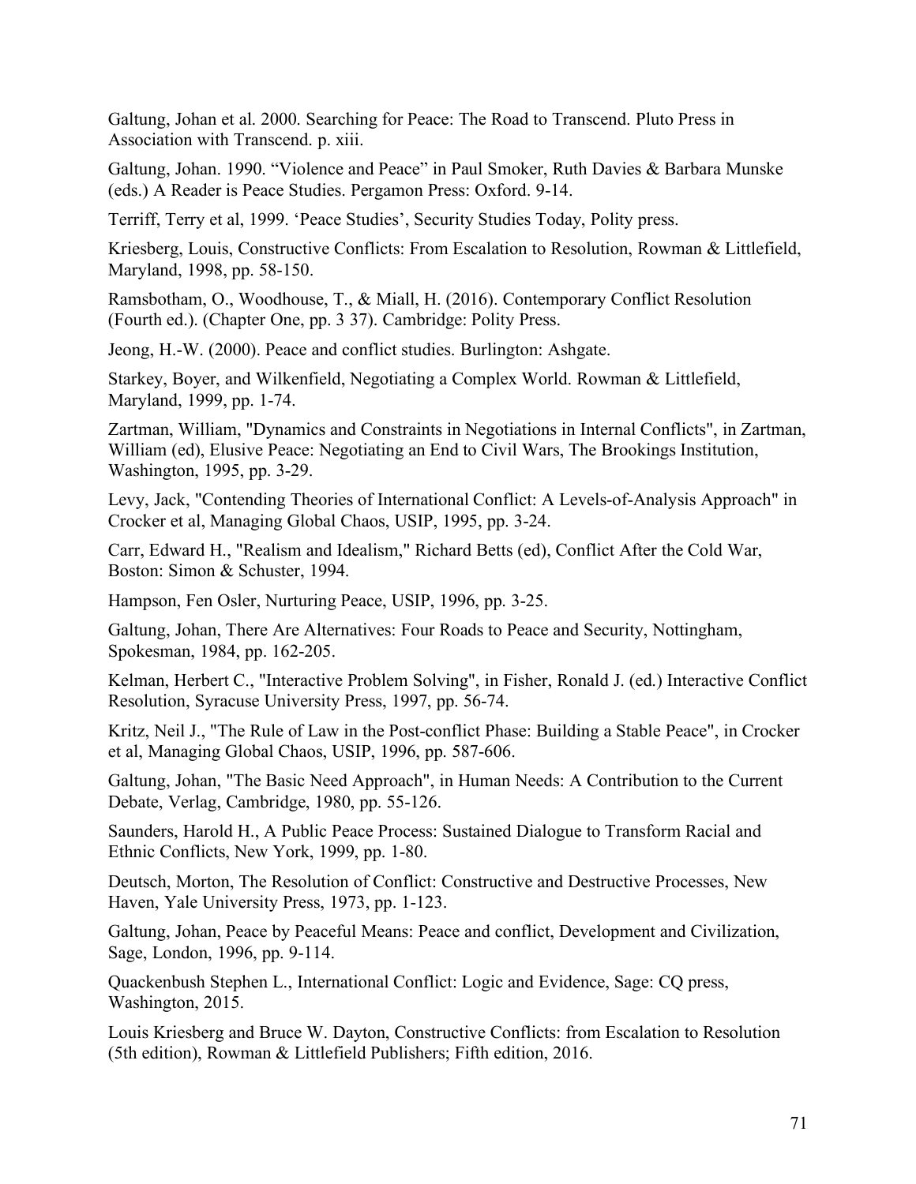Galtung, Johan et al. 2000. Searching for Peace: The Road to Transcend. Pluto Press in Association with Transcend. p. xiii.

Galtung, Johan. 1990. “Violence and Peace” in Paul Smoker, Ruth Davies & Barbara Munske (eds.) A Reader is Peace Studies. Pergamon Press: Oxford. 9-14.

Terriff, Terry et al, 1999. ‘Peace Studies’, Security Studies Today, Polity press.

Kriesberg, Louis, Constructive Conflicts: From Escalation to Resolution, Rowman & Littlefield, Maryland, 1998, pp. 58-150.

Ramsbotham, O., Woodhouse, T., & Miall, H. (2016). Contemporary Conflict Resolution (Fourth ed.). (Chapter One, pp. 3 37). Cambridge: Polity Press.

Jeong, H.-W. (2000). Peace and conflict studies. Burlington: Ashgate.

Starkey, Boyer, and Wilkenfield, Negotiating a Complex World. Rowman & Littlefield, Maryland, 1999, pp. 1-74.

Zartman, William, "Dynamics and Constraints in Negotiations in Internal Conflicts", in Zartman, William (ed), Elusive Peace: Negotiating an End to Civil Wars, The Brookings Institution, Washington, 1995, pp. 3-29.

Levy, Jack, "Contending Theories of International Conflict: A Levels-of-Analysis Approach" in Crocker et al, Managing Global Chaos, USIP, 1995, pp. 3-24.

Carr, Edward H., "Realism and Idealism," Richard Betts (ed), Conflict After the Cold War, Boston: Simon & Schuster, 1994.

Hampson, Fen Osler, Nurturing Peace, USIP, 1996, pp. 3-25.

Galtung, Johan, There Are Alternatives: Four Roads to Peace and Security, Nottingham, Spokesman, 1984, pp. 162-205.

Kelman, Herbert C., "Interactive Problem Solving", in Fisher, Ronald J. (ed.) Interactive Conflict Resolution, Syracuse University Press, 1997, pp. 56-74.

Kritz, Neil J., "The Rule of Law in the Post-conflict Phase: Building a Stable Peace", in Crocker et al, Managing Global Chaos, USIP, 1996, pp. 587-606.

Galtung, Johan, "The Basic Need Approach", in Human Needs: A Contribution to the Current Debate, Verlag, Cambridge, 1980, pp. 55-126.

Saunders, Harold H., A Public Peace Process: Sustained Dialogue to Transform Racial and Ethnic Conflicts, New York, 1999, pp. 1-80.

Deutsch, Morton, The Resolution of Conflict: Constructive and Destructive Processes, New Haven, Yale University Press, 1973, pp. 1-123.

Galtung, Johan, Peace by Peaceful Means: Peace and conflict, Development and Civilization, Sage, London, 1996, pp. 9-114.

Quackenbush Stephen L., International Conflict: Logic and Evidence, Sage: CQ press, Washington, 2015.

Louis Kriesberg and Bruce W. Dayton, Constructive Conflicts: from Escalation to Resolution (5th edition), Rowman & Littlefield Publishers; Fifth edition, 2016.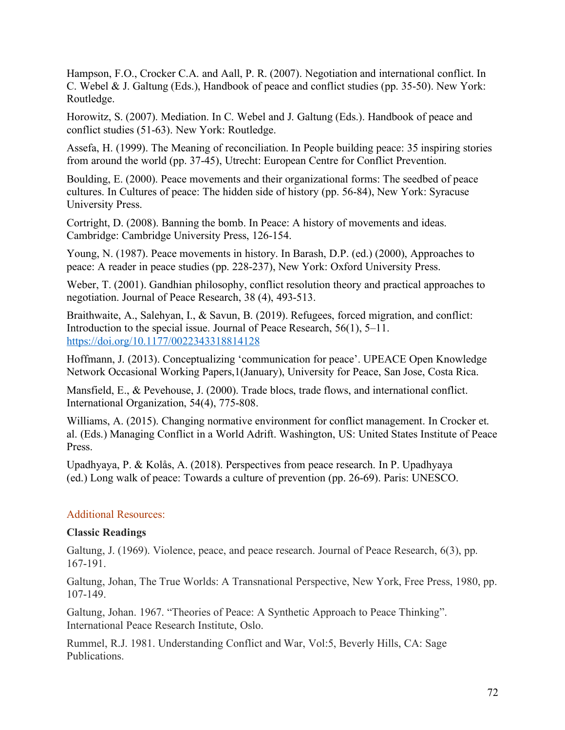Hampson, F.O., Crocker C.A. and Aall, P. R. (2007). Negotiation and international conflict. In C. Webel & J. Galtung (Eds.), Handbook of peace and conflict studies (pp. 35-50). New York: Routledge.

Horowitz, S. (2007). Mediation. In C. Webel and J. Galtung (Eds.). Handbook of peace and conflict studies (51-63). New York: Routledge.

Assefa, H. (1999). The Meaning of reconciliation. In People building peace: 35 inspiring stories from around the world (pp. 37-45), Utrecht: European Centre for Conflict Prevention.

Boulding, E. (2000). Peace movements and their organizational forms: The seedbed of peace cultures. In Cultures of peace: The hidden side of history (pp. 56-84), New York: Syracuse University Press.

Cortright, D. (2008). Banning the bomb. In Peace: A history of movements and ideas. Cambridge: Cambridge University Press, 126-154.

Young, N. (1987). Peace movements in history. In Barash, D.P. (ed.) (2000), Approaches to peace: A reader in peace studies (pp. 228-237), New York: Oxford University Press.

Weber, T. (2001). Gandhian philosophy, conflict resolution theory and practical approaches to negotiation. Journal of Peace Research, 38 (4), 493-513.

Braithwaite, A., Salehyan, I., & Savun, B. (2019). Refugees, forced migration, and conflict: Introduction to the special issue. Journal of Peace Research, 56(1), 5–11. https://doi.org/10.1177/0022343318814128

Hoffmann, J. (2013). Conceptualizing 'communication for peace'. UPEACE Open Knowledge Network Occasional Working Papers,1(January), University for Peace, San Jose, Costa Rica.

Mansfield, E., & Pevehouse, J. (2000). Trade blocs, trade flows, and international conflict. International Organization, 54(4), 775-808.

Williams, A. (2015). Changing normative environment for conflict management. In Crocker et. al. (Eds.) Managing Conflict in a World Adrift. Washington, US: United States Institute of Peace Press.

Upadhyaya, P. & Kolås, A. (2018). Perspectives from peace research. In P. Upadhyaya (ed.) Long walk of peace: Towards a culture of prevention (pp. 26-69). Paris: UNESCO.

## Additional Resources:

**Classic Readings**

Galtung, J. (1969). Violence, peace, and peace research. Journal of Peace Research, 6(3), pp. 167-191.

Galtung, Johan, The True Worlds: A Transnational Perspective, New York, Free Press, 1980, pp. 107-149.

Galtung, Johan. 1967. "Theories of Peace: A Synthetic Approach to Peace Thinking". International Peace Research Institute, Oslo.

Rummel, R.J. 1981. Understanding Conflict and War, Vol:5, Beverly Hills, CA: Sage Publications.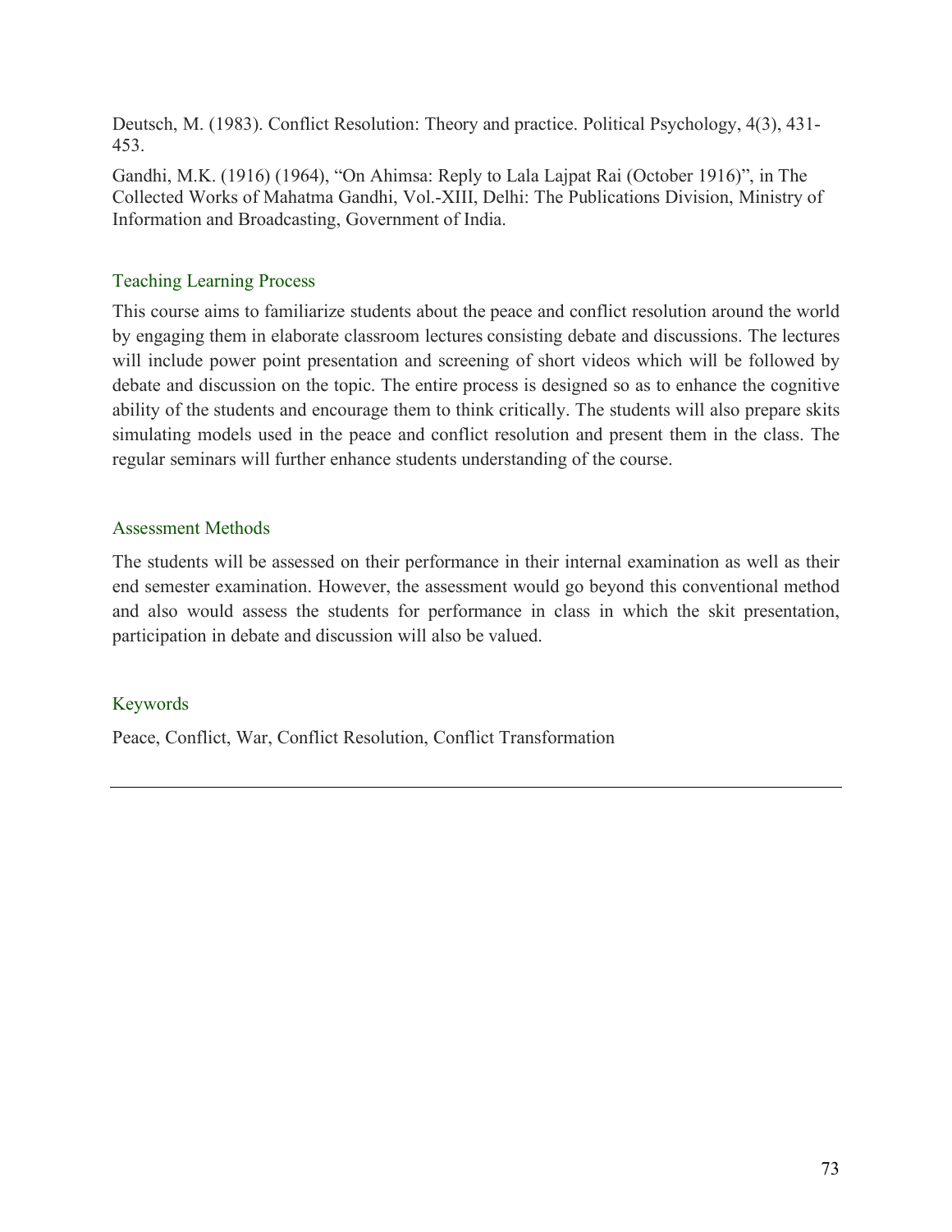Deutsch, M. (1983). Conflict Resolution: Theory and practice. Political Psychology, 4(3), 431-453.

Gandhi, M.K. (1916) (1964), "On Ahimsa: Reply to Lala Lajpat Rai (October 1916)", in The Collected Works of Mahatma Gandhi, Vol.-XIII, Delhi: The Publications Division, Ministry of Information and Broadcasting, Government of India.

## Teaching Learning Process

This course aims to familiarize students about the peace and conflict resolution around the world by engaging them in elaborate classroom lectures consisting debate and discussions. The lectures will include power point presentation and screening of short videos which will be followed by debate and discussion on the topic. The entire process is designed so as to enhance the cognitive ability of the students and encourage them to think critically. The students will also prepare skits simulating models used in the peace and conflict resolution and present them in the class. The regular seminars will further enhance students understanding of the course.

## Assessment Methods

The students will be assessed on their performance in their internal examination as well as their end semester examination. However, the assessment would go beyond this conventional method and also would assess the students for performance in class in which the skit presentation, participation in debate and discussion will also be valued.

## Keywords

Peace, Conflict, War, Conflict Resolution, Conflict Transformation

---